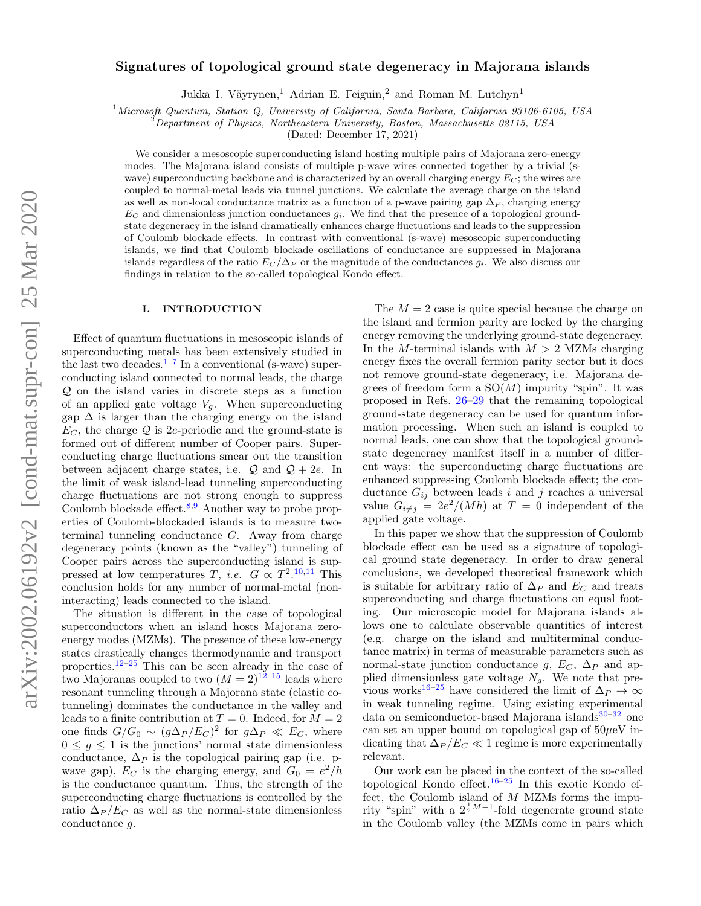# Signatures of topological ground state degeneracy in Majorana islands

Jukka I. Väyrynen,[1] Adrian E. Feiguin,[2] and Roman M. Lutchyn[1]

[1] *Microsoft Quantum, Station Q, University of California, Santa Barbara, California 93106-6105, USA*
[2] *Department of Physics, Northeastern University, Boston, Massachusetts 02115, USA*

(Dated: December 17, 2021)

We consider a mesoscopic superconducting island hosting multiple pairs of Majorana zero-energy modes. The Majorana island consists of multiple p-wave wires connected together by a trivial (s-wave) superconducting backbone and is characterized by an overall charging energy $E_C$; the wires are coupled to normal-metal leads via tunnel junctions. We calculate the average charge on the island as well as non-local conductance matrix as a function of a p-wave pairing gap $\Delta_P$, charging energy $E_C$ and dimensionless junction conductances $g_i$. We find that the presence of a topological ground-state degeneracy in the island dramatically enhances charge fluctuations and leads to the suppression of Coulomb blockade effects. In contrast with conventional (s-wave) mesoscopic superconducting islands, we find that Coulomb blockade oscillations of conductance are suppressed in Majorana islands regardless of the ratio $E_C/\Delta_P$ or the magnitude of the conductances $g_i$. We also discuss our findings in relation to the so-called topological Kondo effect.

## I. INTRODUCTION

Effect of quantum fluctuations in mesoscopic islands of superconducting metals has been extensively studied in the last two decades.[1–7] In a conventional (s-wave) superconducting island connected to normal leads, the charge $\mathcal{Q}$ on the island varies in discrete steps as a function of an applied gate voltage $V_g$. When superconducting gap $\Delta$ is larger than the charging energy on the island $E_C$, the charge $\mathcal{Q}$ is $2e$-periodic and the ground-state is formed out of different number of Cooper pairs. Superconducting charge fluctuations smear out the transition between adjacent charge states, i.e. $\mathcal{Q}$ and $\mathcal{Q}+2e$. In the limit of weak island-lead tunneling superconducting charge fluctuations are not strong enough to suppress Coulomb blockade effect.[8,9] Another way to probe properties of Coulomb-blockaded islands is to measure two-terminal tunneling conductance $G$. Away from charge degeneracy points (known as the "valley") tunneling of Cooper pairs across the superconducting island is suppressed at low temperatures $T$, *i.e.* $G \propto T^2$.[10,11] This conclusion holds for any number of normal-metal (non-interacting) leads connected to the island.

The situation is different in the case of topological superconductors when an island hosts Majorana zero-energy modes (MZMs). The presence of these low-energy states drastically changes thermodynamic and transport properties.[12–25] This can be seen already in the case of two Majoranas coupled to two ($M=2$)[12–15] leads where resonant tunneling through a Majorana state (elastic cotunneling) dominates the conductance in the valley and leads to a finite contribution at $T=0$. Indeed, for $M=2$ one finds $G/G_0 \sim (g\Delta_P/E_C)^2$ for $g\Delta_P \ll E_C$, where $0 \le g \le 1$ is the junctions' normal state dimensionless conductance, $\Delta_P$ is the topological pairing gap (i.e. p-wave gap), $E_C$ is the charging energy, and $G_0 = e^2/h$ is the conductance quantum. Thus, the strength of the superconducting charge fluctuations is controlled by the ratio $\Delta_P/E_C$ as well as the normal-state dimensionless conductance $g$.

The $M=2$ case is quite special because the charge on the island and fermion parity are locked by the charging energy removing the underlying ground-state degeneracy. In the $M$-terminal islands with $M>2$ MZMs charging energy fixes the overall fermion parity sector but it does not remove ground-state degeneracy, i.e. Majorana degrees of freedom form a SO($M$) impurity "spin". It was proposed in Refs. 26–29 that the remaining topological ground-state degeneracy can be used for quantum information processing. When such an island is coupled to normal leads, one can show that the topological ground-state degeneracy manifest itself in a number of different ways: the superconducting charge fluctuations are enhanced suppressing Coulomb blockade effect; the conductance $G_{ij}$ between leads $i$ and $j$ reaches a universal value $G_{i\neq j} = 2e^2/(Mh)$ at $T=0$ independent of the applied gate voltage.

In this paper we show that the suppression of Coulomb blockade effect can be used as a signature of topological ground state degeneracy. In order to draw general conclusions, we developed theoretical framework which is suitable for arbitrary ratio of $\Delta_P$ and $E_C$ and treats superconducting and charge fluctuations on equal footing. Our microscopic model for Majorana islands allows one to calculate observable quantities of interest (e.g. charge on the island and multiterminal conductance matrix) in terms of measurable parameters such as normal-state junction conductance $g$, $E_C$, $\Delta_P$ and applied dimensionless gate voltage $N_g$. We note that previous works[16–25] have considered the limit of $\Delta_P \to \infty$ in weak tunneling regime. Using existing experimental data on semiconductor-based Majorana islands[30–32] one can set an upper bound on topological gap of $50\mu$eV indicating that $\Delta_P/E_C \ll 1$ regime is more experimentally relevant.

Our work can be placed in the context of the so-called topological Kondo effect.[16–25] In this exotic Kondo effect, the Coulomb island of $M$ MZMs forms the impurity "spin" with a $2^{\frac{1}{2}M-1}$-fold degenerate ground state in the Coulomb valley (the MZMs come in pairs which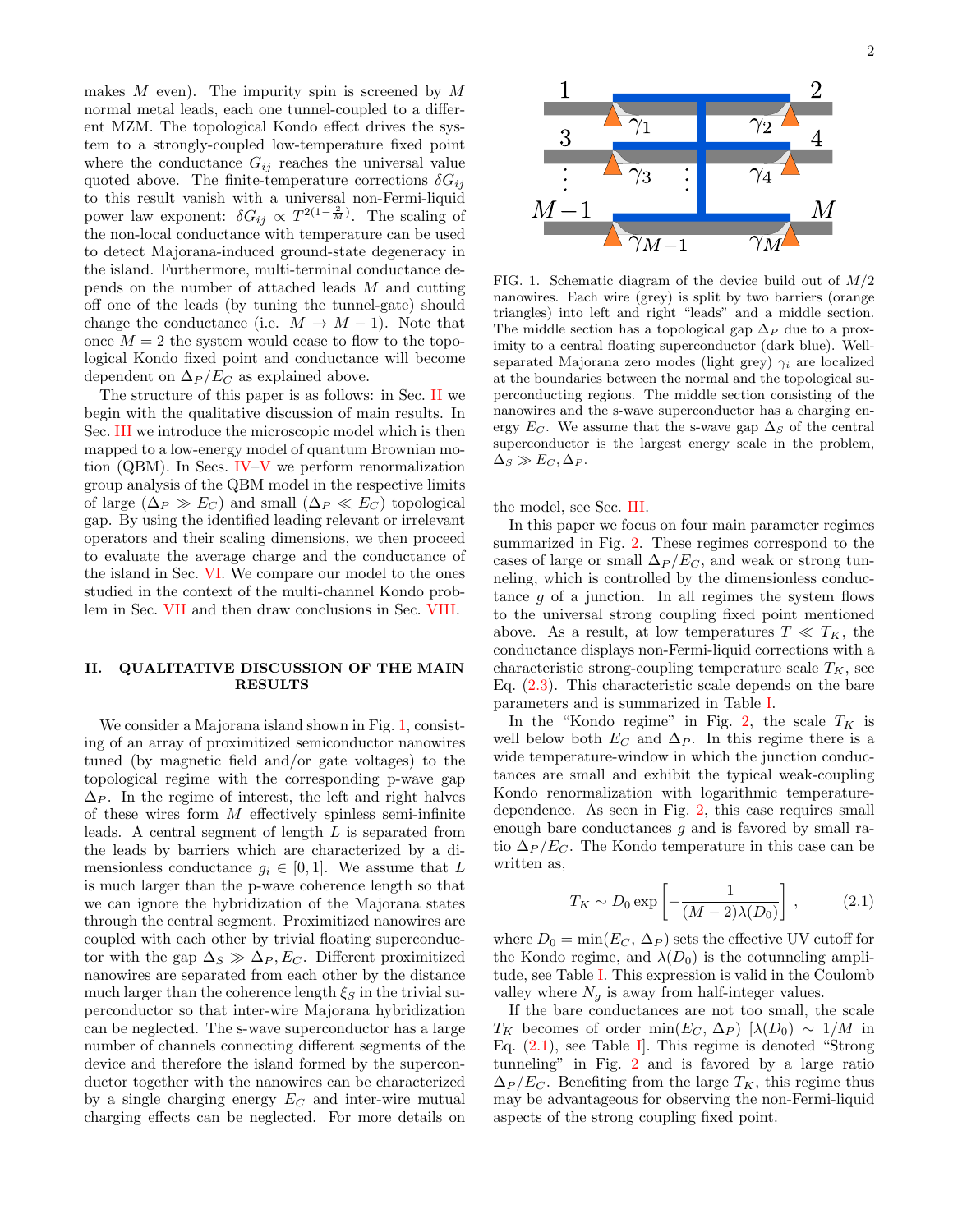makes $M$ even). The impurity spin is screened by $M$ normal metal leads, each one tunnel-coupled to a different MZM. The topological Kondo effect drives the system to a strongly-coupled low-temperature fixed point where the conductance $G_{ij}$ reaches the universal value quoted above. The finite-temperature corrections $\delta G_{ij}$ to this result vanish with a universal non-Fermi-liquid power law exponent: $\delta G_{ij} \propto T^{2(1-\frac{2}{M})}$. The scaling of the non-local conductance with temperature can be used to detect Majorana-induced ground-state degeneracy in the island. Furthermore, multi-terminal conductance depends on the number of attached leads $M$ and cutting off one of the leads (by tuning the tunnel-gate) should change the conductance (i.e. $M \to M-1$). Note that once $M = 2$ the system would cease to flow to the topological Kondo fixed point and conductance will become dependent on $\Delta_P/E_C$ as explained above.

The structure of this paper is as follows: in Sec. II we begin with the qualitative discussion of main results. In Sec. III we introduce the microscopic model which is then mapped to a low-energy model of quantum Brownian motion (QBM). In Secs. IV–V we perform renormalization group analysis of the QBM model in the respective limits of large ($\Delta_P \gg E_C$) and small ($\Delta_P \ll E_C$) topological gap. By using the identified leading relevant or irrelevant operators and their scaling dimensions, we then proceed to evaluate the average charge and the conductance of the island in Sec. VI. We compare our model to the ones studied in the context of the multi-channel Kondo problem in Sec. VII and then draw conclusions in Sec. VIII.

## II. QUALITATIVE DISCUSSION OF THE MAIN RESULTS

We consider a Majorana island shown in Fig. 1, consisting of an array of proximitized semiconductor nanowires tuned (by magnetic field and/or gate voltages) to the topological regime with the corresponding p-wave gap $\Delta_P$. In the regime of interest, the left and right halves of these wires form $M$ effectively spinless semi-infinite leads. A central segment of length $L$ is separated from the leads by barriers which are characterized by a dimensionless conductance $g_i \in [0, 1]$. We assume that $L$ is much larger than the p-wave coherence length so that we can ignore the hybridization of the Majorana states through the central segment. Proximitized nanowires are coupled with each other by trivial floating superconductor with the gap $\Delta_S \gg \Delta_P, E_C$. Different proximitized nanowires are separated from each other by the distance much larger than the coherence length $\xi_S$ in the trivial superconductor so that inter-wire Majorana hybridization can be neglected. The s-wave superconductor has a large number of channels connecting different segments of the device and therefore the island formed by the superconductor together with the nanowires can be characterized by a single charging energy $E_C$ and inter-wire mutual charging effects can be neglected. For more details on the model, see Sec. III.

FIG. 1. Schematic diagram of the device build out of $M/2$ nanowires. Each wire (grey) is split by two barriers (orange triangles) into left and right "leads" and a middle section. The middle section has a topological gap $\Delta_P$ due to a proximity to a central floating superconductor (dark blue). Well-separated Majorana zero modes (light grey) $\gamma_i$ are localized at the boundaries between the normal and the topological superconducting regions. The middle section consisting of the nanowires and the s-wave superconductor has a charging energy $E_C$. We assume that the s-wave gap $\Delta_S$ of the central superconductor is the largest energy scale in the problem, $\Delta_S \gg E_C, \Delta_P$.

In this paper we focus on four main parameter regimes summarized in Fig. 2. These regimes correspond to the cases of large or small $\Delta_P/E_C$, and weak or strong tunneling, which is controlled by the dimensionless conductance $g$ of a junction. In all regimes the system flows to the universal strong coupling fixed point mentioned above. As a result, at low temperatures $T \ll T_K$, the conductance displays non-Fermi-liquid corrections with a characteristic strong-coupling temperature scale $T_K$, see Eq. (2.3). This characteristic scale depends on the bare parameters and is summarized in Table I.

In the "Kondo regime" in Fig. 2, the scale $T_K$ is well below both $E_C$ and $\Delta_P$. In this regime there is a wide temperature-window in which the junction conductances are small and exhibit the typical weak-coupling Kondo renormalization with logarithmic temperature-dependence. As seen in Fig. 2, this case requires small enough bare conductances $g$ and is favored by small ratio $\Delta_P/E_C$. The Kondo temperature in this case can be written as,

$$T_K \sim D_0 \exp\left[-\frac{1}{(M-2)\lambda(D_0)}\right], \tag{2.1}$$

where $D_0 = \min(E_C, \Delta_P)$ sets the effective UV cutoff for the Kondo regime, and $\lambda(D_0)$ is the cotunneling amplitude, see Table I. This expression is valid in the Coulomb valley where $N_g$ is away from half-integer values.

If the bare conductances are not too small, the scale $T_K$ becomes of order $\min(E_C, \Delta_P)$ [$\lambda(D_0) \sim 1/M$ in Eq. (2.1), see Table I]. This regime is denoted "Strong tunneling" in Fig. 2 and is favored by a large ratio $\Delta_P/E_C$. Benefiting from the large $T_K$, this regime thus may be advantageous for observing the non-Fermi-liquid aspects of the strong coupling fixed point.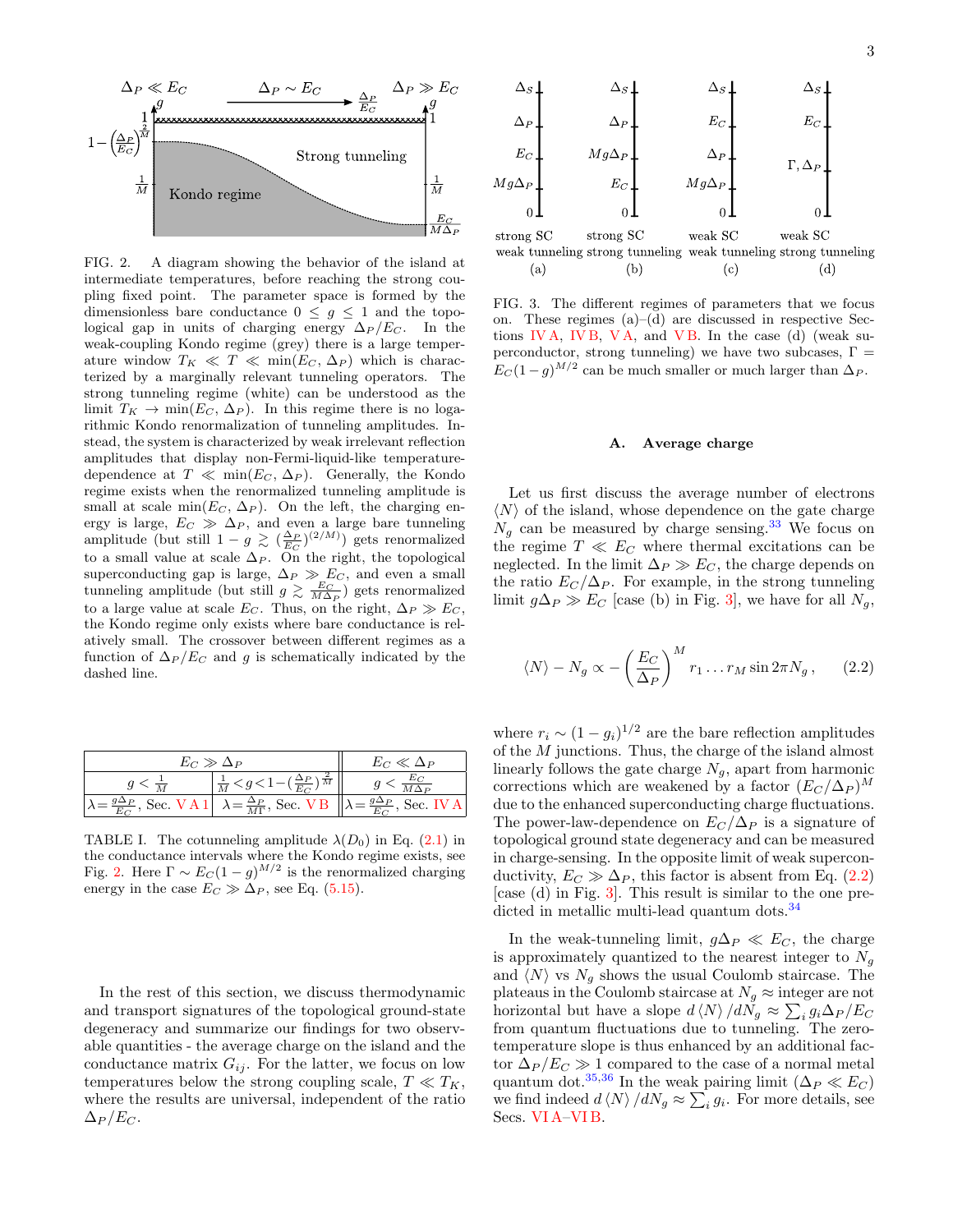FIG. 2. A diagram showing the behavior of the island at intermediate temperatures, before reaching the strong coupling fixed point. The parameter space is formed by the dimensionless bare conductance $0 \le g \le 1$ and the topological gap in units of charging energy $\Delta_P/E_C$. In the weak-coupling Kondo regime (grey) there is a large temperature window $T_K \ll T \ll \min(E_C, \Delta_P)$ which is characterized by a marginally relevant tunneling operators. The strong tunneling regime (white) can be understood as the limit $T_K \to \min(E_C, \Delta_P)$. In this regime there is no logarithmic Kondo renormalization of tunneling amplitudes. Instead, the system is characterized by weak irrelevant reflection amplitudes that display non-Fermi-liquid-like temperature-dependence at $T \ll \min(E_C, \Delta_P)$. Generally, the Kondo regime exists when the renormalized tunneling amplitude is small at scale $\min(E_C, \Delta_P)$. On the left, the charging energy is large, $E_C \gg \Delta_P$, and even a large bare tunneling amplitude (but still $1 - g \gtrsim (\frac{\Delta_P}{E_C})^{(2/M)}$) gets renormalized to a small value at scale $\Delta_P$. On the right, the topological superconducting gap is large, $\Delta_P \gg E_C$, and even a small tunneling amplitude (but still $g \gtrsim \frac{E_C}{M\Delta_P}$) gets renormalized to a large value at scale $E_C$. Thus, on the right, $\Delta_P \gg E_C$, the Kondo regime only exists where bare conductance is relatively small. The crossover between different regimes as a function of $\Delta_P/E_C$ and $g$ is schematically indicated by the dashed line.

| $E_C \gg \Delta_P$ | | $E_C \ll \Delta_P$ |
|---|---|---|
| $g < \frac{1}{M}$ | $\frac{1}{M} < g < 1 - (\frac{\Delta_P}{E_C})^{\frac{2}{M}}$ | $g < \frac{E_C}{M\Delta_P}$ |
| $\lambda = \frac{g\Delta_P}{E_C}$, Sec. V A 1 | $\lambda = \frac{\Delta_P}{M\Gamma}$, Sec. V B | $\lambda = \frac{g\Delta_P}{E_C}$, Sec. IV A |

TABLE I. The cotunneling amplitude $\lambda(D_0)$ in Eq. (2.1) in the conductance intervals where the Kondo regime exists, see Fig. 2. Here $\Gamma \sim E_C(1-g)^{M/2}$ is the renormalized charging energy in the case $E_C \gg \Delta_P$, see Eq. (5.15).

In the rest of this section, we discuss thermodynamic and transport signatures of the topological ground-state degeneracy and summarize our findings for two observable quantities - the average charge on the island and the conductance matrix $G_{ij}$. For the latter, we focus on low temperatures below the strong coupling scale, $T \ll T_K$, where the results are universal, independent of the ratio $\Delta_P/E_C$.

FIG. 3. The different regimes of parameters that we focus on. These regimes (a)–(d) are discussed in respective Sections IV A, IV B, V A, and V B. In the case (d) (weak superconductor, strong tunneling) we have two subcases, $\Gamma = E_C(1-g)^{M/2}$ can be much smaller or much larger than $\Delta_P$.

### A. Average charge

Let us first discuss the average number of electrons $\langle N \rangle$ of the island, whose dependence on the gate charge $N_g$ can be measured by charge sensing.[33] We focus on the regime $T \ll E_C$ where thermal excitations can be neglected. In the limit $\Delta_P \gg E_C$, the charge depends on the ratio $E_C/\Delta_P$. For example, in the strong tunneling limit $g\Delta_P \gg E_C$ [case (b) in Fig. 3], we have for all $N_g$,

$$\langle N \rangle - N_g \propto - \left(\frac{E_C}{\Delta_P}\right)^M r_1 \dots r_M \sin 2\pi N_g \,, \tag{2.2}$$

where $r_i \sim (1-g_i)^{1/2}$ are the bare reflection amplitudes of the $M$ junctions. Thus, the charge of the island almost linearly follows the gate charge $N_g$, apart from harmonic corrections which are weakened by a factor $(E_C/\Delta_P)^M$ due to the enhanced superconducting charge fluctuations. The power-law-dependence on $E_C/\Delta_P$ is a signature of topological ground state degeneracy and can be measured in charge-sensing. In the opposite limit of weak superconductivity, $E_C \gg \Delta_P$, this factor is absent from Eq. (2.2) [case (d) in Fig. 3]. This result is similar to the one predicted in metallic multi-lead quantum dots.[34]

In the weak-tunneling limit, $g\Delta_P \ll E_C$, the charge is approximately quantized to the nearest integer to $N_g$ and $\langle N \rangle$ vs $N_g$ shows the usual Coulomb staircase. The plateaus in the Coulomb staircase at $N_g \approx$ integer are not horizontal but have a slope $d\langle N \rangle / dN_g \approx \sum_i g_i \Delta_P / E_C$ from quantum fluctuations due to tunneling. The zero-temperature slope is thus enhanced by an additional factor $\Delta_P/E_C \gg 1$ compared to the case of a normal metal quantum dot.[35,36] In the weak pairing limit ($\Delta_P \ll E_C$) we find indeed $d\langle N \rangle / dN_g \approx \sum_i g_i$. For more details, see Secs. VI A–VI B.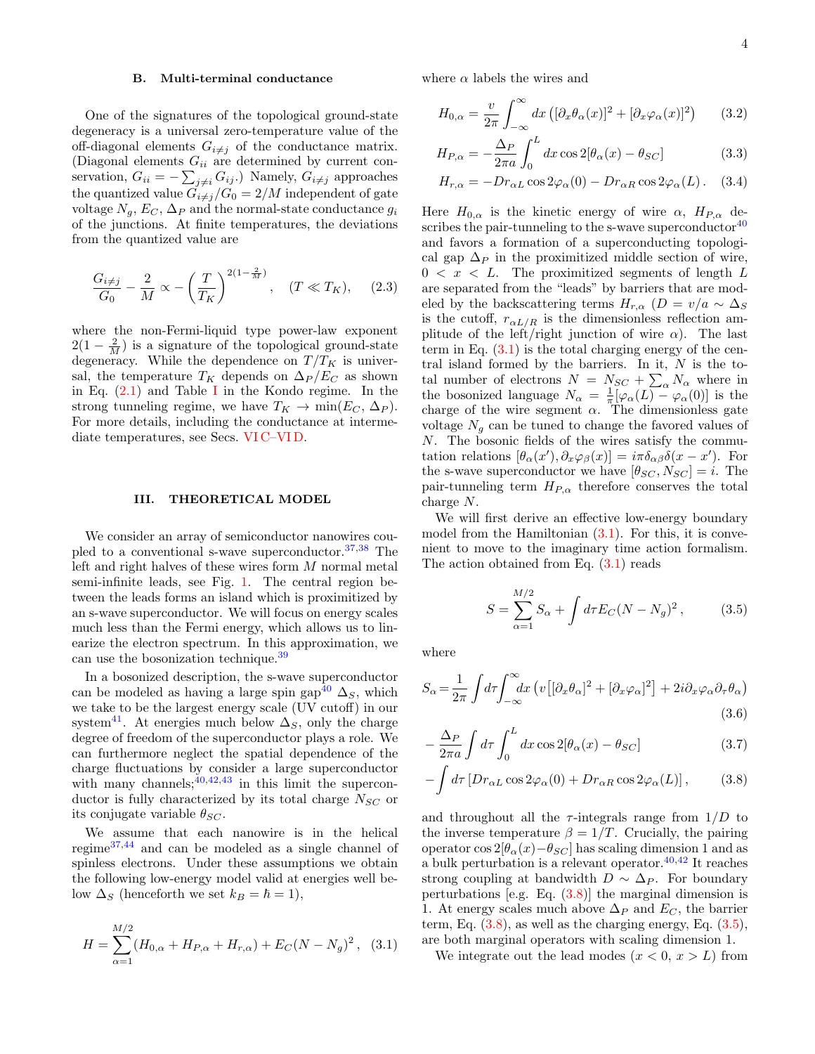### B. Multi-terminal conductance

One of the signatures of the topological ground-state degeneracy is a universal zero-temperature value of the off-diagonal elements $G_{i\neq j}$ of the conductance matrix. (Diagonal elements $G_{ii}$ are determined by current conservation, $G_{ii} = -\sum_{j\neq i} G_{ij}$.) Namely, $G_{i\neq j}$ approaches the quantized value $G_{i\neq j}/G_0 = 2/M$ independent of gate voltage $N_g$, $E_C$, $\Delta_P$ and the normal-state conductance $g_i$ of the junctions. At finite temperatures, the deviations from the quantized value are

$$\frac{G_{i\neq j}}{G_0} - \frac{2}{M} \propto -\left(\frac{T}{T_K}\right)^{2(1-\frac{2}{M})}, \quad (T \ll T_K), \qquad (2.3)$$

where the non-Fermi-liquid type power-law exponent $2(1-\frac{2}{M})$ is a signature of the topological ground-state degeneracy. While the dependence on $T/T_K$ is universal, the temperature $T_K$ depends on $\Delta_P/E_C$ as shown in Eq. (2.1) and Table I in the Kondo regime. In the strong tunneling regime, we have $T_K \to \min(E_C, \Delta_P)$. For more details, including the conductance at intermediate temperatures, see Secs. VI C–VI D.

## III. THEORETICAL MODEL

We consider an array of semiconductor nanowires coupled to a conventional s-wave superconductor.[37,38] The left and right halves of these wires form $M$ normal metal semi-infinite leads, see Fig. 1. The central region between the leads forms an island which is proximitized by an s-wave superconductor. We will focus on energy scales much less than the Fermi energy, which allows us to linearize the electron spectrum. In this approximation, we can use the bosonization technique.[39]

In a bosonized description, the s-wave superconductor can be modeled as having a large spin gap[40] $\Delta_S$, which we take to be the largest energy scale (UV cutoff) in our system[41]. At energies much below $\Delta_S$, only the charge degree of freedom of the superconductor plays a role. We can furthermore neglect the spatial dependence of the charge fluctuations by consider a large superconductor with many channels;[40,42,43] in this limit the superconductor is fully characterized by its total charge $N_{SC}$ or its conjugate variable $\theta_{SC}$.

We assume that each nanowire is in the helical regime[37,44] and can be modeled as a single channel of spinless electrons. Under these assumptions we obtain the following low-energy model valid at energies well below $\Delta_S$ (henceforth we set $k_B = \hbar = 1$),

$$H = \sum_{\alpha=1}^{M/2} (H_{0,\alpha} + H_{P,\alpha} + H_{r,\alpha}) + E_C(N-N_g)^2, \quad (3.1)$$

where $\alpha$ labels the wires and

$$H_{0,\alpha} = \frac{v}{2\pi}\int_{-\infty}^{\infty} dx \left([\partial_x\theta_\alpha(x)]^2 + [\partial_x\varphi_\alpha(x)]^2\right) \qquad (3.2)$$

$$H_{P,\alpha} = -\frac{\Delta_P}{2\pi a}\int_0^L dx \cos 2[\theta_\alpha(x) - \theta_{SC}] \qquad (3.3)$$

$$H_{r,\alpha} = -Dr_{\alpha L}\cos 2\varphi_\alpha(0) - Dr_{\alpha R}\cos 2\varphi_\alpha(L). \quad (3.4)$$

Here $H_{0,\alpha}$ is the kinetic energy of wire $\alpha$, $H_{P,\alpha}$ describes the pair-tunneling to the s-wave superconductor[40] and favors a formation of a superconducting topological gap $\Delta_P$ in the proximitized middle section of wire, $0 < x < L$. The proximitized segments of length $L$ are separated from the "leads" by barriers that are modeled by the backscattering terms $H_{r,\alpha}$ ($D = v/a \sim \Delta_S$ is the cutoff, $r_{\alpha L/R}$ is the dimensionless reflection amplitude of the left/right junction of wire $\alpha$). The last term in Eq. (3.1) is the total charging energy of the central island formed by the barriers. In it, $N$ is the total number of electrons $N = N_{SC} + \sum_\alpha N_\alpha$ where in the bosonized language $N_\alpha = \frac{1}{\pi}[\varphi_\alpha(L) - \varphi_\alpha(0)]$ is the charge of the wire segment $\alpha$. The dimensionless gate voltage $N_g$ can be tuned to change the favored values of $N$. The bosonic fields of the wires satisfy the commutation relations $[\theta_\alpha(x'), \partial_x\varphi_\beta(x)] = i\pi\delta_{\alpha\beta}\delta(x-x')$. For the s-wave superconductor we have $[\theta_{SC}, N_{SC}] = i$. The pair-tunneling term $H_{P,\alpha}$ therefore conserves the total charge $N$.

We will first derive an effective low-energy boundary model from the Hamiltonian (3.1). For this, it is convenient to move to the imaginary time action formalism. The action obtained from Eq. (3.1) reads

$$S = \sum_{\alpha=1}^{M/2} S_\alpha + \int d\tau E_C(N-N_g)^2, \qquad (3.5)$$

where

$$S_\alpha = \frac{1}{2\pi}\int d\tau \int_{-\infty}^{\infty} dx \left(v\left[[\partial_x\theta_\alpha]^2 + [\partial_x\varphi_\alpha]^2\right] + 2i\partial_x\varphi_\alpha\partial_\tau\theta_\alpha\right) \qquad (3.6)$$

$$-\frac{\Delta_P}{2\pi a}\int d\tau \int_0^L dx \cos 2[\theta_\alpha(x) - \theta_{SC}] \qquad (3.7)$$

$$-\int d\tau \left[Dr_{\alpha L}\cos 2\varphi_\alpha(0) + Dr_{\alpha R}\cos 2\varphi_\alpha(L)\right], \qquad (3.8)$$

and throughout all the $\tau$-integrals range from $1/D$ to the inverse temperature $\beta = 1/T$. Crucially, the pairing operator $\cos 2[\theta_\alpha(x) - \theta_{SC}]$ has scaling dimension 1 and as a bulk perturbation is a relevant operator.[40,42] It reaches strong coupling at bandwidth $D \sim \Delta_P$. For boundary perturbations [e.g. Eq. (3.8)] the marginal dimension is 1. At energy scales much above $\Delta_P$ and $E_C$, the barrier term, Eq. (3.8), as well as the charging energy, Eq. (3.5), are both marginal operators with scaling dimension 1.

We integrate out the lead modes ($x < 0$, $x > L$) from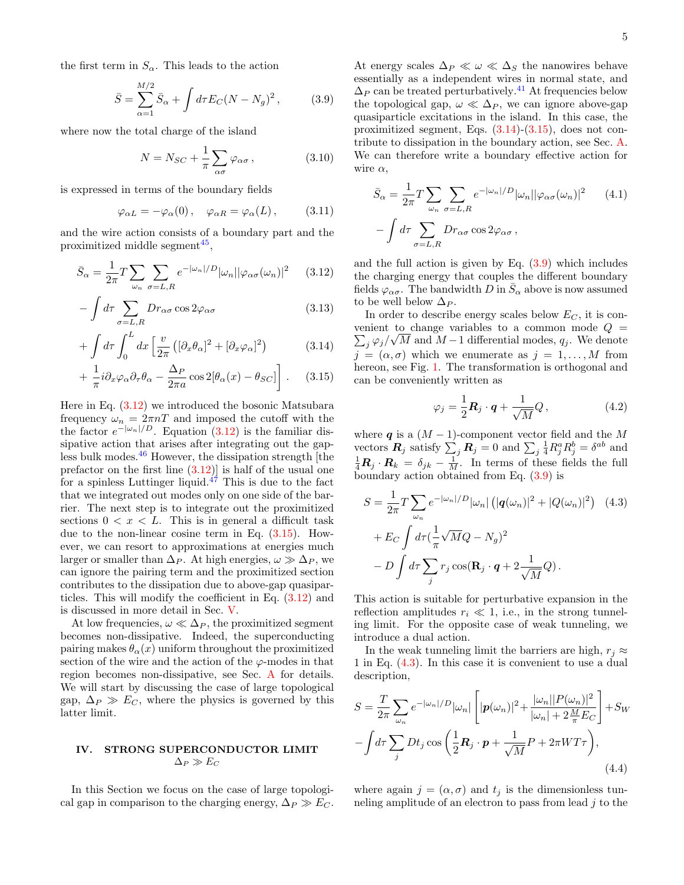the first term in $S_\alpha$. This leads to the action

$$\bar{S} = \sum_{\alpha=1}^{M/2} \bar{S}_\alpha + \int d\tau E_C (N - N_g)^2 \,, \tag{3.9}$$

where now the total charge of the island

$$N = N_{SC} + \frac{1}{\pi}\sum_{\alpha\sigma} \varphi_{\alpha\sigma} \,, \tag{3.10}$$

is expressed in terms of the boundary fields

$$\varphi_{\alpha L} = -\varphi_\alpha(0) \,, \quad \varphi_{\alpha R} = \varphi_\alpha(L) \,, \tag{3.11}$$

and the wire action consists of a boundary part and the proximitized middle segment[45],

$$\bar{S}_\alpha = \frac{1}{2\pi} T \sum_{\omega_n} \sum_{\sigma=L,R} e^{-|\omega_n|/D} |\omega_n| |\varphi_{\alpha\sigma}(\omega_n)|^2 \tag{3.12}$$

$$- \int d\tau \sum_{\sigma=L,R} D r_{\alpha\sigma} \cos 2\varphi_{\alpha\sigma} \tag{3.13}$$

$$+ \int d\tau \int_0^L dx \left[ \frac{v}{2\pi} \left( [\partial_x \theta_\alpha]^2 + [\partial_x \varphi_\alpha]^2 \right) \right. \tag{3.14}$$

$$\left. + \frac{1}{\pi} i \partial_x \varphi_\alpha \partial_\tau \theta_\alpha - \frac{\Delta_P}{2\pi a} \cos 2[\theta_\alpha(x) - \theta_{SC}] \right] . \tag{3.15}$$

Here in Eq. (3.12) we introduced the bosonic Matsubara frequency $\omega_n = 2\pi n T$ and imposed the cutoff with the the factor $e^{-|\omega_n|/D}$. Equation (3.12) is the familiar dissipative action that arises after integrating out the gapless bulk modes.[46] However, the dissipation strength [the prefactor on the first line (3.12)] is half of the usual one for a spinless Luttinger liquid.[47] This is due to the fact that we integrated out modes only on one side of the barrier. The next step is to integrate out the proximitized sections $0 < x < L$. This is in general a difficult task due to the non-linear cosine term in Eq. (3.15). However, we can resort to approximations at energies much larger or smaller than $\Delta_P$. At high energies, $\omega \gg \Delta_P$, we can ignore the pairing term and the proximitized section contributes to the dissipation due to above-gap quasiparticles. This will modify the coefficient in Eq. (3.12) and is discussed in more detail in Sec. V.

At low frequencies, $\omega \ll \Delta_P$, the proximitized segment becomes non-dissipative. Indeed, the superconducting pairing makes $\theta_\alpha(x)$ uniform throughout the proximitized section of the wire and the action of the $\varphi$-modes in that region becomes non-dissipative, see Sec. A for details. We will start by discussing the case of large topological gap, $\Delta_P \gg E_C$, where the physics is governed by this latter limit.

## IV. STRONG SUPERCONDUCTOR LIMIT $\Delta_P \gg E_C$

In this Section we focus on the case of large topological gap in comparison to the charging energy, $\Delta_P \gg E_C$. At energy scales $\Delta_P \ll \omega \ll \Delta_S$ the nanowires behave essentially as a independent wires in normal state, and $\Delta_P$ can be treated perturbatively.[41] At frequencies below the topological gap, $\omega \ll \Delta_P$, we can ignore above-gap quasiparticle excitations in the island. In this case, the proximitized segment, Eqs. (3.14)-(3.15), does not contribute to dissipation in the boundary action, see Sec. A. We can therefore write a boundary effective action for wire $\alpha$,

$$\bar{S}_\alpha = \frac{1}{2\pi} T \sum_{\omega_n} \sum_{\sigma=L,R} e^{-|\omega_n|/D} |\omega_n| |\varphi_{\alpha\sigma}(\omega_n)|^2 \tag{4.1}$$

$$- \int d\tau \sum_{\sigma=L,R} D r_{\alpha\sigma} \cos 2\varphi_{\alpha\sigma} \,,$$

and the full action is given by Eq. (3.9) which includes the charging energy that couples the different boundary fields $\varphi_{\alpha\sigma}$. The bandwidth $D$ in $\bar{S}_\alpha$ above is now assumed to be well below $\Delta_P$.

In order to describe energy scales below $E_C$, it is convenient to change variables to a common mode $Q = \sum_j \varphi_j / \sqrt{M}$ and $M-1$ differential modes, $q_j$. We denote $j = (\alpha, \sigma)$ which we enumerate as $j = 1, \ldots, M$ from hereon, see Fig. 1. The transformation is orthogonal and can be conveniently written as

$$\varphi_j = \frac{1}{2} \boldsymbol{R}_j \cdot \boldsymbol{q} + \frac{1}{\sqrt{M}} Q \,, \tag{4.2}$$

where $\boldsymbol{q}$ is a $(M-1)$-component vector field and the $M$ vectors $\boldsymbol{R}_j$ satisfy $\sum_j \boldsymbol{R}_j = 0$ and $\sum_j \frac{1}{4} R_j^a R_j^b = \delta^{ab}$ and $\frac{1}{4} \boldsymbol{R}_j \cdot \boldsymbol{R}_k = \delta_{jk} - \frac{1}{M}$. In terms of these fields the full boundary action obtained from Eq. (3.9) is

$$S = \frac{1}{2\pi} T \sum_{\omega_n} e^{-|\omega_n|/D} |\omega_n| \left( |\boldsymbol{q}(\omega_n)|^2 + |Q(\omega_n)|^2 \right) \tag{4.3}$$

$$+ E_C \int d\tau \left( \frac{1}{\pi} \sqrt{M} Q - N_g \right)^2$$

$$- D \int d\tau \sum_j r_j \cos(\mathbf{R}_j \cdot \boldsymbol{q} + 2 \frac{1}{\sqrt{M}} Q) \,.$$

This action is suitable for perturbative expansion in the reflection amplitudes $r_i \ll 1$, i.e., in the strong tunneling limit. For the opposite case of weak tunneling, we introduce a dual action.

In the weak tunneling limit the barriers are high, $r_j \approx 1$ in Eq. (4.3). In this case it is convenient to use a dual description,

$$S = \frac{T}{2\pi} \sum_{\omega_n} e^{-|\omega_n|/D} |\omega_n| \left[ |\boldsymbol{p}(\omega_n)|^2 + \frac{|\omega_n| |P(\omega_n)|^2}{|\omega_n| + 2\frac{M}{\pi} E_C} \right] + S_W$$

$$- \int d\tau \sum_j D t_j \cos\left( \frac{1}{2} \boldsymbol{R}_j \cdot \boldsymbol{p} + \frac{1}{\sqrt{M}} P + 2\pi W T \tau \right), \tag{4.4}$$

where again $j = (\alpha, \sigma)$ and $t_j$ is the dimensionless tunneling amplitude of an electron to pass from lead $j$ to the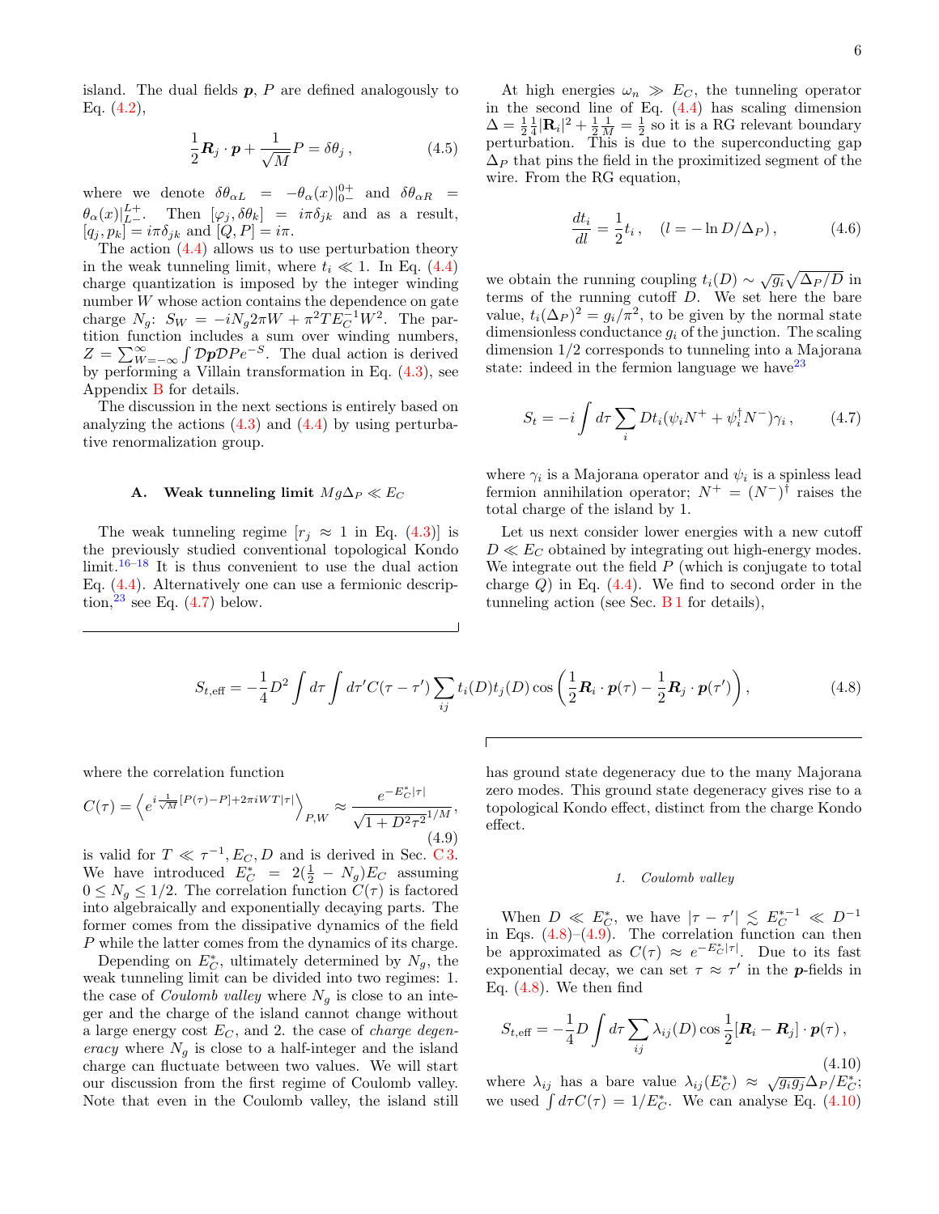island. The dual fields $\boldsymbol{p}$, $P$ are defined analogously to Eq. (4.2),

$$\frac{1}{2}\boldsymbol{R}_j \cdot \boldsymbol{p} + \frac{1}{\sqrt{M}} P = \delta\theta_j\,, \tag{4.5}$$

where we denote $\delta\theta_{\alpha L} = -\theta_\alpha(x)|_{0-}^{0+}$ and $\delta\theta_{\alpha R} = \theta_\alpha(x)|_{L-}^{L+}$. Then $[\varphi_j, \delta\theta_k] = i\pi\delta_{jk}$ and as a result, $[q_j, p_k] = i\pi\delta_{jk}$ and $[Q, P] = i\pi$.

The action (4.4) allows us to use perturbation theory in the weak tunneling limit, where $t_i \ll 1$. In Eq. (4.4) charge quantization is imposed by the integer winding number $W$ whose action contains the dependence on gate charge $N_g$: $S_W = -iN_g 2\pi W + \pi^2 T E_C^{-1} W^2$. The partition function includes a sum over winding numbers, $Z = \sum_{W=-\infty}^{\infty} \int \mathcal{D}\boldsymbol{p}\mathcal{D}P e^{-S}$. The dual action is derived by performing a Villain transformation in Eq. (4.3), see Appendix B for details.

The discussion in the next sections is entirely based on analyzing the actions (4.3) and (4.4) by using perturbative renormalization group.

## A. Weak tunneling limit $Mg\Delta_P \ll E_C$

The weak tunneling regime [$r_j \approx 1$ in Eq. (4.3)] is the previously studied conventional topological Kondo limit.[16–18] It is thus convenient to use the dual action Eq. (4.4). Alternatively one can use a fermionic description,[23] see Eq. (4.7) below.

At high energies $\omega_n \gg E_C$, the tunneling operator in the second line of Eq. (4.4) has scaling dimension $\Delta = \frac{1}{2}\frac{1}{4}|\mathbf{R}_i|^2 + \frac{1}{2}\frac{1}{M} = \frac{1}{2}$ so it is a RG relevant boundary perturbation. This is due to the superconducting gap $\Delta_P$ that pins the field in the proximitized segment of the wire. From the RG equation,

$$\frac{dt_i}{dl} = \frac{1}{2}t_i\,, \quad (l = -\ln D/\Delta_P)\,, \tag{4.6}$$

we obtain the running coupling $t_i(D) \sim \sqrt{g_i}\sqrt{\Delta_P/D}$ in terms of the running cutoff $D$. We set here the bare value, $t_i(\Delta_P)^2 = g_i/\pi^2$, to be given by the normal state dimensionless conductance $g_i$ of the junction. The scaling dimension $1/2$ corresponds to tunneling into a Majorana state: indeed in the fermion language we have[23]

$$S_t = -i\int d\tau \sum_i D t_i(\psi_i N^+ + \psi_i^\dagger N^-)\gamma_i\,, \tag{4.7}$$

where $\gamma_i$ is a Majorana operator and $\psi_i$ is a spinless lead fermion annihilation operator; $N^+ = (N^-)^\dagger$ raises the total charge of the island by 1.

Let us next consider lower energies with a new cutoff $D \ll E_C$ obtained by integrating out high-energy modes. We integrate out the field $P$ (which is conjugate to total charge $Q$) in Eq. (4.4). We find to second order in the tunneling action (see Sec. B 1 for details),

$$S_{t,\text{eff}} = -\frac{1}{4}D^2\int d\tau \int d\tau' C(\tau-\tau')\sum_{ij} t_i(D)t_j(D)\cos\left(\frac{1}{2}\boldsymbol{R}_i\cdot\boldsymbol{p}(\tau) - \frac{1}{2}\boldsymbol{R}_j\cdot\boldsymbol{p}(\tau')\right), \tag{4.8}$$

where the correlation function

$$C(\tau) = \left\langle e^{i\frac{1}{\sqrt{M}}[P(\tau)-P] + 2\pi i W T|\tau|}\right\rangle_{P,W} \approx \frac{e^{-E_C^*|\tau|}}{\sqrt{1+D^2\tau^2}^{1/M}}, \tag{4.9}$$

is valid for $T \ll \tau^{-1}, E_C, D$ and is derived in Sec. C 3. We have introduced $E_C^* = 2(\frac{1}{2} - N_g)E_C$ assuming $0 \le N_g \le 1/2$. The correlation function $C(\tau)$ is factored into algebraically and exponentially decaying parts. The former comes from the dissipative dynamics of the field $P$ while the latter comes from the dynamics of its charge.

Depending on $E_C^*$, ultimately determined by $N_g$, the weak tunneling limit can be divided into two regimes: 1. the case of *Coulomb valley* where $N_g$ is close to an integer and the charge of the island cannot change without a large energy cost $E_C$, and 2. the case of *charge degeneracy* where $N_g$ is close to a half-integer and the island charge can fluctuate between two values. We will start our discussion from the first regime of Coulomb valley. Note that even in the Coulomb valley, the island still has ground state degeneracy due to the many Majorana zero modes. This ground state degeneracy gives rise to a topological Kondo effect, distinct from the charge Kondo effect.

### 1. Coulomb valley

When $D \ll E_C^*$, we have $|\tau - \tau'| \lesssim E_C^{*-1} \ll D^{-1}$ in Eqs. (4.8)–(4.9). The correlation function can then be approximated as $C(\tau) \approx e^{-E_C^*|\tau|}$. Due to its fast exponential decay, we can set $\tau \approx \tau'$ in the $\boldsymbol{p}$-fields in Eq. (4.8). We then find

$$S_{t,\text{eff}} = -\frac{1}{4}D\int d\tau \sum_{ij}\lambda_{ij}(D)\cos\frac{1}{2}[\boldsymbol{R}_i - \boldsymbol{R}_j]\cdot\boldsymbol{p}(\tau)\,, \tag{4.10}$$

where $\lambda_{ij}$ has a bare value $\lambda_{ij}(E_C^*) \approx \sqrt{g_i g_j}\Delta_P/E_C^*$; we used $\int d\tau C(\tau) = 1/E_C^*$. We can analyse Eq. (4.10)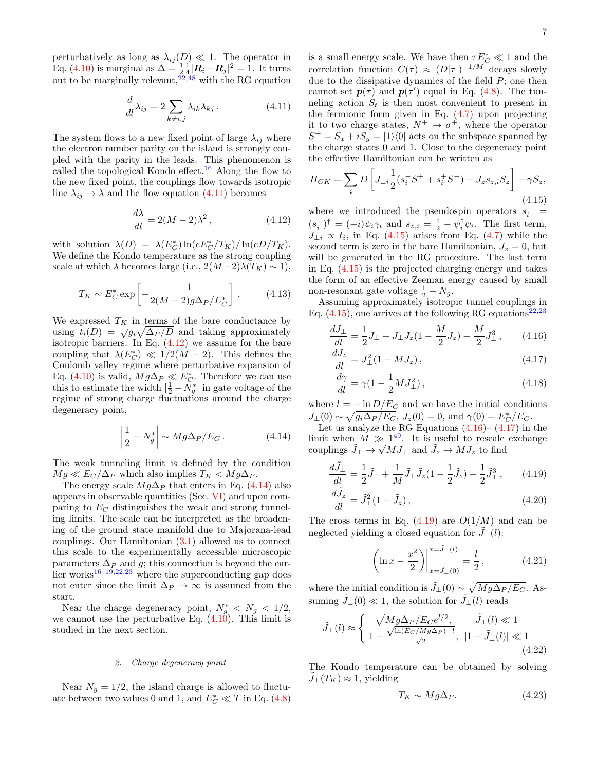perturbatively as long as $\lambda_{ij}(D) \ll 1$. The operator in Eq. (4.10) is marginal as $\Delta = \frac{1}{2}\frac{1}{4}|\boldsymbol{R}_i - \boldsymbol{R}_j|^2 = 1$. It turns out to be marginally relevant,[22,48] with the RG equation

$$\frac{d}{dl}\lambda_{ij} = 2\sum_{k\neq i,j}\lambda_{ik}\lambda_{kj}\,. \tag{4.11}$$

The system flows to a new fixed point of large $\lambda_{ij}$ where the electron number parity on the island is strongly coupled with the parity in the leads. This phenomenon is called the topological Kondo effect.[16] Along the flow to the new fixed point, the couplings flow towards isotropic line $\lambda_{ij} \to \lambda$ and the flow equation (4.11) becomes

$$\frac{d\lambda}{dl} = 2(M-2)\lambda^2\,, \tag{4.12}$$

with solution $\lambda(D) = \lambda(E_C^*)\ln(eE_C^*/T_K)/\ln(eD/T_K)$. We define the Kondo temperature as the strong coupling scale at which $\lambda$ becomes large (i.e., $2(M-2)\lambda(T_K)\sim 1$),

$$T_K \sim E_C^* \exp\left[-\frac{1}{2(M-2)g\Delta_P/E_C^*}\right]. \tag{4.13}$$

We expressed $T_K$ in terms of the bare conductance by using $t_i(D) = \sqrt{g_i}\sqrt{\Delta_P/D}$ and taking approximately isotropic barriers. In Eq. (4.12) we assume for the bare coupling that $\lambda(E_C^*) \ll 1/2(M-2)$. This defines the Coulomb valley regime where perturbative expansion of Eq. (4.10) is valid, $Mg\Delta_P \ll E_C^*$. Therefore we can use this to estimate the width $|\frac{1}{2} - N_g^*|$ in gate voltage of the regime of strong charge fluctuations around the charge degeneracy point,

$$\left|\frac{1}{2} - N_g^*\right| \sim Mg\Delta_P/E_C\,. \tag{4.14}$$

The weak tunneling limit is defined by the condition $Mg \ll E_C/\Delta_P$ which also implies $T_K < Mg\Delta_P$.

The energy scale $Mg\Delta_P$ that enters in Eq. (4.14) also appears in observable quantities (Sec. VI) and upon comparing to $E_C$ distinguishes the weak and strong tunneling limits. The scale can be interpreted as the broadening of the ground state manifold due to Majorana-lead couplings. Our Hamiltonian (3.1) allowed us to connect this scale to the experimentally accessible microscopic parameters $\Delta_P$ and $g$; this connection is beyond the earlier works[16–19,22,23] where the superconducting gap does not enter since the limit $\Delta_P \to \infty$ is assumed from the start.

Near the charge degeneracy point, $N_g^* < N_g < 1/2$, we cannot use the perturbative Eq. (4.10). This limit is studied in the next section.

#### 2. Charge degeneracy point

Near $N_g = 1/2$, the island charge is allowed to fluctuate between two values 0 and 1, and $E_C^* \ll T$ in Eq. (4.8) is a small energy scale. We have then $\tau E_C^* \ll 1$ and the correlation function $C(\tau) \approx (D|\tau|)^{-1/M}$ decays slowly due to the dissipative dynamics of the field $P$; one then cannot set $\boldsymbol{p}(\tau)$ and $\boldsymbol{p}(\tau')$ equal in Eq. (4.8). The tunneling action $S_t$ is then most convenient to present in the fermionic form given in Eq. (4.7) upon projecting it to two charge states, $N^+ \to \sigma^+$, where the operator $S^+ = S_x + iS_y = |1\rangle\langle 0|$ acts on the subspace spanned by the charge states 0 and 1. Close to the degeneracy point the effective Hamiltonian can be written as

$$H_{CK} = \sum_i D\left[J_{\perp i}\frac{1}{2}(s_i^- S^+ + s_i^+ S^-) + J_z s_{z,i} S_z\right] + \gamma S_z, \tag{4.15}$$

where we introduced the pseudospin operators $s_i^- = (s_i^+)^\dagger = (-i)\psi_i\gamma_i$ and $s_{z,i} = \frac{1}{2} - \psi_i^\dagger\psi_i$. The first term, $J_{\perp i} \propto t_i$, in Eq. (4.15) arises from Eq. (4.7) while the second term is zero in the bare Hamiltonian, $J_z = 0$, but will be generated in the RG procedure. The last term in Eq. (4.15) is the projected charging energy and takes the form of an effective Zeeman energy caused by small non-resonant gate voltage $\frac{1}{2} - N_g$.

Assuming approximately isotropic tunnel couplings in Eq. (4.15), one arrives at the following RG equations[22,23]

$$\frac{dJ_\perp}{dl} = \frac{1}{2}J_\perp + J_\perp J_z(1 - \frac{M}{2}J_z) - \frac{M}{2}J_\perp^3\,, \tag{4.16}$$

$$\frac{dJ_z}{dl} = J_\perp^2(1 - MJ_z)\,, \tag{4.17}$$

$$\frac{d\gamma}{dl} = \gamma(1 - \frac{1}{2}MJ_\perp^2)\,, \tag{4.18}$$

where $l = -\ln D/E_C$ and we have the initial conditions $J_\perp(0) \sim \sqrt{g_i\Delta_P/E_C}$, $J_z(0) = 0$, and $\gamma(0) = E_C^*/E_C$.

Let us analyze the RG Equations (4.16)–(4.17) in the limit when $M \gg 1$[49]. It is useful to rescale exchange couplings $\tilde{J}_\perp \to \sqrt{M}J_\perp$ and $\tilde{J}_z \to MJ_z$ to find

$$\frac{d\tilde{J}_\perp}{dl} = \frac{1}{2}\tilde{J}_\perp + \frac{1}{M}\tilde{J}_\perp\tilde{J}_z(1 - \frac{1}{2}\tilde{J}_z) - \frac{1}{2}\tilde{J}_\perp^3\,, \tag{4.19}$$

$$\frac{d\tilde{J}_z}{dl} = \tilde{J}_\perp^2(1 - \tilde{J}_z)\,, \tag{4.20}$$

The cross terms in Eq. (4.19) are $O(1/M)$ and can be neglected yielding a closed equation for $\tilde{J}_\perp(l)$:

$$\left(\ln x - \frac{x^2}{2}\right)\Bigg|_{x=\tilde{J}_\perp(0)}^{x=\tilde{J}_\perp(l)} = \frac{l}{2}\,, \tag{4.21}$$

where the initial condition is $\tilde{J}_\perp(0) \sim \sqrt{Mg\Delta_P/E_C}$. Assuming $\tilde{J}_\perp(0) \ll 1$, the solution for $\tilde{J}_\perp(l)$ reads

$$\tilde{J}_\perp(l) \approx \begin{cases} \sqrt{Mg\Delta_P/E_C}\,e^{l/2}, & \tilde{J}_\perp(l) \ll 1 \\ 1 - \frac{\sqrt{\ln(E_C/Mg\Delta_P) - l}}{\sqrt{2}}, & |1 - \tilde{J}_\perp(l)| \ll 1 \end{cases} \tag{4.22}$$

The Kondo temperature can be obtained by solving $\tilde{J}_\perp(T_K) \approx 1$, yielding

$$T_K \sim Mg\Delta_P. \tag{4.23}$$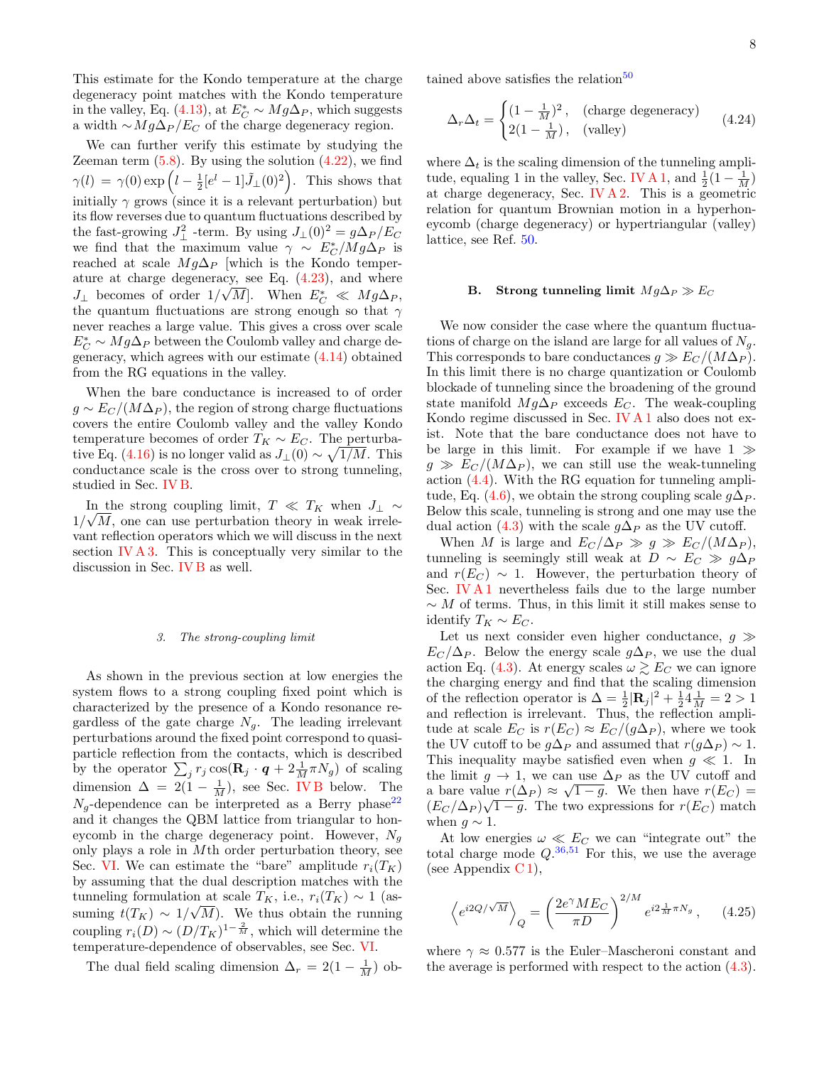This estimate for the Kondo temperature at the charge degeneracy point matches with the Kondo temperature in the valley, Eq. (4.13), at $E_C^* \sim Mg\Delta_P$, which suggests a width $\sim Mg\Delta_P/E_C$ of the charge degeneracy region.

We can further verify this estimate by studying the Zeeman term (5.8). By using the solution (4.22), we find $\gamma(l) = \gamma(0)\exp\left(l - \frac{1}{2}[e^l - 1]\tilde{J}_\perp(0)^2\right)$. This shows that initially $\gamma$ grows (since it is a relevant perturbation) but its flow reverses due to quantum fluctuations described by the fast-growing $J_\perp^2$ -term. By using $J_\perp(0)^2 = g\Delta_P/E_C$ we find that the maximum value $\gamma \sim E_C^*/Mg\Delta_P$ is reached at scale $Mg\Delta_P$ [which is the Kondo temperature at charge degeneracy, see Eq. (4.23), and where $J_\perp$ becomes of order $1/\sqrt{M}$]. When $E_C^* \ll Mg\Delta_P$, the quantum fluctuations are strong enough so that $\gamma$ never reaches a large value. This gives a cross over scale $E_C^* \sim Mg\Delta_P$ between the Coulomb valley and charge degeneracy, which agrees with our estimate (4.14) obtained from the RG equations in the valley.

When the bare conductance is increased to of order $g \sim E_C/(M\Delta_P)$, the region of strong charge fluctuations covers the entire Coulomb valley and the valley Kondo temperature becomes of order $T_K \sim E_C$. The perturbative Eq. (4.16) is no longer valid as $J_\perp(0) \sim \sqrt{1/M}$. This conductance scale is the cross over to strong tunneling, studied in Sec. IV B.

In the strong coupling limit, $T \ll T_K$ when $J_\perp \sim 1/\sqrt{M}$, one can use perturbation theory in weak irrelevant reflection operators which we will discuss in the next section IV A 3. This is conceptually very similar to the discussion in Sec. IV B as well.

#### 3. The strong-coupling limit

As shown in the previous section at low energies the system flows to a strong coupling fixed point which is characterized by the presence of a Kondo resonance regardless of the gate charge $N_g$. The leading irrelevant perturbations around the fixed point correspond to quasiparticle reflection from the contacts, which is described by the operator $\sum_j r_j \cos(\mathbf{R}_j \cdot \boldsymbol{q} + 2\frac{1}{M}\pi N_g)$ of scaling dimension $\Delta = 2(1 - \frac{1}{M})$, see Sec. IV B below. The $N_g$-dependence can be interpreted as a Berry phase[22] and it changes the QBM lattice from triangular to honeycomb in the charge degeneracy point. However, $N_g$ only plays a role in $M$th order perturbation theory, see Sec. VI. We can estimate the "bare" amplitude $r_i(T_K)$ by assuming that the dual description matches with the tunneling formulation at scale $T_K$, i.e., $r_i(T_K) \sim 1$ (assuming $t(T_K) \sim 1/\sqrt{M}$). We thus obtain the running coupling $r_i(D) \sim (D/T_K)^{1-\frac{2}{M}}$, which will determine the temperature-dependence of observables, see Sec. VI.

The dual field scaling dimension $\Delta_r = 2(1 - \frac{1}{M})$ obtained above satisfies the relation[50]

$$
\Delta_r \Delta_t = \begin{cases} (1 - \frac{1}{M})^2 , & \text{(charge degeneracy)} \\ 2(1 - \frac{1}{M}) , & \text{(valley)} \end{cases} \tag{4.24}
$$

where $\Delta_t$ is the scaling dimension of the tunneling amplitude, equaling 1 in the valley, Sec. IV A 1, and $\frac{1}{2}(1 - \frac{1}{M})$ at charge degeneracy, Sec. IV A 2. This is a geometric relation for quantum Brownian motion in a hyperhoneycomb (charge degeneracy) or hypertriangular (valley) lattice, see Ref. 50.

### B. Strong tunneling limit $Mg\Delta_P \gg E_C$

We now consider the case where the quantum fluctuations of charge on the island are large for all values of $N_g$. This corresponds to bare conductances $g \gg E_C/(M\Delta_P)$. In this limit there is no charge quantization or Coulomb blockade of tunneling since the broadening of the ground state manifold $Mg\Delta_P$ exceeds $E_C$. The weak-coupling Kondo regime discussed in Sec. IV A 1 also does not exist. Note that the bare conductance does not have to be large in this limit. For example if we have $1 \gg g \gg E_C/(M\Delta_P)$, we can still use the weak-tunneling action (4.4). With the RG equation for tunneling amplitude, Eq. (4.6), we obtain the strong coupling scale $g\Delta_P$. Below this scale, tunneling is strong and one may use the dual action (4.3) with the scale $g\Delta_P$ as the UV cutoff.

When $M$ is large and $E_C/\Delta_P \gg g \gg E_C/(M\Delta_P)$, tunneling is seemingly still weak at $D \sim E_C \gg g\Delta_P$ and $r(E_C) \sim 1$. However, the perturbation theory of Sec. IV A 1 nevertheless fails due to the large number $\sim M$ of terms. Thus, in this limit it still makes sense to identify $T_K \sim E_C$.

Let us next consider even higher conductance, $g \gg E_C/\Delta_P$. Below the energy scale $g\Delta_P$, we use the dual action Eq. (4.3). At energy scales $\omega \gtrsim E_C$ we can ignore the charging energy and find that the scaling dimension of the reflection operator is $\Delta = \frac{1}{2}|\mathbf{R}_j|^2 + \frac{1}{2}4\frac{1}{M} = 2 > 1$ and reflection is irrelevant. Thus, the reflection amplitude at scale $E_C$ is $r(E_C) \approx E_C/(g\Delta_P)$, where we took the UV cutoff to be $g\Delta_P$ and assumed that $r(g\Delta_P) \sim 1$. This inequality maybe satisfied even when $g \ll 1$. In the limit $g \to 1$, we can use $\Delta_P$ as the UV cutoff and a bare value $r(\Delta_P) \approx \sqrt{1-g}$. We then have $r(E_C) = (E_C/\Delta_P)\sqrt{1-g}$. The two expressions for $r(E_C)$ match when $g \sim 1$.

At low energies $\omega \ll E_C$ we can "integrate out" the total charge mode $Q$.[36,51] For this, we use the average (see Appendix C 1),

$$
\left\langle e^{i2Q/\sqrt{M}} \right\rangle_Q = \left( \frac{2e^\gamma M E_C}{\pi D} \right)^{2/M} e^{i2\frac{1}{M}\pi N_g} , \tag{4.25}
$$

where $\gamma \approx 0.577$ is the Euler–Mascheroni constant and the average is performed with respect to the action (4.3).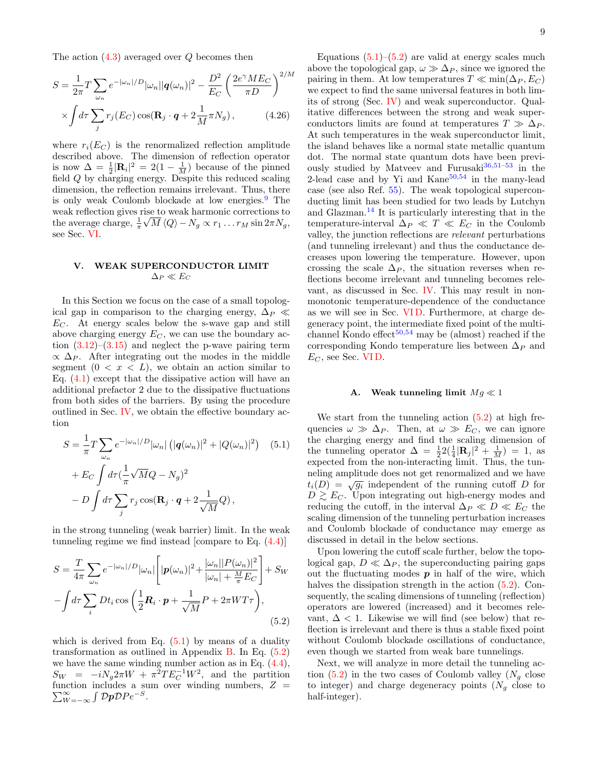The action (4.3) averaged over $Q$ becomes then

$$
S = \frac{1}{2\pi} T \sum_{\omega_n} e^{-|\omega_n|/D} |\omega_n| |\boldsymbol{q}(\omega_n)|^2 - \frac{D^2}{E_C}\left(\frac{2e^{\gamma} M E_C}{\pi D}\right)^{2/M} \times \int d\tau \sum_j r_j(E_C) \cos(\mathbf{R}_j \cdot \boldsymbol{q} + 2\frac{1}{M}\pi N_g)\,, \tag{4.26}
$$

where $r_i(E_C)$ is the renormalized reflection amplitude described above. The dimension of reflection operator is now $\Delta = \frac{1}{2}|\mathbf{R}_i|^2 = 2(1-\frac{1}{M})$ because of the pinned field $Q$ by charging energy. Despite this reduced scaling dimension, the reflection remains irrelevant. Thus, there is only weak Coulomb blockade at low energies.[9] The weak reflection gives rise to weak harmonic corrections to the average charge, $\frac{1}{\pi}\sqrt{M}\langle Q\rangle - N_g \propto r_1 \ldots r_M \sin 2\pi N_g$, see Sec. VI.

## V. WEAK SUPERCONDUCTOR LIMIT $\Delta_P \ll E_C$

In this Section we focus on the case of a small topological gap in comparison to the charging energy, $\Delta_P \ll E_C$. At energy scales below the s-wave gap and still above charging energy $E_C$, we can use the boundary action (3.12)–(3.15) and neglect the p-wave pairing term $\propto \Delta_P$. After integrating out the modes in the middle segment ($0 < x < L$), we obtain an action similar to Eq. (4.1) except that the dissipative action will have an additional prefactor 2 due to the dissipative fluctuations from both sides of the barriers. By using the procedure outlined in Sec. IV, we obtain the effective boundary action

$$
\begin{aligned}
S = {} & \frac{1}{\pi} T \sum_{\omega_n} e^{-|\omega_n|/D} |\omega_n| \left(|\boldsymbol{q}(\omega_n)|^2 + |Q(\omega_n)|^2\right) \\
& + E_C \int d\tau (\frac{1}{\pi}\sqrt{M} Q - N_g)^2 \\
& - D \int d\tau \sum_j r_j \cos(\mathbf{R}_j \cdot \boldsymbol{q} + 2\frac{1}{\sqrt{M}} Q)\,,
\end{aligned} \tag{5.1}
$$

in the strong tunneling (weak barrier) limit. In the weak tunneling regime we find instead [compare to Eq. (4.4)]

$$
\begin{aligned}
S = {} & \frac{T}{4\pi} \sum_{\omega_n} e^{-|\omega_n|/D} |\omega_n| \left[ |\boldsymbol{p}(\omega_n)|^2 + \frac{|\omega_n||P(\omega_n)|^2}{|\omega_n| + \frac{M}{\pi} E_C} \right] + S_W \\
& - \int d\tau \sum_i D t_i \cos\left(\frac{1}{2}\boldsymbol{R}_i \cdot \boldsymbol{p} + \frac{1}{\sqrt{M}} P + 2\pi W T \tau\right),
\end{aligned} \tag{5.2}
$$

which is derived from Eq. (5.1) by means of a duality transformation as outlined in Appendix B. In Eq. (5.2) we have the same winding number action as in Eq. (4.4), $S_W = -iN_g 2\pi W + \pi^2 T E_C^{-1} W^2$, and the partition function includes a sum over winding numbers, $Z = \sum_{W=-\infty}^{\infty} \int \mathcal{D}\boldsymbol{p}\mathcal{D}P e^{-S}$.

Equations (5.1)–(5.2) are valid at energy scales much above the topological gap, $\omega \gg \Delta_P$, since we ignored the pairing in them. At low temperatures $T \ll \min(\Delta_P, E_C)$ we expect to find the same universal features in both limits of strong (Sec. IV) and weak superconductor. Qualitative differences between the strong and weak superconductors limits are found at temperatures $T \gg \Delta_P$. At such temperatures in the weak superconductor limit, the island behaves like a normal state metallic quantum dot. The normal state quantum dots have been previously studied by Matveev and Furusaki[36,51–53] in the 2-lead case and by Yi and Kane[50,54] in the many-lead case (see also Ref. 55). The weak topological superconducting limit has been studied for two leads by Lutchyn and Glazman.[14] It is particularly interesting that in the temperature-interval $\Delta_P \ll T \ll E_C$ in the Coulomb valley, the junction reflections are *relevant* perturbations (and tunneling irrelevant) and thus the conductance decreases upon lowering the temperature. However, upon crossing the scale $\Delta_P$, the situation reverses when reflections become irrelevant and tunneling becomes relevant, as discussed in Sec. IV. This may result in non-monotonic temperature-dependence of the conductance as we will see in Sec. VI D. Furthermore, at charge degeneracy point, the intermediate fixed point of the multi-channel Kondo effect[50,54] may be (almost) reached if the corresponding Kondo temperature lies between $\Delta_P$ and $E_C$, see Sec. VI D.

### A. Weak tunneling limit $Mg \ll 1$

We start from the tunneling action (5.2) at high frequencies $\omega \gg \Delta_P$. Then, at $\omega \gg E_C$, we can ignore the charging energy and find the scaling dimension of the tunneling operator $\Delta = \frac{1}{2}2(\frac{1}{4}|\mathbf{R}_j|^2 + \frac{1}{M}) = 1$, as expected from the non-interacting limit. Thus, the tunneling amplitude does not get renormalized and we have $t_i(D) = \sqrt{g_i}$ independent of the running cutoff $D$ for $D \gtrsim E_C$. Upon integrating out high-energy modes and reducing the cutoff, in the interval $\Delta_P \ll D \ll E_C$ the scaling dimension of the tunneling perturbation increases and Coulomb blockade of conductance may emerge as discussed in detail in the below sections.

Upon lowering the cutoff scale further, below the topological gap, $D \ll \Delta_P$, the superconducting pairing gaps out the fluctuating modes $\boldsymbol{p}$ in half of the wire, which halves the dissipation strength in the action (5.2). Consequently, the scaling dimensions of tunneling (reflection) operators are lowered (increased) and it becomes relevant, $\Delta < 1$. Likewise we will find (see below) that reflection is irrelevant and there is thus a stable fixed point without Coulomb blockade oscillations of conductance, even though we started from weak bare tunnelings.

Next, we will analyze in more detail the tunneling action (5.2) in the two cases of Coulomb valley ($N_g$ close to integer) and charge degeneracy points ($N_g$ close to half-integer).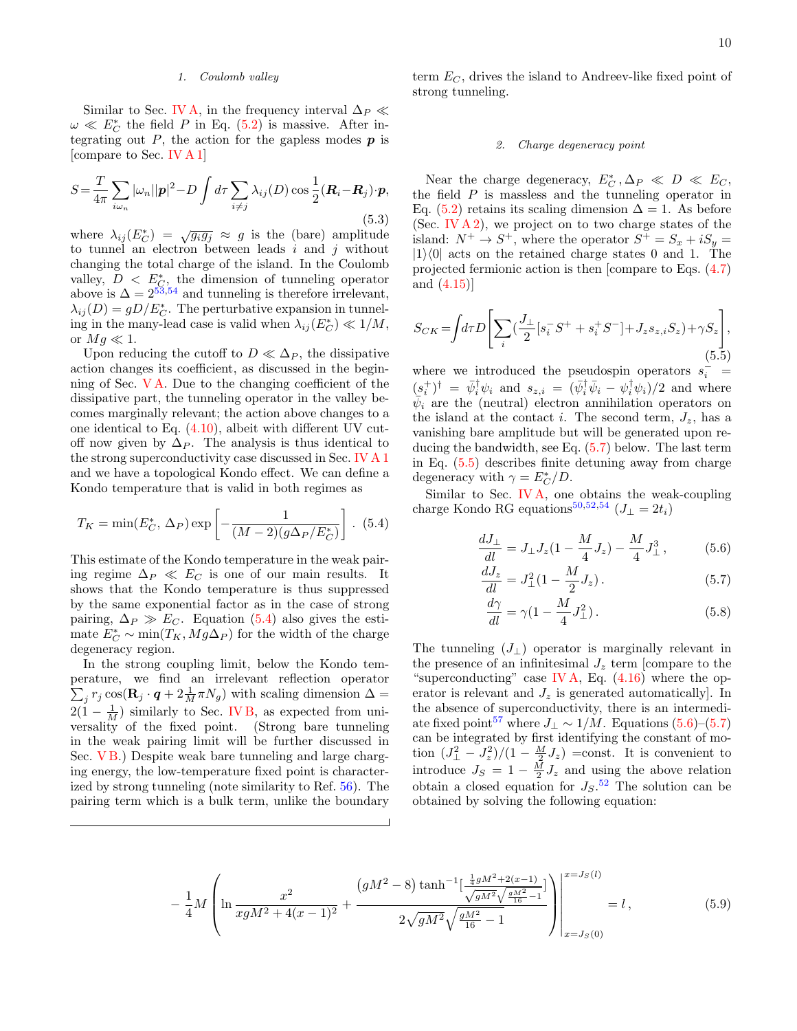#### 1. Coulomb valley

Similar to Sec. IV A, in the frequency interval $\Delta_P \ll \omega \ll E_C^*$ the field $P$ in Eq. (5.2) is massive. After integrating out $P$, the action for the gapless modes $\boldsymbol{p}$ is [compare to Sec. IV A 1]

$$S=\frac{T}{4\pi}\sum_{i\omega_n}|\omega_n||\boldsymbol{p}|^2-D\int d\tau\sum_{i\neq j}\lambda_{ij}(D)\cos\frac{1}{2}(\boldsymbol{R}_i-\boldsymbol{R}_j)\cdot\boldsymbol{p}, \tag{5.3}$$

where $\lambda_{ij}(E_C^*)=\sqrt{g_i g_j}\approx g$ is the (bare) amplitude to tunnel an electron between leads $i$ and $j$ without changing the total charge of the island. In the Coulomb valley, $D<E_C^*$, the dimension of tunneling operator above is $\Delta=2$[53,54] and tunneling is therefore irrelevant, $\lambda_{ij}(D)=gD/E_C^*$. The perturbative expansion in tunneling in the many-lead case is valid when $\lambda_{ij}(E_C^*)\ll 1/M$, or $Mg\ll 1$.

Upon reducing the cutoff to $D\ll\Delta_P$, the dissipative action changes its coefficient, as discussed in the beginning of Sec. V A. Due to the changing coefficient of the dissipative part, the tunneling operator in the valley becomes marginally relevant; the action above changes to a one identical to Eq. (4.10), albeit with different UV cutoff now given by $\Delta_P$. The analysis is thus identical to the strong superconductivity case discussed in Sec. IV A 1 and we have a topological Kondo effect. We can define a Kondo temperature that is valid in both regimes as

$$T_K=\min(E_C^*,\,\Delta_P)\exp\left[-\frac{1}{(M-2)(g\Delta_P/E_C^*)}\right]. \tag{5.4}$$

This estimate of the Kondo temperature in the weak pairing regime $\Delta_P\ll E_C$ is one of our main results. It shows that the Kondo temperature is thus suppressed by the same exponential factor as in the case of strong pairing, $\Delta_P\gg E_C$. Equation (5.4) also gives the estimate $E_C^*\sim\min(T_K,Mg\Delta_P)$ for the width of the charge degeneracy region.

In the strong coupling limit, below the Kondo temperature, we find an irrelevant reflection operator $\sum_j r_j\cos(\mathbf{R}_j\cdot\boldsymbol{q}+2\frac{1}{M}\pi N_g)$ with scaling dimension $\Delta=2(1-\frac{1}{M})$ similarly to Sec. IV B, as expected from universality of the fixed point. (Strong bare tunneling in the weak pairing limit will be further discussed in Sec. V B.) Despite weak bare tunneling and large charging energy, the low-temperature fixed point is characterized by strong tunneling (note similarity to Ref. 56). The pairing term which is a bulk term, unlike the boundary term $E_C$, drives the island to Andreev-like fixed point of strong tunneling.

#### 2. Charge degeneracy point

Near the charge degeneracy, $E_C^*,\Delta_P\ll D\ll E_C$, the field $P$ is massless and the tunneling operator in Eq. (5.2) retains its scaling dimension $\Delta=1$. As before (Sec. IV A 2), we project on to two charge states of the island: $N^+\to S^+$, where the operator $S^+=S_x+iS_y=|1\rangle\langle 0|$ acts on the retained charge states 0 and 1. The projected fermionic action is then [compare to Eqs. (4.7) and (4.15)]

$$S_{CK}=\int d\tau D\left[\sum_i(\frac{J_\perp}{2}[s_i^-S^++s_i^+S^-]+J_z s_{z,i}S_z)+\gamma S_z\right], \tag{5.5}$$

where we introduced the pseudospin operators $s_i^-=(s_i^+)^\dagger=\bar\psi_i^\dagger\psi_i$ and $s_{z,i}=(\bar\psi_i^\dagger\bar\psi_i-\psi_i^\dagger\psi_i)/2$ and where $\bar\psi_i$ are the (neutral) electron annihilation operators on the island at the contact $i$. The second term, $J_z$, has a vanishing bare amplitude but will be generated upon reducing the bandwidth, see Eq. (5.7) below. The last term in Eq. (5.5) describes finite detuning away from charge degeneracy with $\gamma=E_C^*/D$.

Similar to Sec. IV A, one obtains the weak-coupling charge Kondo RG equations[50,52,54] ($J_\perp=2t_i$)

$$\frac{dJ_\perp}{dl}=J_\perp J_z(1-\frac{M}{4}J_z)-\frac{M}{4}J_\perp^3\,, \tag{5.6}$$

$$\frac{dJ_z}{dl}=J_\perp^2(1-\frac{M}{2}J_z)\,. \tag{5.7}$$

$$\frac{d\gamma}{dl}=\gamma(1-\frac{M}{4}J_\perp^2)\,. \tag{5.8}$$

The tunneling ($J_\perp$) operator is marginally relevant in the presence of an infinitesimal $J_z$ term [compare to the "superconducting" case IV A, Eq. (4.16) where the operator is relevant and $J_z$ is generated automatically]. In the absence of superconductivity, there is an intermediate fixed point[57] where $J_\perp\sim 1/M$. Equations (5.6)–(5.7) can be integrated by first identifying the constant of motion $(J_\perp^2-J_z^2)/(1-\frac{M}{2}J_z)$ =const. It is convenient to introduce $J_S=1-\frac{M}{2}J_z$ and using the above relation obtain a closed equation for $J_S$.[52] The solution can be obtained by solving the following equation:

$$-\frac{1}{4}M\left(\ln\frac{x^2}{xgM^2+4(x-1)^2}+\frac{(gM^2-8)\tanh^{-1}[\frac{\frac{1}{4}gM^2+2(x-1)}{\sqrt{gM^2}\sqrt{\frac{gM^2}{16}-1}}]}{2\sqrt{gM^2}\sqrt{\frac{gM^2}{16}-1}}\right)\Bigg|_{x=J_S(0)}^{x=J_S(l)}=l\,, \tag{5.9}$$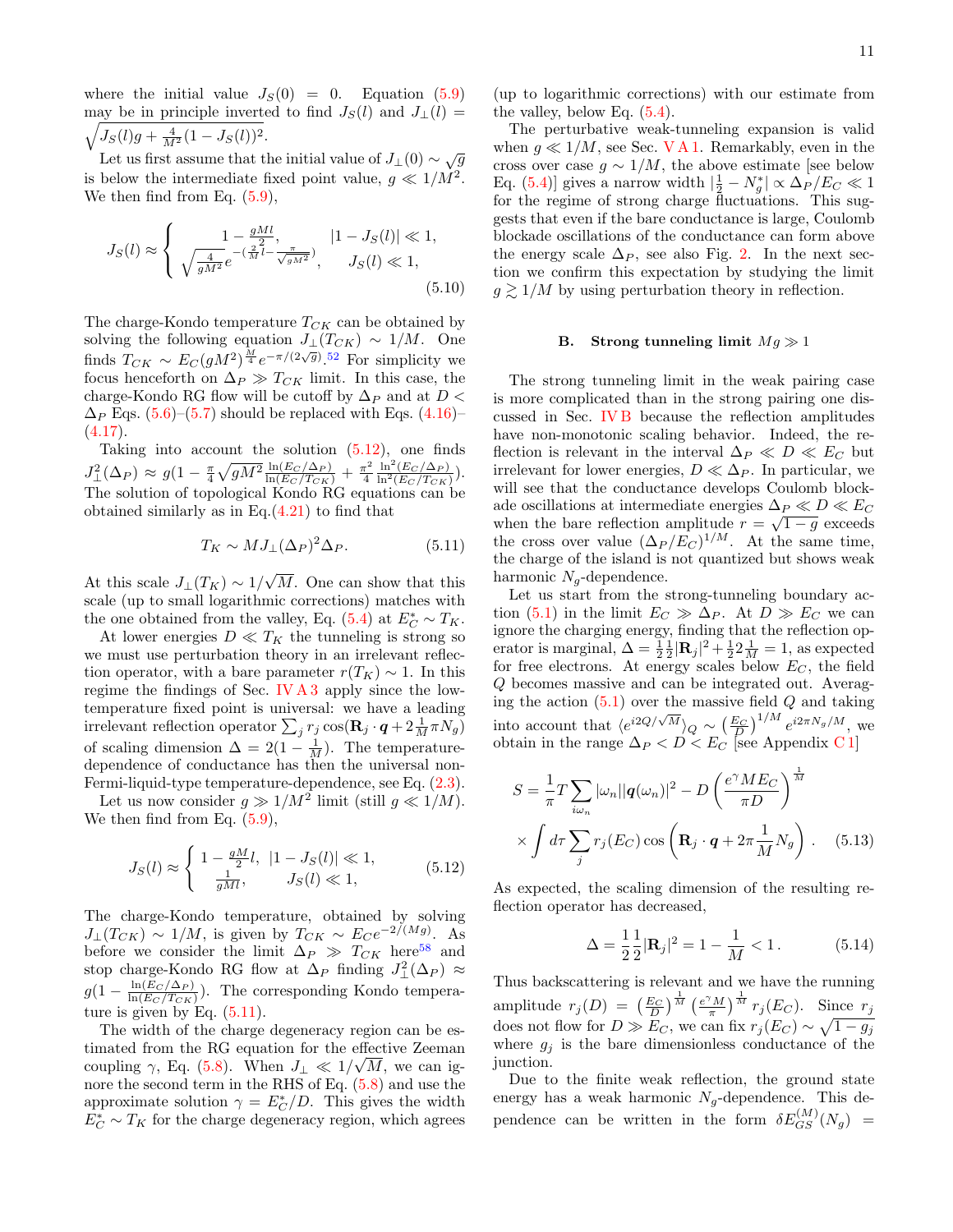where the initial value $J_S(0) = 0$. Equation (5.9) may be in principle inverted to find $J_S(l)$ and $J_\perp(l) = \sqrt{J_S(l)g + \frac{4}{M^2}(1-J_S(l))^2}$.

Let us first assume that the initial value of $J_\perp(0) \sim \sqrt{g}$ is below the intermediate fixed point value, $g \ll 1/M^2$. We then find from Eq. (5.9),

$$J_S(l) \approx \begin{cases} 1 - \frac{gMl}{2}, & |1-J_S(l)| \ll 1, \\ \sqrt{\frac{4}{gM^2}}e^{-(\frac{2}{M}l - \frac{\pi}{\sqrt{gM^2}})}, & J_S(l) \ll 1, \end{cases} \tag{5.10}$$

The charge-Kondo temperature $T_{CK}$ can be obtained by solving the following equation $J_\perp(T_{CK}) \sim 1/M$. One finds $T_{CK} \sim E_C(gM^2)^{\frac{M}{4}}e^{-\pi/(2\sqrt{g})}$.[52] For simplicity we focus henceforth on $\Delta_P \gg T_{CK}$ limit. In this case, the charge-Kondo RG flow will be cutoff by $\Delta_P$ and at $D < \Delta_P$ Eqs. (5.6)–(5.7) should be replaced with Eqs. (4.16)–(4.17).

Taking into account the solution (5.12), one finds $J_\perp^2(\Delta_P) \approx g(1 - \frac{\pi}{4}\sqrt{gM^2}\frac{\ln(E_C/\Delta_P)}{\ln(E_C/T_{CK})} + \frac{\pi^2}{4}\frac{\ln^2(E_C/\Delta_P)}{\ln^2(E_C/T_{CK})})$. The solution of topological Kondo RG equations can be obtained similarly as in Eq.(4.21) to find that

$$T_K \sim MJ_\perp(\Delta_P)^2\Delta_P. \tag{5.11}$$

At this scale $J_\perp(T_K) \sim 1/\sqrt{M}$. One can show that this scale (up to small logarithmic corrections) matches with the one obtained from the valley, Eq. (5.4) at $E_C^* \sim T_K$.

At lower energies $D \ll T_K$ the tunneling is strong so we must use perturbation theory in an irrelevant reflection operator, with a bare parameter $r(T_K) \sim 1$. In this regime the findings of Sec. IV A 3 apply since the low-temperature fixed point is universal: we have a leading irrelevant reflection operator $\sum_j r_j \cos(\mathbf{R}_j \cdot \boldsymbol{q} + 2\frac{1}{M}\pi N_g)$ of scaling dimension $\Delta = 2(1 - \frac{1}{M})$. The temperature-dependence of conductance has then the universal non-Fermi-liquid-type temperature-dependence, see Eq. (2.3).

Let us now consider $g \gg 1/M^2$ limit (still $g \ll 1/M$). We then find from Eq. (5.9),

$$J_S(l) \approx \begin{cases} 1 - \frac{gM}{2}l, & |1-J_S(l)| \ll 1, \\ \frac{1}{gMl}, & J_S(l) \ll 1, \end{cases} \tag{5.12}$$

The charge-Kondo temperature, obtained by solving $J_\perp(T_{CK}) \sim 1/M$, is given by $T_{CK} \sim E_C e^{-2/(Mg)}$. As before we consider the limit $\Delta_P \gg T_{CK}$ here[58] and stop charge-Kondo RG flow at $\Delta_P$ finding $J_\perp^2(\Delta_P) \approx g(1 - \frac{\ln(E_C/\Delta_P)}{\ln(E_C/T_{CK})})$. The corresponding Kondo temperature is given by Eq. (5.11).

The width of the charge degeneracy region can be estimated from the RG equation for the effective Zeeman coupling $\gamma$, Eq. (5.8). When $J_\perp \ll 1/\sqrt{M}$, we can ignore the second term in the RHS of Eq. (5.8) and use the approximate solution $\gamma = E_C^*/D$. This gives the width $E_C^* \sim T_K$ for the charge degeneracy region, which agrees (up to logarithmic corrections) with our estimate from the valley, below Eq. (5.4).

The perturbative weak-tunneling expansion is valid when $g \ll 1/M$, see Sec. V A 1. Remarkably, even in the cross over case $g \sim 1/M$, the above estimate [see below Eq. (5.4)] gives a narrow width $|\frac{1}{2} - N_g^*| \propto \Delta_P/E_C \ll 1$ for the regime of strong charge fluctuations. This suggests that even if the bare conductance is large, Coulomb blockade oscillations of the conductance can form above the energy scale $\Delta_P$, see also Fig. 2. In the next section we confirm this expectation by studying the limit $g \gtrsim 1/M$ by using perturbation theory in reflection.

### B. Strong tunneling limit $Mg \gg 1$

The strong tunneling limit in the weak pairing case is more complicated than in the strong pairing one discussed in Sec. IV B because the reflection amplitudes have non-monotonic scaling behavior. Indeed, the reflection is relevant in the interval $\Delta_P \ll D \ll E_C$ but irrelevant for lower energies, $D \ll \Delta_P$. In particular, we will see that the conductance develops Coulomb blockade oscillations at intermediate energies $\Delta_P \ll D \ll E_C$ when the bare reflection amplitude $r = \sqrt{1-g}$ exceeds the cross over value $(\Delta_P/E_C)^{1/M}$. At the same time, the charge of the island is not quantized but shows weak harmonic $N_g$-dependence.

Let us start from the strong-tunneling boundary action (5.1) in the limit $E_C \gg \Delta_P$. At $D \gg E_C$ we can ignore the charging energy, finding that the reflection operator is marginal, $\Delta = \frac{1}{2}\frac{1}{2}|\mathbf{R}_j|^2 + \frac{1}{2}2\frac{1}{M} = 1$, as expected for free electrons. At energy scales below $E_C$, the field $Q$ becomes massive and can be integrated out. Averaging the action (5.1) over the massive field $Q$ and taking into account that $\langle e^{i2Q/\sqrt{M}}\rangle_Q \sim \left(\frac{E_C}{D}\right)^{1/M} e^{i2\pi N_g/M}$, we obtain in the range $\Delta_P < D < E_C$ [see Appendix C 1]

$$S = \frac{1}{\pi}T\sum_{i\omega_n}|\omega_n||\boldsymbol{q}(\omega_n)|^2 - D\left(\frac{e^\gamma M E_C}{\pi D}\right)^{\frac{1}{M}} \times \int d\tau \sum_j r_j(E_C)\cos\left(\mathbf{R}_j \cdot \boldsymbol{q} + 2\pi\frac{1}{M}N_g\right). \tag{5.13}$$

As expected, the scaling dimension of the resulting reflection operator has decreased,

$$\Delta = \frac{1}{2}\frac{1}{2}|\mathbf{R}_j|^2 = 1 - \frac{1}{M} < 1. \tag{5.14}$$

Thus backscattering is relevant and we have the running amplitude $r_j(D) = \left(\frac{E_C}{D}\right)^{\frac{1}{M}}\left(\frac{e^\gamma M}{\pi}\right)^{\frac{1}{M}} r_j(E_C)$. Since $r_j$ does not flow for $D \gg E_C$, we can fix $r_j(E_C) \sim \sqrt{1-g_j}$ where $g_j$ is the bare dimensionless conductance of the junction.

Due to the finite weak reflection, the ground state energy has a weak harmonic $N_g$-dependence. This dependence can be written in the form $\delta E_{GS}^{(M)}(N_g) =$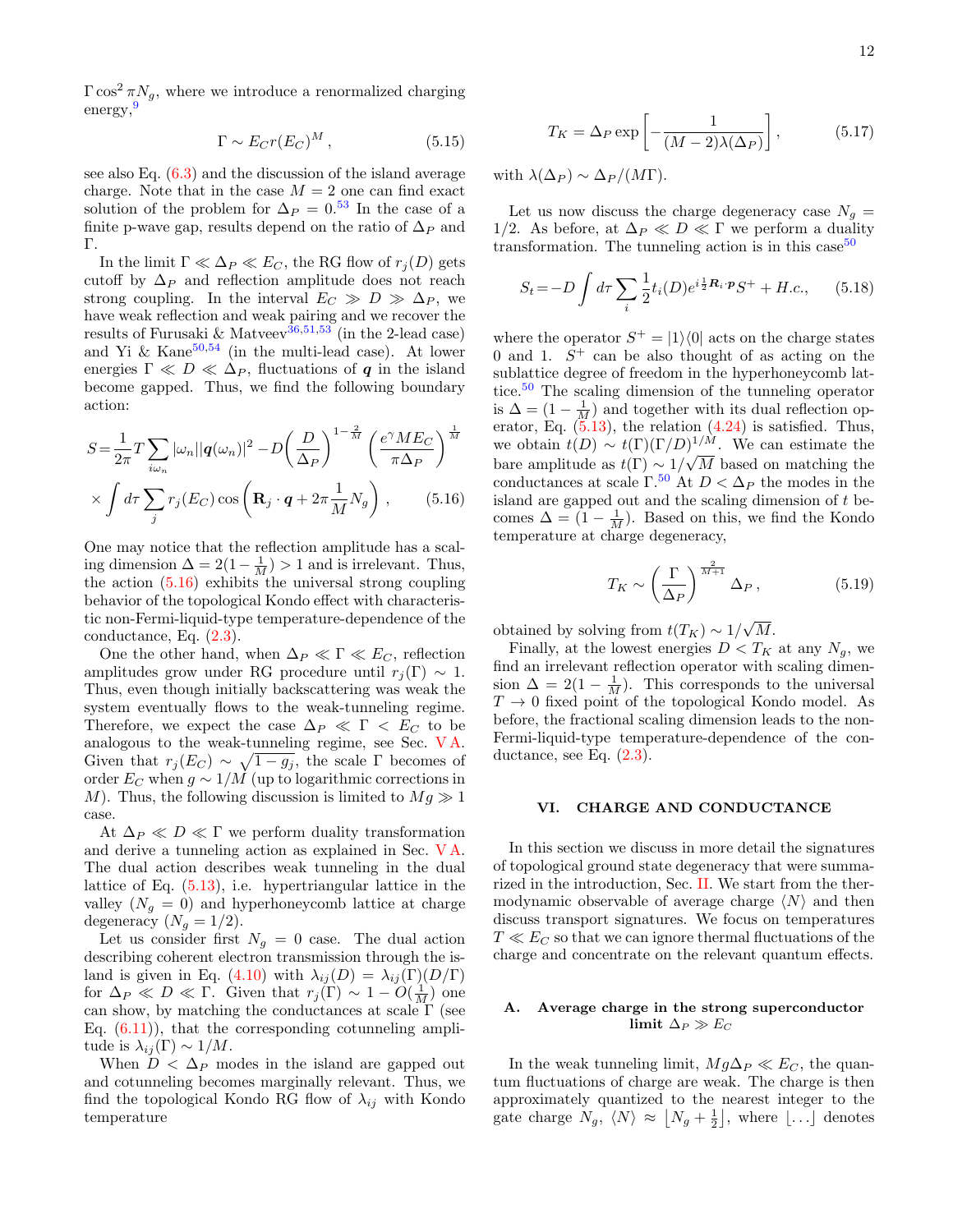$\Gamma \cos^2 \pi N_g$, where we introduce a renormalized charging energy,[9]

$$\Gamma \sim E_C r(E_C)^M , \tag{5.15}$$

see also Eq. (6.3) and the discussion of the island average charge. Note that in the case $M = 2$ one can find exact solution of the problem for $\Delta_P = 0$.[53] In the case of a finite p-wave gap, results depend on the ratio of $\Delta_P$ and $\Gamma$.

In the limit $\Gamma \ll \Delta_P \ll E_C$, the RG flow of $r_j(D)$ gets cutoff by $\Delta_P$ and reflection amplitude does not reach strong coupling. In the interval $E_C \gg D \gg \Delta_P$, we have weak reflection and weak pairing and we recover the results of Furusaki & Matveev[36,51,53] (in the 2-lead case) and Yi & Kane[50,54] (in the multi-lead case). At lower energies $\Gamma \ll D \ll \Delta_P$, fluctuations of $\boldsymbol{q}$ in the island become gapped. Thus, we find the following boundary action:

$$S = \frac{1}{2\pi} T \sum_{i\omega_n} |\omega_n| |\boldsymbol{q}(\omega_n)|^2 - D \left(\frac{D}{\Delta_P}\right)^{1-\frac{2}{M}} \left(\frac{e^{\gamma} M E_C}{\pi \Delta_P}\right)^{\frac{1}{M}} \times \int d\tau \sum_j r_j(E_C) \cos\left(\mathbf{R}_j \cdot \boldsymbol{q} + 2\pi \frac{1}{M} N_g\right) , \tag{5.16}$$

One may notice that the reflection amplitude has a scaling dimension $\Delta = 2(1 - \frac{1}{M}) > 1$ and is irrelevant. Thus, the action (5.16) exhibits the universal strong coupling behavior of the topological Kondo effect with characteristic non-Fermi-liquid-type temperature-dependence of the conductance, Eq. (2.3).

One the other hand, when $\Delta_P \ll \Gamma \ll E_C$, reflection amplitudes grow under RG procedure until $r_j(\Gamma) \sim 1$. Thus, even though initially backscattering was weak the system eventually flows to the weak-tunneling regime. Therefore, we expect the case $\Delta_P \ll \Gamma < E_C$ to be analogous to the weak-tunneling regime, see Sec. V A. Given that $r_j(E_C) \sim \sqrt{1 - g_j}$, the scale $\Gamma$ becomes of order $E_C$ when $g \sim 1/M$ (up to logarithmic corrections in $M$). Thus, the following discussion is limited to $Mg \gg 1$ case.

At $\Delta_P \ll D \ll \Gamma$ we perform duality transformation and derive a tunneling action as explained in Sec. V A. The dual action describes weak tunneling in the dual lattice of Eq. (5.13), i.e. hypertriangular lattice in the valley ($N_g = 0$) and hyperhoneycomb lattice at charge degeneracy ($N_g = 1/2$).

Let us consider first $N_g = 0$ case. The dual action describing coherent electron transmission through the island is given in Eq. (4.10) with $\lambda_{ij}(D) = \lambda_{ij}(\Gamma)(D/\Gamma)$ for $\Delta_P \ll D \ll \Gamma$. Given that $r_j(\Gamma) \sim 1 - O(\frac{1}{M})$ one can show, by matching the conductances at scale $\Gamma$ (see Eq. (6.11)), that the corresponding cotunneling amplitude is $\lambda_{ij}(\Gamma) \sim 1/M$.

When $D < \Delta_P$ modes in the island are gapped out and cotunneling becomes marginally relevant. Thus, we find the topological Kondo RG flow of $\lambda_{ij}$ with Kondo temperature

$$T_K = \Delta_P \exp\left[-\frac{1}{(M-2)\lambda(\Delta_P)}\right] , \tag{5.17}$$

with $\lambda(\Delta_P) \sim \Delta_P/(M\Gamma)$.

Let us now discuss the charge degeneracy case $N_g = 1/2$. As before, at $\Delta_P \ll D \ll \Gamma$ we perform a duality transformation. The tunneling action is in this case[50]

$$S_t = -D \int d\tau \sum_i \frac{1}{2} t_i(D) e^{i\frac{1}{2}\boldsymbol{R}_i \cdot \boldsymbol{p}} S^+ + H.c., \tag{5.18}$$

where the operator $S^+ = |1\rangle\langle 0|$ acts on the charge states 0 and 1. $S^+$ can be also thought of as acting on the sublattice degree of freedom in the hyperhoneycomb lattice.[50] The scaling dimension of the tunneling operator is $\Delta = (1 - \frac{1}{M})$ and together with its dual reflection operator, Eq. (5.13), the relation (4.24) is satisfied. Thus, we obtain $t(D) \sim t(\Gamma)(\Gamma/D)^{1/M}$. We can estimate the bare amplitude as $t(\Gamma) \sim 1/\sqrt{M}$ based on matching the conductances at scale $\Gamma$.[50] At $D < \Delta_P$ the modes in the island are gapped out and the scaling dimension of $t$ becomes $\Delta = (1 - \frac{1}{M})$. Based on this, we find the Kondo temperature at charge degeneracy,

$$T_K \sim \left(\frac{\Gamma}{\Delta_P}\right)^{\frac{2}{M+1}} \Delta_P , \tag{5.19}$$

obtained by solving from $t(T_K) \sim 1/\sqrt{M}$.

Finally, at the lowest energies $D < T_K$ at any $N_g$, we find an irrelevant reflection operator with scaling dimension $\Delta = 2(1 - \frac{1}{M})$. This corresponds to the universal $T \to 0$ fixed point of the topological Kondo model. As before, the fractional scaling dimension leads to the non-Fermi-liquid-type temperature-dependence of the conductance, see Eq. (2.3).

## VI. CHARGE AND CONDUCTANCE

In this section we discuss in more detail the signatures of topological ground state degeneracy that were summarized in the introduction, Sec. II. We start from the thermodynamic observable of average charge $\langle N \rangle$ and then discuss transport signatures. We focus on temperatures $T \ll E_C$ so that we can ignore thermal fluctuations of the charge and concentrate on the relevant quantum effects.

### A. Average charge in the strong superconductor limit $\Delta_P \gg E_C$

In the weak tunneling limit, $Mg\Delta_P \ll E_C$, the quantum fluctuations of charge are weak. The charge is then approximately quantized to the nearest integer to the gate charge $N_g$, $\langle N \rangle \approx \lfloor N_g + \frac{1}{2} \rfloor$, where $\lfloor \ldots \rfloor$ denotes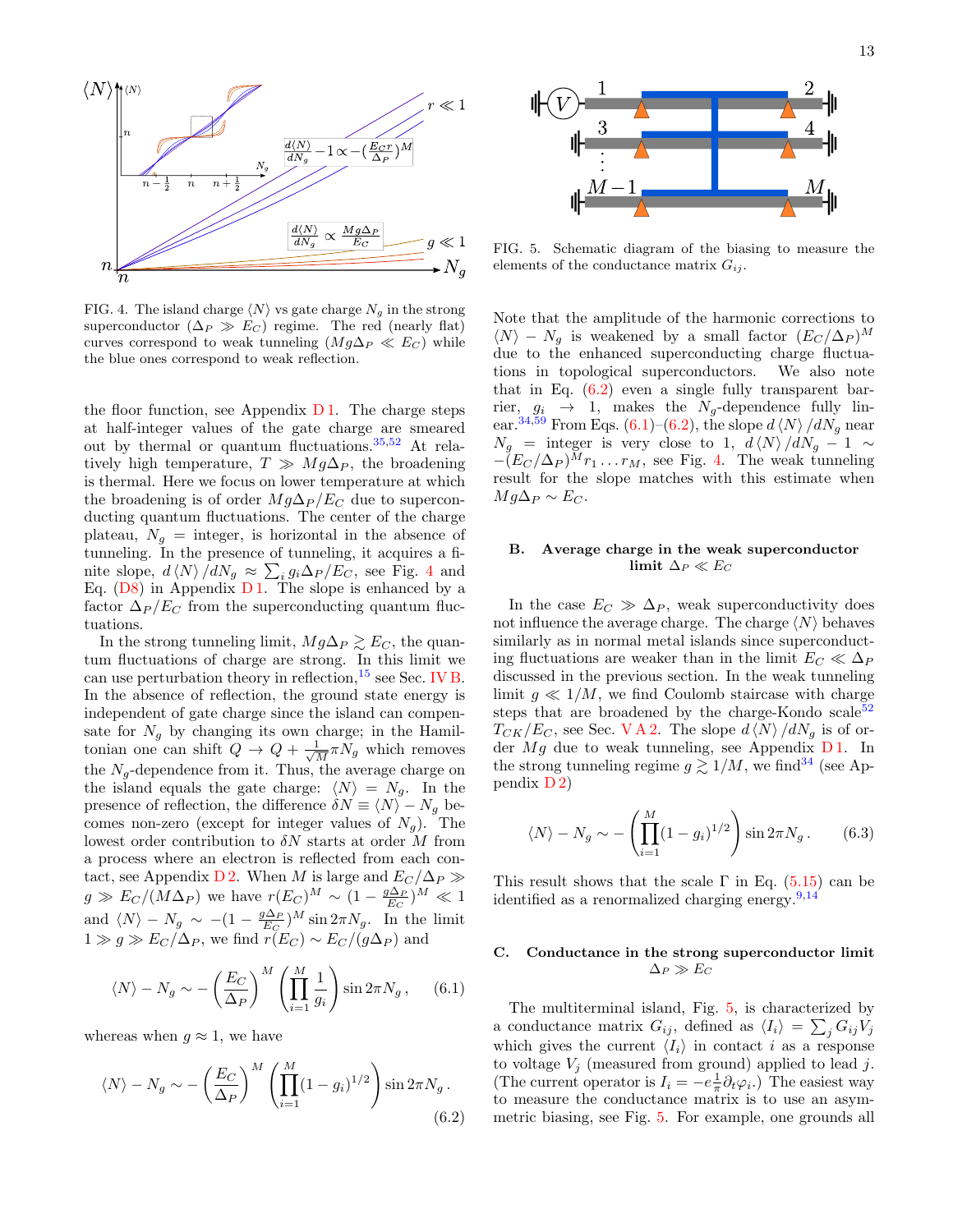FIG. 4. The island charge $\langle N\rangle$ vs gate charge $N_g$ in the strong superconductor ($\Delta_P \gg E_C$) regime. The red (nearly flat) curves correspond to weak tunneling ($Mg\Delta_P \ll E_C$) while the blue ones correspond to weak reflection.

the floor function, see Appendix D 1. The charge steps at half-integer values of the gate charge are smeared out by thermal or quantum fluctuations.[35,52] At relatively high temperature, $T \gg Mg\Delta_P$, the broadening is thermal. Here we focus on lower temperature at which the broadening is of order $Mg\Delta_P/E_C$ due to superconducting quantum fluctuations. The center of the charge plateau, $N_g$ = integer, is horizontal in the absence of tunneling. In the presence of tunneling, it acquires a finite slope, $d\langle N\rangle/dN_g \approx \sum_i g_i\Delta_P/E_C$, see Fig. 4 and Eq. (D8) in Appendix D 1. The slope is enhanced by a factor $\Delta_P/E_C$ from the superconducting quantum fluctuations.

In the strong tunneling limit, $Mg\Delta_P \gtrsim E_C$, the quantum fluctuations of charge are strong. In this limit we can use perturbation theory in reflection,[15] see Sec. IV B. In the absence of reflection, the ground state energy is independent of gate charge since the island can compensate for $N_g$ by changing its own charge; in the Hamiltonian one can shift $Q \to Q + \frac{1}{\sqrt{M}}\pi N_g$ which removes the $N_g$-dependence from it. Thus, the average charge on the island equals the gate charge: $\langle N\rangle = N_g$. In the presence of reflection, the difference $\delta N \equiv \langle N\rangle - N_g$ becomes non-zero (except for integer values of $N_g$). The lowest order contribution to $\delta N$ starts at order $M$ from a process where an electron is reflected from each contact, see Appendix D 2. When $M$ is large and $E_C/\Delta_P \gg g \gg E_C/(M\Delta_P)$ we have $r(E_C)^M \sim (1-\frac{g\Delta_P}{E_C})^M \ll 1$ and $\langle N\rangle - N_g \sim -(1-\frac{g\Delta_P}{E_C})^M \sin 2\pi N_g$. In the limit $1 \gg g \gg E_C/\Delta_P$, we find $r(E_C) \sim E_C/(g\Delta_P)$ and

$$\langle N\rangle - N_g \sim -\left(\frac{E_C}{\Delta_P}\right)^M \left(\prod_{i=1}^M \frac{1}{g_i}\right)\sin 2\pi N_g\,, \qquad (6.1)$$

whereas when $g \approx 1$, we have

$$\langle N\rangle - N_g \sim -\left(\frac{E_C}{\Delta_P}\right)^M \left(\prod_{i=1}^M (1-g_i)^{1/2}\right)\sin 2\pi N_g\,. \qquad (6.2)$$

FIG. 5. Schematic diagram of the biasing to measure the elements of the conductance matrix $G_{ij}$.

Note that the amplitude of the harmonic corrections to $\langle N\rangle - N_g$ is weakened by a small factor $(E_C/\Delta_P)^M$ due to the enhanced superconducting charge fluctuations in topological superconductors. We also note that in Eq. (6.2) even a single fully transparent barrier, $g_i \to 1$, makes the $N_g$-dependence fully linear.[34,59] From Eqs. (6.1)–(6.2), the slope $d\langle N\rangle/dN_g$ near $N_g$ = integer is very close to 1, $d\langle N\rangle/dN_g - 1 \sim -(E_C/\Delta_P)^M r_1 \ldots r_M$, see Fig. 4. The weak tunneling result for the slope matches with this estimate when $Mg\Delta_P \sim E_C$.

### B. Average charge in the weak superconductor limit $\Delta_P \ll E_C$

In the case $E_C \gg \Delta_P$, weak superconductivity does not influence the average charge. The charge $\langle N\rangle$ behaves similarly as in normal metal islands since superconducting fluctuations are weaker than in the limit $E_C \ll \Delta_P$ discussed in the previous section. In the weak tunneling limit $g \ll 1/M$, we find Coulomb staircase with charge steps that are broadened by the charge-Kondo scale[52] $T_{CK}/E_C$, see Sec. V A 2. The slope $d\langle N\rangle/dN_g$ is of order $Mg$ due to weak tunneling, see Appendix D 1. In the strong tunneling regime $g \gtrsim 1/M$, we find[34] (see Appendix D 2)

$$\langle N\rangle - N_g \sim -\left(\prod_{i=1}^M (1-g_i)^{1/2}\right)\sin 2\pi N_g\,. \qquad (6.3)$$

This result shows that the scale $\Gamma$ in Eq. (5.15) can be identified as a renormalized charging energy.[9,14]

### C. Conductance in the strong superconductor limit $\Delta_P \gg E_C$

The multiterminal island, Fig. 5, is characterized by a conductance matrix $G_{ij}$, defined as $\langle I_i\rangle = \sum_j G_{ij}V_j$ which gives the current $\langle I_i\rangle$ in contact $i$ as a response to voltage $V_j$ (measured from ground) applied to lead $j$. (The current operator is $I_i = -e\frac{1}{\pi}\partial_t\varphi_i$.) The easiest way to measure the conductance matrix is to use an asymmetric biasing, see Fig. 5. For example, one grounds all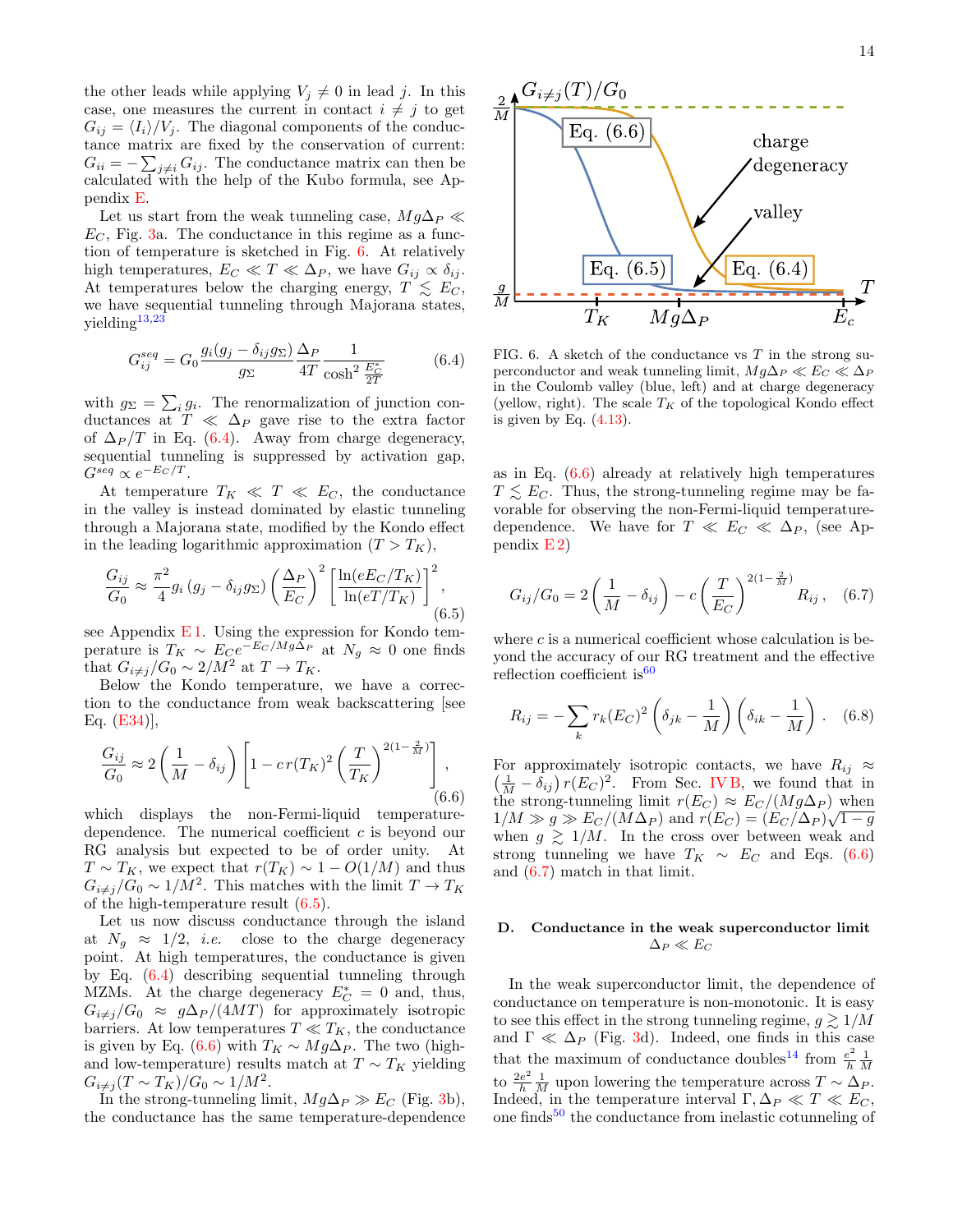the other leads while applying $V_j \neq 0$ in lead $j$. In this case, one measures the current in contact $i \neq j$ to get $G_{ij} = \langle I_i \rangle / V_j$. The diagonal components of the conductance matrix are fixed by the conservation of current: $G_{ii} = -\sum_{j\neq i} G_{ij}$. The conductance matrix can then be calculated with the help of the Kubo formula, see Appendix E.

Let us start from the weak tunneling case, $Mg\Delta_P \ll E_C$, Fig. 3a. The conductance in this regime as a function of temperature is sketched in Fig. 6. At relatively high temperatures, $E_C \ll T \ll \Delta_P$, we have $G_{ij} \propto \delta_{ij}$. At temperatures below the charging energy, $T \lesssim E_C$, we have sequential tunneling through Majorana states, yielding[13,23]

$$G_{ij}^{seq} = G_0 \frac{g_i(g_j - \delta_{ij} g_\Sigma)}{g_\Sigma} \frac{\Delta_P}{4T} \frac{1}{\cosh^2 \frac{E_C^*}{2T}} \tag{6.4}$$

with $g_\Sigma = \sum_i g_i$. The renormalization of junction conductances at $T \ll \Delta_P$ gave rise to the extra factor of $\Delta_P/T$ in Eq. (6.4). Away from charge degeneracy, sequential tunneling is suppressed by activation gap, $G^{seq} \propto e^{-E_C/T}$.

At temperature $T_K \ll T \ll E_C$, the conductance in the valley is instead dominated by elastic tunneling through a Majorana state, modified by the Kondo effect in the leading logarithmic approximation ($T > T_K$),

$$\frac{G_{ij}}{G_0} \approx \frac{\pi^2}{4} g_i \left(g_j - \delta_{ij} g_\Sigma\right) \left(\frac{\Delta_P}{E_C}\right)^2 \left[\frac{\ln(eE_C/T_K)}{\ln(eT/T_K)}\right]^2, \tag{6.5}$$

see Appendix E1. Using the expression for Kondo temperature is $T_K \sim E_C e^{-E_C/Mg\Delta_P}$ at $N_g \approx 0$ one finds that $G_{i\neq j}/G_0 \sim 2/M^2$ at $T \to T_K$.

Below the Kondo temperature, we have a correction to the conductance from weak backscattering [see Eq. (E34)],

$$\frac{G_{ij}}{G_0} \approx 2\left(\frac{1}{M} - \delta_{ij}\right)\left[1 - c\, r(T_K)^2 \left(\frac{T}{T_K}\right)^{2(1-\frac{2}{M})}\right], \tag{6.6}$$

which displays the non-Fermi-liquid temperature-dependence. The numerical coefficient $c$ is beyond our RG analysis but expected to be of order unity. At $T \sim T_K$, we expect that $r(T_K) \sim 1 - O(1/M)$ and thus $G_{i\neq j}/G_0 \sim 1/M^2$. This matches with the limit $T \to T_K$ of the high-temperature result (6.5).

Let us now discuss conductance through the island at $N_g \approx 1/2$, *i.e.* close to the charge degeneracy point. At high temperatures, the conductance is given by Eq. (6.4) describing sequential tunneling through MZMs. At the charge degeneracy $E_C^* = 0$ and, thus, $G_{i\neq j}/G_0 \approx g\Delta_P/(4MT)$ for approximately isotropic barriers. At low temperatures $T \ll T_K$, the conductance is given by Eq. (6.6) with $T_K \sim Mg\Delta_P$. The two (high- and low-temperature) results match at $T \sim T_K$ yielding $G_{i\neq j}(T \sim T_K)/G_0 \sim 1/M^2$.

In the strong-tunneling limit, $Mg\Delta_P \gg E_C$ (Fig. 3b), the conductance has the same temperature-dependence as in Eq. (6.6) already at relatively high temperatures $T \lesssim E_C$. Thus, the strong-tunneling regime may be favorable for observing the non-Fermi-liquid temperature-dependence. We have for $T \ll E_C \ll \Delta_P$, (see Appendix E2)

$$G_{ij}/G_0 = 2\left(\frac{1}{M} - \delta_{ij}\right) - c\left(\frac{T}{E_C}\right)^{2(1-\frac{2}{M})} R_{ij}\,, \tag{6.7}$$

where $c$ is a numerical coefficient whose calculation is beyond the accuracy of our RG treatment and the effective reflection coefficient is[60]

$$R_{ij} = -\sum_k r_k(E_C)^2 \left(\delta_{jk} - \frac{1}{M}\right)\left(\delta_{ik} - \frac{1}{M}\right). \tag{6.8}$$

For approximately isotropic contacts, we have $R_{ij} \approx \left(\frac{1}{M} - \delta_{ij}\right) r(E_C)^2$. From Sec. IV B, we found that in the strong-tunneling limit $r(E_C) \approx E_C/(Mg\Delta_P)$ when $1/M \gg g \gg E_C/(M\Delta_P)$ and $r(E_C) = (E_C/\Delta_P)\sqrt{1-g}$ when $g \gtrsim 1/M$. In the cross over between weak and strong tunneling we have $T_K \sim E_C$ and Eqs. (6.6) and (6.7) match in that limit.

FIG. 6. A sketch of the conductance vs $T$ in the strong superconductor and weak tunneling limit, $Mg\Delta_P \ll E_C \ll \Delta_P$ in the Coulomb valley (blue, left) and at charge degeneracy (yellow, right). The scale $T_K$ of the topological Kondo effect is given by Eq. (4.13).

### D. Conductance in the weak superconductor limit $\Delta_P \ll E_C$

In the weak superconductor limit, the dependence of conductance on temperature is non-monotonic. It is easy to see this effect in the strong tunneling regime, $g \gtrsim 1/M$ and $\Gamma \ll \Delta_P$ (Fig. 3d). Indeed, one finds in this case that the maximum of conductance doubles[14] from $\frac{e^2}{h}\frac{1}{M}$ to $\frac{2e^2}{h}\frac{1}{M}$ upon lowering the temperature across $T \sim \Delta_P$. Indeed, in the temperature interval $\Gamma, \Delta_P \ll T \ll E_C$, one finds[50] the conductance from inelastic cotunneling of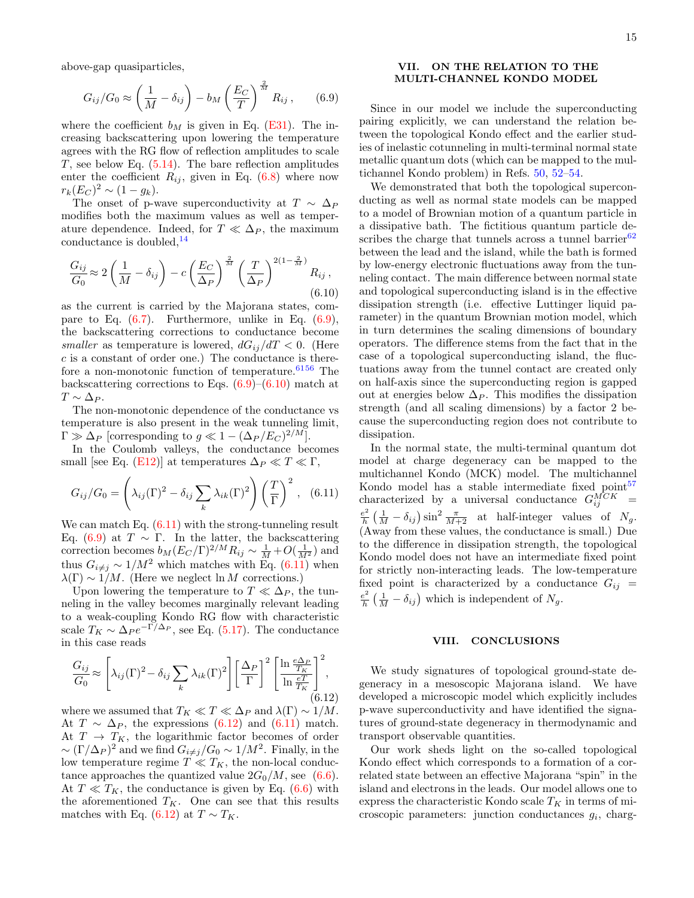above-gap quasiparticles,

$$G_{ij}/G_0 \approx \left(\frac{1}{M} - \delta_{ij}\right) - b_M \left(\frac{E_C}{T}\right)^{\frac{2}{M}} R_{ij}\,, \qquad (6.9)$$

where the coefficient $b_M$ is given in Eq. (E31). The increasing backscattering upon lowering the temperature agrees with the RG flow of reflection amplitudes to scale $T$, see below Eq. (5.14). The bare reflection amplitudes enter the coefficient $R_{ij}$, given in Eq. (6.8) where now $r_k(E_C)^2 \sim (1 - g_k)$.

The onset of p-wave superconductivity at $T \sim \Delta_P$ modifies both the maximum values as well as temperature dependence. Indeed, for $T \ll \Delta_P$, the maximum conductance is doubled,[14]

$$\frac{G_{ij}}{G_0} \approx 2\left(\frac{1}{M} - \delta_{ij}\right) - c\left(\frac{E_C}{\Delta_P}\right)^{\frac{2}{M}} \left(\frac{T}{\Delta_P}\right)^{2(1-\frac{2}{M})} R_{ij}\,, \qquad (6.10)$$

as the current is carried by the Majorana states, compare to Eq. (6.7). Furthermore, unlike in Eq. (6.9), the backscattering corrections to conductance become *smaller* as temperature is lowered, $dG_{ij}/dT < 0$. (Here $c$ is a constant of order one.) The conductance is therefore a non-monotonic function of temperature.[61,56] The backscattering corrections to Eqs. (6.9)–(6.10) match at $T \sim \Delta_P$.

The non-monotonic dependence of the conductance vs temperature is also present in the weak tunneling limit, $\Gamma \gg \Delta_P$ [corresponding to $g \ll 1 - (\Delta_P/E_C)^{2/M}$].

In the Coulomb valleys, the conductance becomes small [see Eq. (E12)] at temperatures $\Delta_P \ll T \ll \Gamma$,

$$G_{ij}/G_0 = \left(\lambda_{ij}(\Gamma)^2 - \delta_{ij}\sum_k \lambda_{ik}(\Gamma)^2\right)\left(\frac{T}{\Gamma}\right)^2, \quad (6.11)$$

We can match Eq. (6.11) with the strong-tunneling result Eq. (6.9) at $T \sim \Gamma$. In the latter, the backscattering correction becomes $b_M(E_C/\Gamma)^{2/M}R_{ij} \sim \frac{1}{M} + O(\frac{1}{M^2})$ and thus $G_{i\neq j} \sim 1/M^2$ which matches with Eq. (6.11) when $\lambda(\Gamma) \sim 1/M$. (Here we neglect $\ln M$ corrections.)

Upon lowering the temperature to $T \ll \Delta_P$, the tunneling in the valley becomes marginally relevant leading to a weak-coupling Kondo RG flow with characteristic scale $T_K \sim \Delta_P e^{-\Gamma/\Delta_P}$, see Eq. (5.17). The conductance in this case reads

$$\frac{G_{ij}}{G_0} \approx \left[\lambda_{ij}(\Gamma)^2 - \delta_{ij}\sum_k \lambda_{ik}(\Gamma)^2\right]\left[\frac{\Delta_P}{\Gamma}\right]^2 \left[\frac{\ln\frac{e\Delta_P}{T_K}}{\ln\frac{eT}{T_K}}\right]^2, \qquad (6.12)$$

where we assumed that $T_K \ll T \ll \Delta_P$ and $\lambda(\Gamma) \sim 1/M$. At $T \sim \Delta_P$, the expressions (6.12) and (6.11) match. At $T \to T_K$, the logarithmic factor becomes of order $\sim (\Gamma/\Delta_P)^2$ and we find $G_{i\neq j}/G_0 \sim 1/M^2$. Finally, in the low temperature regime $T \ll T_K$, the non-local conductance approaches the quantized value $2G_0/M$, see (6.6). At $T \ll T_K$, the conductance is given by Eq. (6.6) with the aforementioned $T_K$. One can see that this results matches with Eq. (6.12) at $T \sim T_K$.

## VII. ON THE RELATION TO THE MULTI-CHANNEL KONDO MODEL

Since in our model we include the superconducting pairing explicitly, we can understand the relation between the topological Kondo effect and the earlier studies of inelastic cotunneling in multi-terminal normal state metallic quantum dots (which can be mapped to the multichannel Kondo problem) in Refs. 50, 52–54.

We demonstrated that both the topological superconducting as well as normal state models can be mapped to a model of Brownian motion of a quantum particle in a dissipative bath. The fictitious quantum particle describes the charge that tunnels across a tunnel barrier[62] between the lead and the island, while the bath is formed by low-energy electronic fluctuations away from the tunneling contact. The main difference between normal state and topological superconducting island is in the effective dissipation strength (i.e. effective Luttinger liquid parameter) in the quantum Brownian motion model, which in turn determines the scaling dimensions of boundary operators. The difference stems from the fact that in the case of a topological superconducting island, the fluctuations away from the tunnel contact are created only on half-axis since the superconducting region is gapped out at energies below $\Delta_P$. This modifies the dissipation strength (and all scaling dimensions) by a factor 2 because the superconducting region does not contribute to dissipation.

In the normal state, the multi-terminal quantum dot model at charge degeneracy can be mapped to the multichannel Kondo (MCK) model. The multichannel Kondo model has a stable intermediate fixed point[57] characterized by a universal conductance $G_{ij}^{MCK} = \frac{e^2}{h}\left(\frac{1}{M} - \delta_{ij}\right)\sin^2\frac{\pi}{M+2}$ at half-integer values of $N_g$. (Away from these values, the conductance is small.) Due to the difference in dissipation strength, the topological Kondo model does not have an intermediate fixed point for strictly non-interacting leads. The low-temperature fixed point is characterized by a conductance $G_{ij} = \frac{e^2}{h}\left(\frac{1}{M} - \delta_{ij}\right)$ which is independent of $N_g$.

## VIII. CONCLUSIONS

We study signatures of topological ground-state degeneracy in a mesoscopic Majorana island. We have developed a microscopic model which explicitly includes p-wave superconductivity and have identified the signatures of ground-state degeneracy in thermodynamic and transport observable quantities.

Our work sheds light on the so-called topological Kondo effect which corresponds to a formation of a correlated state between an effective Majorana "spin" in the island and electrons in the leads. Our model allows one to express the characteristic Kondo scale $T_K$ in terms of microscopic parameters: junction conductances $g_i$, charg-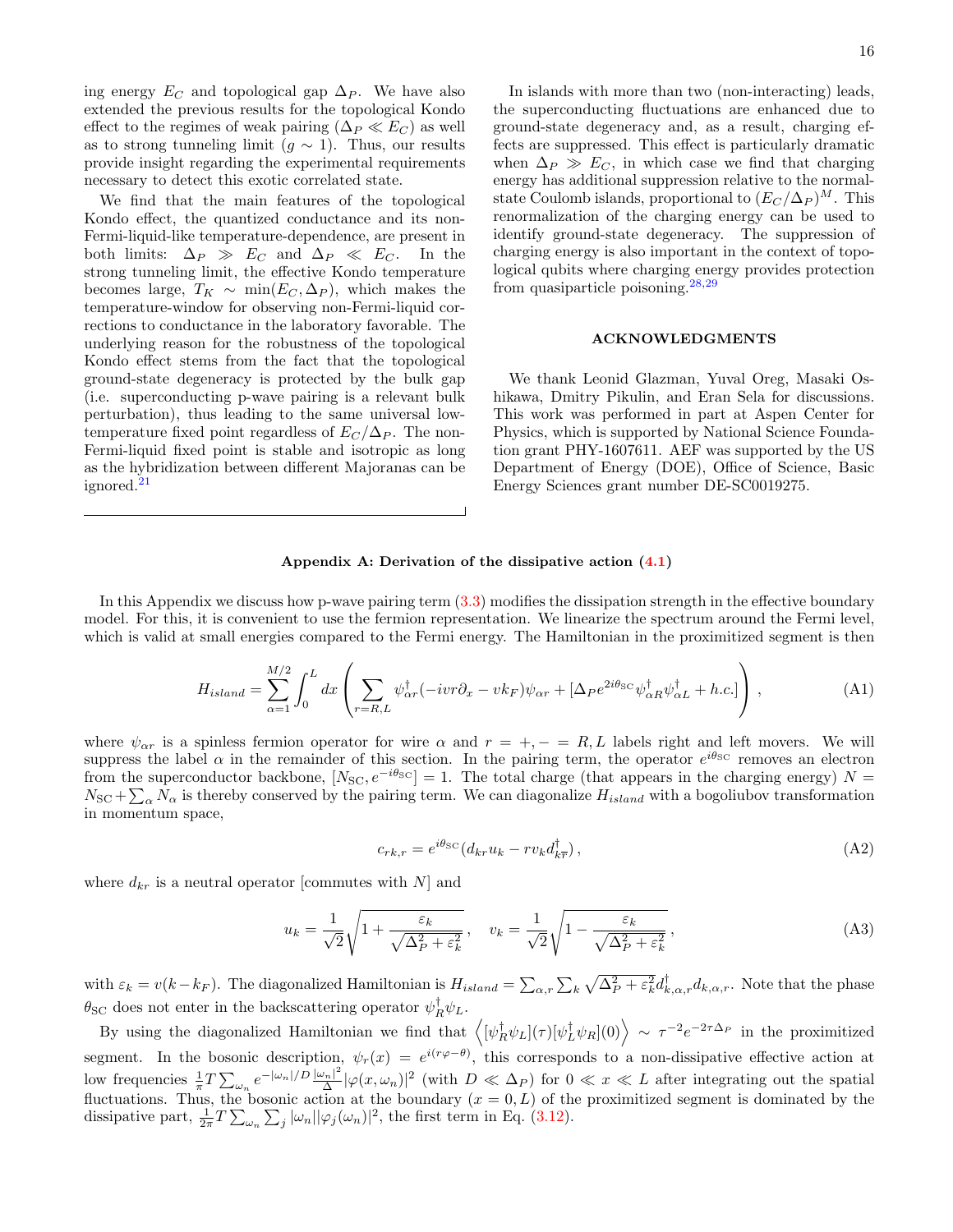ing energy $E_C$ and topological gap $\Delta_P$. We have also extended the previous results for the topological Kondo effect to the regimes of weak pairing ($\Delta_P \ll E_C$) as well as to strong tunneling limit ($g \sim 1$). Thus, our results provide insight regarding the experimental requirements necessary to detect this exotic correlated state.

We find that the main features of the topological Kondo effect, the quantized conductance and its non-Fermi-liquid-like temperature-dependence, are present in both limits: $\Delta_P \gg E_C$ and $\Delta_P \ll E_C$. In the strong tunneling limit, the effective Kondo temperature becomes large, $T_K \sim \min(E_C, \Delta_P)$, which makes the temperature-window for observing non-Fermi-liquid corrections to conductance in the laboratory favorable. The underlying reason for the robustness of the topological Kondo effect stems from the fact that the topological ground-state degeneracy is protected by the bulk gap (i.e. superconducting p-wave pairing is a relevant bulk perturbation), thus leading to the same universal low-temperature fixed point regardless of $E_C/\Delta_P$. The non-Fermi-liquid fixed point is stable and isotropic as long as the hybridization between different Majoranas can be ignored.[21]

In islands with more than two (non-interacting) leads, the superconducting fluctuations are enhanced due to ground-state degeneracy and, as a result, charging effects are suppressed. This effect is particularly dramatic when $\Delta_P \gg E_C$, in which case we find that charging energy has additional suppression relative to the normal-state Coulomb islands, proportional to $(E_C/\Delta_P)^M$. This renormalization of the charging energy can be used to identify ground-state degeneracy. The suppression of charging energy is also important in the context of topological qubits where charging energy provides protection from quasiparticle poisoning.[28,29]

## ACKNOWLEDGMENTS

We thank Leonid Glazman, Yuval Oreg, Masaki Oshikawa, Dmitry Pikulin, and Eran Sela for discussions. This work was performed in part at Aspen Center for Physics, which is supported by National Science Foundation grant PHY-1607611. AEF was supported by the US Department of Energy (DOE), Office of Science, Basic Energy Sciences grant number DE-SC0019275.

## Appendix A: Derivation of the dissipative action (4.1)

In this Appendix we discuss how p-wave pairing term (3.3) modifies the dissipation strength in the effective boundary model. For this, it is convenient to use the fermion representation. We linearize the spectrum around the Fermi level, which is valid at small energies compared to the Fermi energy. The Hamiltonian in the proximitized segment is then

$$H_{island} = \sum_{\alpha=1}^{M/2} \int_0^L dx \left( \sum_{r=R,L} \psi^\dagger_{\alpha r}(-ivr\partial_x - vk_F)\psi_{\alpha r} + [\Delta_P e^{2i\theta_{\rm SC}} \psi^\dagger_{\alpha R}\psi^\dagger_{\alpha L} + h.c.] \right), \tag{A1}$$

where $\psi_{\alpha r}$ is a spinless fermion operator for wire $\alpha$ and $r = +, - = R, L$ labels right and left movers. We will suppress the label $\alpha$ in the remainder of this section. In the pairing term, the operator $e^{i\theta_{\rm SC}}$ removes an electron from the superconductor backbone, $[N_{\rm SC}, e^{-i\theta_{\rm SC}}] = 1$. The total charge (that appears in the charging energy) $N = N_{\rm SC} + \sum_\alpha N_\alpha$ is thereby conserved by the pairing term. We can diagonalize $H_{island}$ with a bogoliubov transformation in momentum space,

$$c_{rk,r} = e^{i\theta_{\rm SC}}(d_{kr}u_k - rv_k d^\dagger_{k\overline{r}}), \tag{A2}$$

where $d_{kr}$ is a neutral operator [commutes with $N$] and

$$u_k = \frac{1}{\sqrt{2}}\sqrt{1 + \frac{\varepsilon_k}{\sqrt{\Delta_P^2 + \varepsilon_k^2}}}, \quad v_k = \frac{1}{\sqrt{2}}\sqrt{1 - \frac{\varepsilon_k}{\sqrt{\Delta_P^2 + \varepsilon_k^2}}}, \tag{A3}$$

with $\varepsilon_k = v(k - k_F)$. The diagonalized Hamiltonian is $H_{island} = \sum_{\alpha,r}\sum_k \sqrt{\Delta_P^2 + \varepsilon_k^2} d^\dagger_{k,\alpha,r} d_{k,\alpha,r}$. Note that the phase $\theta_{\rm SC}$ does not enter in the backscattering operator $\psi^\dagger_R \psi_L$.

By using the diagonalized Hamiltonian we find that $\left\langle [\psi^\dagger_R\psi_L](\tau)[\psi^\dagger_L\psi_R](0)\right\rangle \sim \tau^{-2}e^{-2\tau\Delta_P}$ in the proximitized segment. In the bosonic description, $\psi_r(x) = e^{i(r\varphi - \theta)}$, this corresponds to a non-dissipative effective action at low frequencies $\frac{1}{\pi}T\sum_{\omega_n} e^{-|\omega_n|/D}\frac{|\omega_n|^2}{\Delta}|\varphi(x,\omega_n)|^2$ (with $D \ll \Delta_P$) for $0 \ll x \ll L$ after integrating out the spatial fluctuations. Thus, the bosonic action at the boundary ($x = 0, L$) of the proximitized segment is dominated by the dissipative part, $\frac{1}{2\pi}T\sum_{\omega_n}\sum_j |\omega_n||\varphi_j(\omega_n)|^2$, the first term in Eq. (3.12).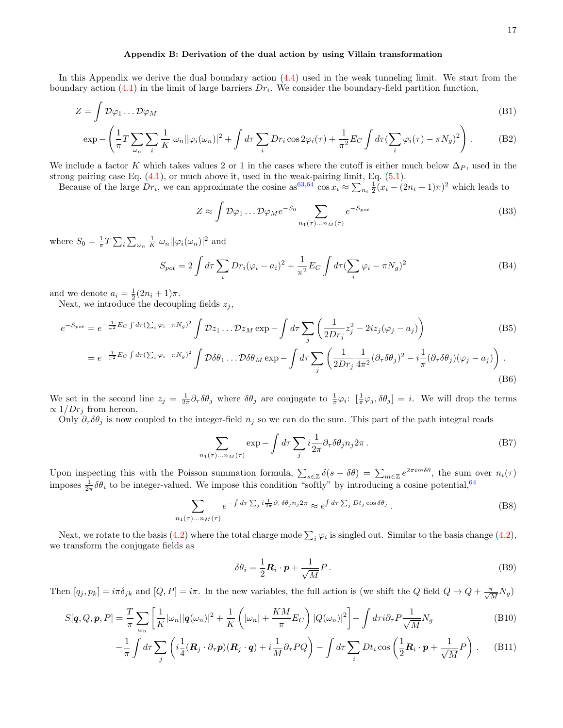## Appendix B: Derivation of the dual action by using Villain transformation

In this Appendix we derive the dual boundary action (4.4) used in the weak tunneling limit. We start from the boundary action (4.1) in the limit of large barriers $Dr_i$. We consider the boundary-field partition function,

$$Z = \int \mathcal{D}\varphi_1 \ldots \mathcal{D}\varphi_M \tag{B1}$$

$$\exp - \left( \frac{1}{\pi} T \sum_{\omega_n} \sum_i \frac{1}{K} |\omega_n| |\varphi_i(\omega_n)|^2 + \int d\tau \sum_i Dr_i \cos 2\varphi_i(\tau) + \frac{1}{\pi^2} E_C \int d\tau (\sum_i \varphi_i(\tau) - \pi N_g)^2 \right) . \tag{B2}$$

We include a factor $K$ which takes values 2 or 1 in the cases where the cutoff is either much below $\Delta_P$, used in the strong pairing case Eq. (4.1), or much above it, used in the weak-pairing limit, Eq. (5.1).

Because of the large $Dr_i$, we can approximate the cosine as[63,64] $\cos x_i \approx \sum_{n_i} \frac{1}{2}(x_i - (2n_i + 1)\pi)^2$ which leads to

$$Z \approx \int \mathcal{D}\varphi_1 \ldots \mathcal{D}\varphi_M e^{-S_0} \sum_{n_1(\tau) \ldots n_M(\tau)} e^{-S_{pot}} \tag{B3}$$

where $S_0 = \frac{1}{\pi} T \sum_i \sum_{\omega_n} \frac{1}{K} |\omega_n| |\varphi_i(\omega_n)|^2$ and

$$S_{pot} = 2 \int d\tau \sum_i Dr_i (\varphi_i - a_i)^2 + \frac{1}{\pi^2} E_C \int d\tau (\sum_i \varphi_i - \pi N_g)^2 \tag{B4}$$

and we denote $a_i = \frac{1}{2}(2n_i + 1)\pi$.

Next, we introduce the decoupling fields $z_j$,

$$e^{-S_{pot}} = e^{-\frac{1}{\pi^2} E_C \int d\tau (\sum_i \varphi_i - \pi N_g)^2} \int \mathcal{D}z_1 \ldots \mathcal{D}z_M \exp - \int d\tau \sum_j \left( \frac{1}{2Dr_j} z_j^2 - 2iz_j(\varphi_j - a_j) \right) \tag{B5}$$

$$= e^{-\frac{1}{\pi^2} E_C \int d\tau (\sum_i \varphi_i - \pi N_g)^2} \int \mathcal{D}\delta\theta_1 \ldots \mathcal{D}\delta\theta_M \exp - \int d\tau \sum_j \left( \frac{1}{2Dr_j} \frac{1}{4\pi^2} (\partial_\tau \delta\theta_j)^2 - i \frac{1}{\pi} (\partial_\tau \delta\theta_j)(\varphi_j - a_j) \right) . \tag{B6}$$

We set in the second line $z_j = \frac{1}{2\pi} \partial_\tau \delta\theta_j$ where $\delta\theta_j$ are conjugate to $\frac{1}{\pi}\varphi_i$: $[\frac{1}{\pi}\varphi_j, \delta\theta_j] = i$. We will drop the terms $\propto 1/Dr_j$ from hereon.

Only $\partial_\tau \delta\theta_j$ is now coupled to the integer-field $n_j$ so we can do the sum. This part of the path integral reads

$$\sum_{n_1(\tau) \ldots n_M(\tau)} \exp - \int d\tau \sum_j i \frac{1}{2\pi} \partial_\tau \delta\theta_j n_j 2\pi \, . \tag{B7}$$

Upon inspecting this with the Poisson summation formula, $\sum_{s \in \mathbb{Z}} \delta(s - \delta\theta) = \sum_{m \in \mathbb{Z}} e^{2\pi i m \delta\theta}$, the sum over $n_i(\tau)$ imposes $\frac{1}{2\pi}\delta\theta_i$ to be integer-valued. We impose this condition "softly" by introducing a cosine potential,[64]

$$\sum_{n_1(\tau) \ldots n_M(\tau)} e^{-\int d\tau \sum_j i \frac{1}{2\pi} \partial_\tau \delta\theta_j n_j 2\pi} \approx e^{\int d\tau \sum_j Dt_j \cos \delta\theta_j} \, . \tag{B8}$$

Next, we rotate to the basis (4.2) where the total charge mode $\sum_i \varphi_i$ is singled out. Similar to the basis change (4.2), we transform the conjugate fields as

$$\delta\theta_i = \frac{1}{2} \boldsymbol{R}_i \cdot \boldsymbol{p} + \frac{1}{\sqrt{M}} P \, . \tag{B9}$$

Then $[q_j, p_k] = i\pi\delta_{jk}$ and $[Q, P] = i\pi$. In the new variables, the full action is (we shift the $Q$ field $Q \to Q + \frac{\pi}{\sqrt{M}} N_g$)

$$S[\boldsymbol{q}, Q, \boldsymbol{p}, P] = \frac{T}{\pi} \sum_{\omega_n} \left[ \frac{1}{K} |\omega_n| |\boldsymbol{q}(\omega_n)|^2 + \frac{1}{K} \left( |\omega_n| + \frac{KM}{\pi} E_C \right) |Q(\omega_n)|^2 \right] - \int d\tau i \partial_\tau P \frac{1}{\sqrt{M}} N_g \tag{B10}$$

$$- \frac{1}{\pi} \int d\tau \sum_j \left( i \frac{1}{4} (\boldsymbol{R}_j \cdot \partial_\tau \boldsymbol{p})(\boldsymbol{R}_j \cdot \boldsymbol{q}) + i \frac{1}{M} \partial_\tau P Q \right) - \int d\tau \sum_i Dt_i \cos \left( \frac{1}{2} \boldsymbol{R}_i \cdot \boldsymbol{p} + \frac{1}{\sqrt{M}} P \right) . \tag{B11}$$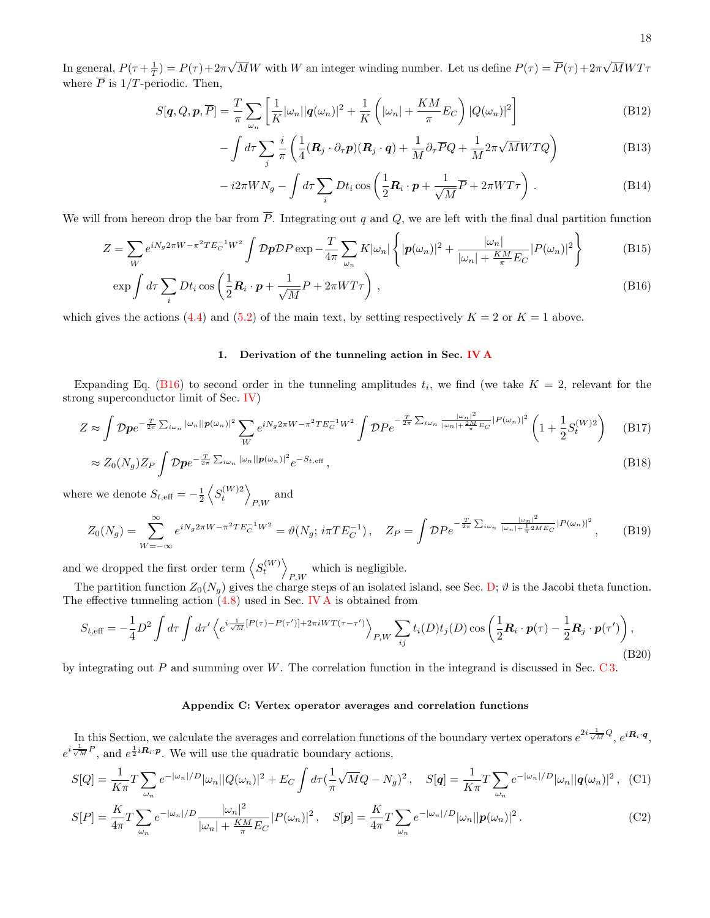In general, $P(\tau+\frac{1}{T}) = P(\tau)+2\pi\sqrt{M}W$ with $W$ an integer winding number. Let us define $P(\tau) = \overline{P}(\tau)+2\pi\sqrt{M}WT\tau$ where $\overline{P}$ is $1/T$-periodic. Then,

$$S[\boldsymbol{q}, Q, \boldsymbol{p}, \overline{P}] = \frac{T}{\pi}\sum_{\omega_n}\left[\frac{1}{K}|\omega_n||\boldsymbol{q}(\omega_n)|^2 + \frac{1}{K}\left(|\omega_n| + \frac{KM}{\pi}E_C\right)|Q(\omega_n)|^2\right] \tag{B12}$$

$$-\int d\tau \sum_j \frac{i}{\pi}\left(\frac{1}{4}(\boldsymbol{R}_j\cdot\partial_\tau \boldsymbol{p})(\boldsymbol{R}_j\cdot\boldsymbol{q}) + \frac{1}{M}\partial_\tau \overline{P}Q + \frac{1}{M}2\pi\sqrt{M}WTQ\right) \tag{B13}$$

$$-\, i2\pi W N_g - \int d\tau \sum_i Dt_i \cos\left(\frac{1}{2}\boldsymbol{R}_i\cdot\boldsymbol{p} + \frac{1}{\sqrt{M}}\overline{P} + 2\pi WT\tau\right). \tag{B14}$$

We will from hereon drop the bar from $\overline{P}$. Integrating out $q$ and $Q$, we are left with the final dual partition function

$$Z = \sum_W e^{iN_g 2\pi W - \pi^2 T E_C^{-1} W^2}\int \mathcal{D}\boldsymbol{p}\mathcal{D}P \exp -\frac{T}{4\pi}\sum_{\omega_n} K|\omega_n|\left\{|\boldsymbol{p}(\omega_n)|^2 + \frac{|\omega_n|}{|\omega_n| + \frac{KM}{\pi}E_C}|P(\omega_n)|^2\right\} \tag{B15}$$

$$\exp\int d\tau \sum_i Dt_i \cos\left(\frac{1}{2}\boldsymbol{R}_i\cdot\boldsymbol{p} + \frac{1}{\sqrt{M}}P + 2\pi WT\tau\right), \tag{B16}$$

which gives the actions (4.4) and (5.2) of the main text, by setting respectively $K=2$ or $K=1$ above.

### 1. Derivation of the tunneling action in Sec. IV A

Expanding Eq. (B16) to second order in the tunneling amplitudes $t_i$, we find (we take $K=2$, relevant for the strong superconductor limit of Sec. IV)

$$Z \approx \int \mathcal{D}\boldsymbol{p} e^{-\frac{T}{2\pi}\sum_{i\omega_n}|\omega_n||\boldsymbol{p}(\omega_n)|^2}\sum_W e^{iN_g 2\pi W - \pi^2 T E_C^{-1}W^2}\int \mathcal{D}P e^{-\frac{T}{2\pi}\sum_{i\omega_n}\frac{|\omega_n|^2}{|\omega_n| + \frac{2M}{\pi}E_C}|P(\omega_n)|^2}\left(1 + \frac{1}{2}S_t^{(W)2}\right) \tag{B17}$$

$$\approx Z_0(N_g)Z_P\int \mathcal{D}\boldsymbol{p} e^{-\frac{T}{2\pi}\sum_{i\omega_n}|\omega_n||\boldsymbol{p}(\omega_n)|^2}e^{-S_{t,\text{eff}}}, \tag{B18}$$

where we denote $S_{t,\text{eff}} = -\frac{1}{2}\left\langle S_t^{(W)2}\right\rangle_{P,W}$ and

$$Z_0(N_g) = \sum_{W=-\infty}^{\infty} e^{iN_g 2\pi W - \pi^2 T E_C^{-1}W^2} = \vartheta(N_g;\, i\pi T E_C^{-1}), \quad Z_P = \int \mathcal{D}P e^{-\frac{T}{2\pi}\sum_{i\omega_n}\frac{|\omega_n|^2}{|\omega_n| + \frac{1}{\pi}2ME_C}|P(\omega_n)|^2}, \tag{B19}$$

and we dropped the first order term $\left\langle S_t^{(W)}\right\rangle_{P,W}$ which is negligible.

The partition function $Z_0(N_g)$ gives the charge steps of an isolated island, see Sec. D; $\vartheta$ is the Jacobi theta function. The effective tunneling action (4.8) used in Sec. IV A is obtained from

$$S_{t,\text{eff}} = -\frac{1}{4}D^2\int d\tau \int d\tau' \left\langle e^{i\frac{1}{\sqrt{M}}[P(\tau) - P(\tau')] + 2\pi i WT(\tau-\tau')}\right\rangle_{P,W}\sum_{ij} t_i(D)t_j(D)\cos\left(\frac{1}{2}\boldsymbol{R}_i\cdot\boldsymbol{p}(\tau) - \frac{1}{2}\boldsymbol{R}_j\cdot\boldsymbol{p}(\tau')\right), \tag{B20}$$

by integrating out $P$ and summing over $W$. The correlation function in the integrand is discussed in Sec. C 3.

## Appendix C: Vertex operator averages and correlation functions

In this Section, we calculate the averages and correlation functions of the boundary vertex operators $e^{2i\frac{1}{\sqrt{M}}Q}$, $e^{i\boldsymbol{R}_i\cdot\boldsymbol{q}}$, $e^{i\frac{1}{\sqrt{M}}P}$, and $e^{\frac{1}{2}i\boldsymbol{R}_i\cdot\boldsymbol{p}}$. We will use the quadratic boundary actions,

$$S[Q] = \frac{1}{K\pi}T\sum_{\omega_n} e^{-|\omega_n|/D}|\omega_n||Q(\omega_n)|^2 + E_C\int d\tau\left(\frac{1}{\pi}\sqrt{M}Q - N_g\right)^2, \quad S[\boldsymbol{q}] = \frac{1}{K\pi}T\sum_{\omega_n} e^{-|\omega_n|/D}|\omega_n||\boldsymbol{q}(\omega_n)|^2, \tag{C1}$$

$$S[P] = \frac{K}{4\pi}T\sum_{\omega_n} e^{-|\omega_n|/D}\frac{|\omega_n|^2}{|\omega_n| + \frac{KM}{\pi}E_C}|P(\omega_n)|^2, \quad S[\boldsymbol{p}] = \frac{K}{4\pi}T\sum_{\omega_n} e^{-|\omega_n|/D}|\omega_n||\boldsymbol{p}(\omega_n)|^2. \tag{C2}$$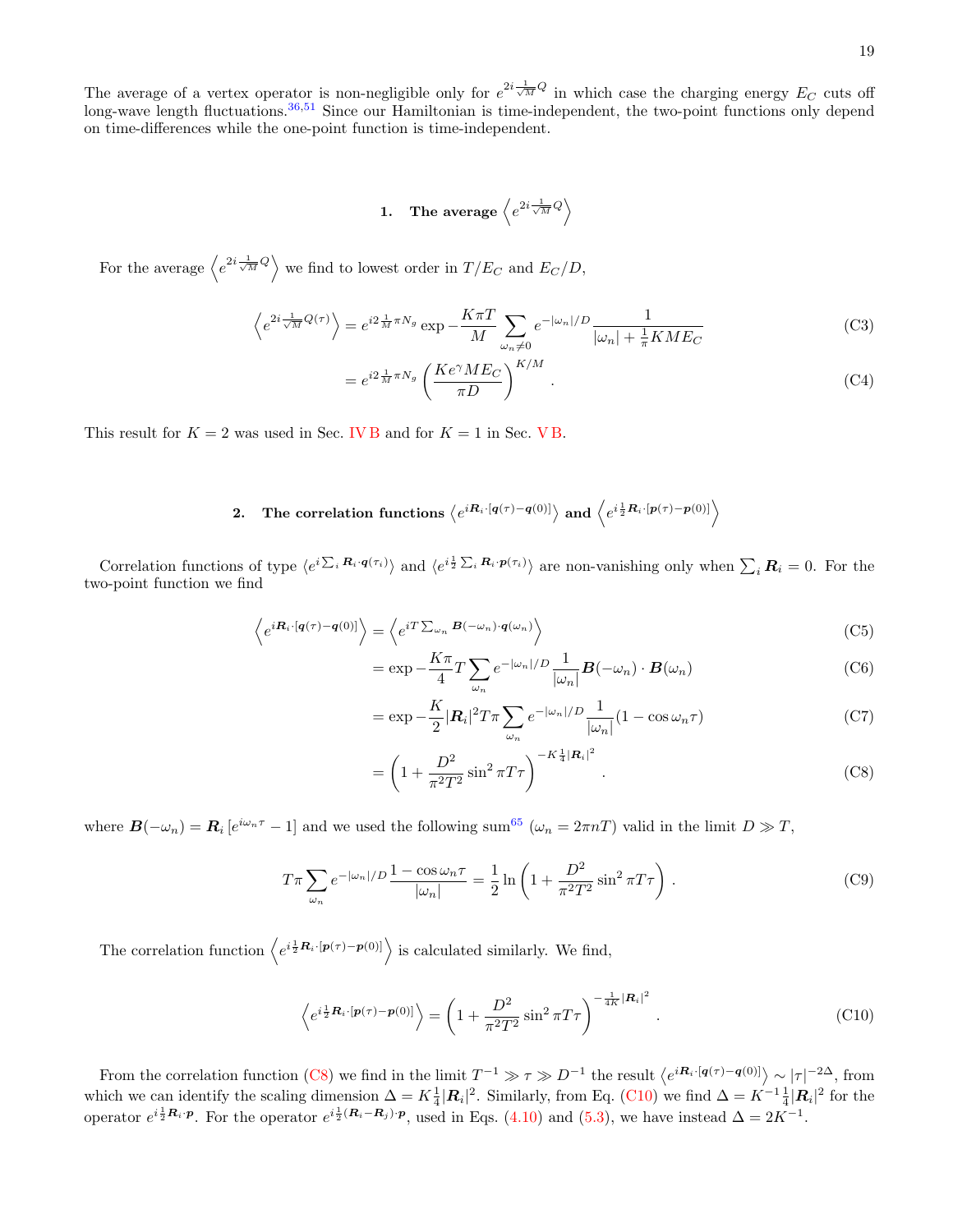The average of a vertex operator is non-negligible only for $e^{2i\frac{1}{\sqrt{M}}Q}$ in which case the charging energy $E_C$ cuts off long-wave length fluctuations.[36,51] Since our Hamiltonian is time-independent, the two-point functions only depend on time-differences while the one-point function is time-independent.

### 1. The average $\left\langle e^{2i\frac{1}{\sqrt{M}}Q}\right\rangle$

For the average $\left\langle e^{2i\frac{1}{\sqrt{M}}Q}\right\rangle$ we find to lowest order in $T/E_C$ and $E_C/D$,

$$\left\langle e^{2i\frac{1}{\sqrt{M}}Q(\tau)}\right\rangle = e^{i2\frac{1}{M}\pi N_g}\exp -\frac{K\pi T}{M}\sum_{\omega_n\neq 0} e^{-|\omega_n|/D}\frac{1}{|\omega_n|+\frac{1}{\pi}KME_C} \tag{C3}$$

$$= e^{i2\frac{1}{M}\pi N_g}\left(\frac{Ke^{\gamma}ME_C}{\pi D}\right)^{K/M}. \tag{C4}$$

This result for $K=2$ was used in Sec. IV B and for $K=1$ in Sec. V B.

### 2. The correlation functions $\left\langle e^{i\boldsymbol{R}_i\cdot[\boldsymbol{q}(\tau)-\boldsymbol{q}(0)]}\right\rangle$ and $\left\langle e^{i\frac{1}{2}\boldsymbol{R}_i\cdot[\boldsymbol{p}(\tau)-\boldsymbol{p}(0)]}\right\rangle$

Correlation functions of type $\langle e^{i\sum_i \boldsymbol{R}_i\cdot\boldsymbol{q}(\tau_i)}\rangle$ and $\langle e^{i\frac{1}{2}\sum_i \boldsymbol{R}_i\cdot\boldsymbol{p}(\tau_i)}\rangle$ are non-vanishing only when $\sum_i \boldsymbol{R}_i = 0$. For the two-point function we find

$$\left\langle e^{i\boldsymbol{R}_i\cdot[\boldsymbol{q}(\tau)-\boldsymbol{q}(0)]}\right\rangle = \left\langle e^{iT\sum_{\omega_n}\boldsymbol{B}(-\omega_n)\cdot\boldsymbol{q}(\omega_n)}\right\rangle \tag{C5}$$

$$= \exp -\frac{K\pi}{4}T\sum_{\omega_n} e^{-|\omega_n|/D}\frac{1}{|\omega_n|}\boldsymbol{B}(-\omega_n)\cdot\boldsymbol{B}(\omega_n) \tag{C6}$$

$$= \exp -\frac{K}{2}|\boldsymbol{R}_i|^2 T\pi\sum_{\omega_n} e^{-|\omega_n|/D}\frac{1}{|\omega_n|}(1-\cos\omega_n\tau) \tag{C7}$$

$$= \left(1+\frac{D^2}{\pi^2T^2}\sin^2\pi T\tau\right)^{-K\frac{1}{4}|\boldsymbol{R}_i|^2}. \tag{C8}$$

where $\boldsymbol{B}(-\omega_n) = \boldsymbol{R}_i\left[e^{i\omega_n\tau}-1\right]$ and we used the following sum[65] ($\omega_n = 2\pi nT$) valid in the limit $D\gg T$,

$$T\pi\sum_{\omega_n} e^{-|\omega_n|/D}\frac{1-\cos\omega_n\tau}{|\omega_n|} = \frac{1}{2}\ln\left(1+\frac{D^2}{\pi^2T^2}\sin^2\pi T\tau\right). \tag{C9}$$

The correlation function $\left\langle e^{i\frac{1}{2}\boldsymbol{R}_i\cdot[\boldsymbol{p}(\tau)-\boldsymbol{p}(0)]}\right\rangle$ is calculated similarly. We find,

$$\left\langle e^{i\frac{1}{2}\boldsymbol{R}_i\cdot[\boldsymbol{p}(\tau)-\boldsymbol{p}(0)]}\right\rangle = \left(1+\frac{D^2}{\pi^2T^2}\sin^2\pi T\tau\right)^{-\frac{1}{4K}|\boldsymbol{R}_i|^2}. \tag{C10}$$

From the correlation function (C8) we find in the limit $T^{-1}\gg\tau\gg D^{-1}$ the result $\left\langle e^{i\boldsymbol{R}_i\cdot[\boldsymbol{q}(\tau)-\boldsymbol{q}(0)]}\right\rangle \sim |\tau|^{-2\Delta}$, from which we can identify the scaling dimension $\Delta = K\frac{1}{4}|\boldsymbol{R}_i|^2$. Similarly, from Eq. (C10) we find $\Delta = K^{-1}\frac{1}{4}|\boldsymbol{R}_i|^2$ for the operator $e^{i\frac{1}{2}\boldsymbol{R}_i\cdot\boldsymbol{p}}$. For the operator $e^{i\frac{1}{2}(\boldsymbol{R}_i-\boldsymbol{R}_j)\cdot\boldsymbol{p}}$, used in Eqs. (4.10) and (5.3), we have instead $\Delta = 2K^{-1}$.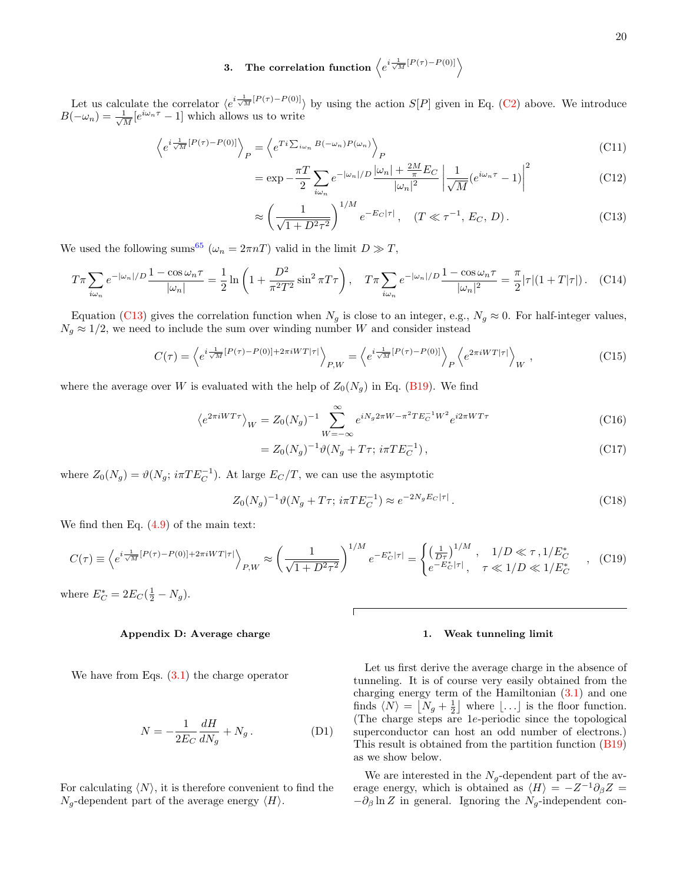### 3. The correlation function $\left\langle e^{i\frac{1}{\sqrt{M}}[P(\tau)-P(0)]}\right\rangle$

Let us calculate the correlator $\langle e^{i\frac{1}{\sqrt{M}}[P(\tau)-P(0)]}\rangle$ by using the action $S[P]$ given in Eq. (C2) above. We introduce $B(-\omega_n) = \frac{1}{\sqrt{M}}[e^{i\omega_n\tau} - 1]$ which allows us to write

$$\left\langle e^{i\frac{1}{\sqrt{M}}[P(\tau)-P(0)]}\right\rangle_P = \left\langle e^{Ti\sum_{i\omega_n} B(-\omega_n)P(\omega_n)}\right\rangle_P \tag{C11}$$

$$= \exp -\frac{\pi T}{2}\sum_{i\omega_n} e^{-|\omega_n|/D}\frac{|\omega_n| + \frac{2M}{\pi}E_C}{|\omega_n|^2}\left|\frac{1}{\sqrt{M}}(e^{i\omega_n\tau}-1)\right|^2 \tag{C12}$$

$$\approx \left(\frac{1}{\sqrt{1+D^2\tau^2}}\right)^{1/M} e^{-E_C|\tau|}\,, \quad (T \ll \tau^{-1},\, E_C,\, D)\,. \tag{C13}$$

We used the following sums[65] ($\omega_n = 2\pi n T$) valid in the limit $D \gg T$,

$$T\pi\sum_{i\omega_n} e^{-|\omega_n|/D}\frac{1-\cos\omega_n\tau}{|\omega_n|} = \frac{1}{2}\ln\left(1 + \frac{D^2}{\pi^2T^2}\sin^2\pi T\tau\right), \quad T\pi\sum_{i\omega_n} e^{-|\omega_n|/D}\frac{1-\cos\omega_n\tau}{|\omega_n|^2} = \frac{\pi}{2}|\tau|(1+T|\tau|)\,. \tag{C14}$$

Equation (C13) gives the correlation function when $N_g$ is close to an integer, e.g., $N_g \approx 0$. For half-integer values, $N_g \approx 1/2$, we need to include the sum over winding number $W$ and consider instead

$$C(\tau) = \left\langle e^{i\frac{1}{\sqrt{M}}[P(\tau)-P(0)] + 2\pi i W T|\tau|}\right\rangle_{P,W} = \left\langle e^{i\frac{1}{\sqrt{M}}[P(\tau)-P(0)]}\right\rangle_P \left\langle e^{2\pi i W T|\tau|}\right\rangle_W\,, \tag{C15}$$

where the average over $W$ is evaluated with the help of $Z_0(N_g)$ in Eq. (B19). We find

$$\left\langle e^{2\pi i W T\tau}\right\rangle_W = Z_0(N_g)^{-1}\sum_{W=-\infty}^{\infty} e^{iN_g 2\pi W - \pi^2 T E_C^{-1} W^2} e^{i2\pi W T\tau} \tag{C16}$$

$$= Z_0(N_g)^{-1}\vartheta(N_g + T\tau;\, i\pi T E_C^{-1})\,, \tag{C17}$$

where $Z_0(N_g) = \vartheta(N_g;\, i\pi T E_C^{-1})$. At large $E_C/T$, we can use the asymptotic

$$Z_0(N_g)^{-1}\vartheta(N_g + T\tau;\, i\pi T E_C^{-1}) \approx e^{-2N_g E_C|\tau|}\,. \tag{C18}$$

We find then Eq. (4.9) of the main text:

$$C(\tau) \equiv \left\langle e^{i\frac{1}{\sqrt{M}}[P(\tau)-P(0)] + 2\pi i W T|\tau|}\right\rangle_{P,W} \approx \left(\frac{1}{\sqrt{1+D^2\tau^2}}\right)^{1/M} e^{-E_C^*|\tau|} = \begin{cases} \left(\frac{1}{D\tau}\right)^{1/M}, & 1/D \ll \tau\,, 1/E_C^* \\ e^{-E_C^*|\tau|}\,, & \tau \ll 1/D \ll 1/E_C^* \end{cases}\,, \tag{C19}$$

where $E_C^* = 2E_C(\frac{1}{2} - N_g)$.

## Appendix D: Average charge

We have from Eqs. (3.1) the charge operator

$$N = -\frac{1}{2E_C}\frac{dH}{dN_g} + N_g\,. \tag{D1}$$

For calculating $\langle N\rangle$, it is therefore convenient to find the $N_g$-dependent part of the average energy $\langle H\rangle$.

### 1. Weak tunneling limit

Let us first derive the average charge in the absence of tunneling. It is of course very easily obtained from the charging energy term of the Hamiltonian (3.1) and one finds $\langle N\rangle = \lfloor N_g + \frac{1}{2}\rfloor$ where $\lfloor \dots \rfloor$ is the floor function. (The charge steps are $1e$-periodic since the topological superconductor can host an odd number of electrons.) This result is obtained from the partition function (B19) as we show below.

We are interested in the $N_g$-dependent part of the average energy, which is obtained as $\langle H\rangle = -Z^{-1}\partial_\beta Z = -\partial_\beta \ln Z$ in general. Ignoring the $N_g$-independent con-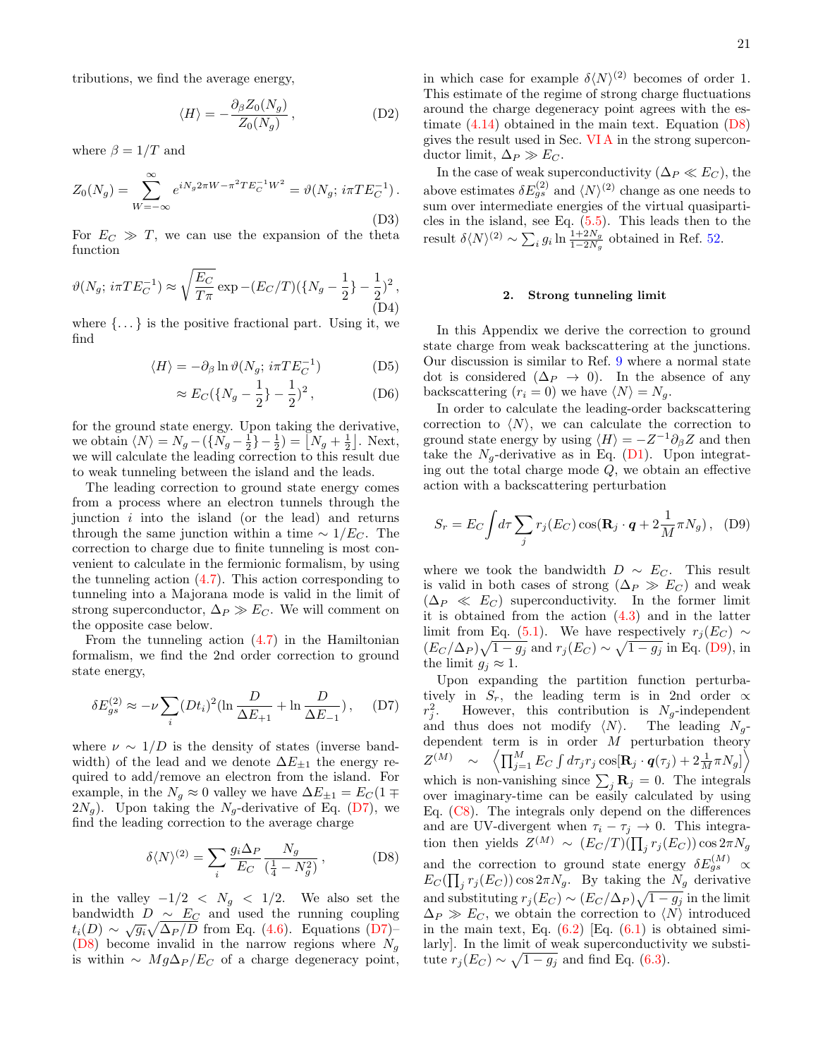tributions, we find the average energy,

$$\langle H\rangle = -\frac{\partial_\beta Z_0(N_g)}{Z_0(N_g)}\,, \tag{D2}$$

where $\beta = 1/T$ and

$$Z_0(N_g) = \sum_{W=-\infty}^{\infty} e^{iN_g 2\pi W - \pi^2 T E_C^{-1} W^2} = \vartheta(N_g;\, i\pi T E_C^{-1})\,. \tag{D3}$$

For $E_C \gg T$, we can use the expansion of the theta function

$$\vartheta(N_g;\, i\pi T E_C^{-1}) \approx \sqrt{\frac{E_C}{T\pi}}\exp -(E_C/T)(\{N_g - \frac{1}{2}\} - \frac{1}{2})^2\,, \tag{D4}$$

where $\{\dots\}$ is the positive fractional part. Using it, we find

$$\langle H\rangle = -\partial_\beta \ln \vartheta(N_g;\, i\pi T E_C^{-1}) \tag{D5}$$

$$\approx E_C(\{N_g - \frac{1}{2}\} - \frac{1}{2})^2\,, \tag{D6}$$

for the ground state energy. Upon taking the derivative, we obtain $\langle N\rangle = N_g - (\{N_g - \frac{1}{2}\} - \frac{1}{2}) = \lfloor N_g + \frac{1}{2}\rfloor$. Next, we will calculate the leading correction to this result due to weak tunneling between the island and the leads.

The leading correction to ground state energy comes from a process where an electron tunnels through the junction $i$ into the island (or the lead) and returns through the same junction within a time $\sim 1/E_C$. The correction to charge due to finite tunneling is most convenient to calculate in the fermionic formalism, by using the tunneling action (4.7). This action corresponding to tunneling into a Majorana mode is valid in the limit of strong superconductor, $\Delta_P \gg E_C$. We will comment on the opposite case below.

From the tunneling action (4.7) in the Hamiltonian formalism, we find the 2nd order correction to ground state energy,

$$\delta E_{gs}^{(2)} \approx -\nu \sum_i (Dt_i)^2 (\ln\frac{D}{\Delta E_{+1}} + \ln\frac{D}{\Delta E_{-1}})\,, \tag{D7}$$

where $\nu \sim 1/D$ is the density of states (inverse bandwidth) of the lead and we denote $\Delta E_{\pm 1}$ the energy required to add/remove an electron from the island. For example, in the $N_g \approx 0$ valley we have $\Delta E_{\pm 1} = E_C(1 \mp 2N_g)$. Upon taking the $N_g$-derivative of Eq. (D7), we find the leading correction to the average charge

$$\delta\langle N\rangle^{(2)} = \sum_i \frac{g_i \Delta_P}{E_C}\frac{N_g}{(\frac{1}{4} - N_g^2)}\,, \tag{D8}$$

in the valley $-1/2 < N_g < 1/2$. We also set the bandwidth $D \sim E_C$ and used the running coupling $t_i(D) \sim \sqrt{g_i}\sqrt{\Delta_P/D}$ from Eq. (4.6). Equations (D7)–(D8) become invalid in the narrow regions where $N_g$ is within $\sim M g \Delta_P/E_C$ of a charge degeneracy point, in which case for example $\delta\langle N\rangle^{(2)}$ becomes of order 1. This estimate of the regime of strong charge fluctuations around the charge degeneracy point agrees with the estimate (4.14) obtained in the main text. Equation (D8) gives the result used in Sec. VI A in the strong superconductor limit, $\Delta_P \gg E_C$.

In the case of weak superconductivity ($\Delta_P \ll E_C$), the above estimates $\delta E_{gs}^{(2)}$ and $\langle N\rangle^{(2)}$ change as one needs to sum over intermediate energies of the virtual quasiparticles in the island, see Eq. (5.5). This leads then to the result $\delta\langle N\rangle^{(2)} \sim \sum_i g_i \ln\frac{1+2N_g}{1-2N_g}$ obtained in Ref. 52.

### 2. Strong tunneling limit

In this Appendix we derive the correction to ground state charge from weak backscattering at the junctions. Our discussion is similar to Ref. 9 where a normal state dot is considered ($\Delta_P \to 0$). In the absence of any backscattering ($r_i = 0$) we have $\langle N\rangle = N_g$.

In order to calculate the leading-order backscattering correction to $\langle N\rangle$, we can calculate the correction to ground state energy by using $\langle H\rangle = -Z^{-1}\partial_\beta Z$ and then take the $N_g$-derivative as in Eq. (D1). Upon integrating out the total charge mode $Q$, we obtain an effective action with a backscattering perturbation

$$S_r = E_C \int d\tau \sum_j r_j(E_C)\cos(\mathbf{R}_j\cdot \boldsymbol{q} + 2\frac{1}{M}\pi N_g)\,, \tag{D9}$$

where we took the bandwidth $D \sim E_C$. This result is valid in both cases of strong ($\Delta_P \gg E_C$) and weak ($\Delta_P \ll E_C$) superconductivity. In the former limit it is obtained from the action (4.3) and in the latter limit from Eq. (5.1). We have respectively $r_j(E_C) \sim (E_C/\Delta_P)\sqrt{1-g_j}$ and $r_j(E_C) \sim \sqrt{1-g_j}$ in Eq. (D9), in the limit $g_j \approx 1$.

Upon expanding the partition function perturbatively in $S_r$, the leading term is in 2nd order $\propto r_j^2$. However, this contribution is $N_g$-independent and thus does not modify $\langle N\rangle$. The leading $N_g$-dependent term is in order $M$ perturbation theory $Z^{(M)} \sim \left\langle \prod_{j=1}^M E_C \int d\tau_j r_j \cos[\mathbf{R}_j\cdot\boldsymbol{q}(\tau_j) + 2\frac{1}{M}\pi N_g]\right\rangle$ which is non-vanishing since $\sum_j \mathbf{R}_j = 0$. The integrals over imaginary-time can be easily calculated by using Eq. (C8). The integrals only depend on the differences and are UV-divergent when $\tau_i - \tau_j \to 0$. This integration then yields $Z^{(M)} \sim (E_C/T)(\prod_j r_j(E_C))\cos 2\pi N_g$ and the correction to ground state energy $\delta E_{gs}^{(M)} \propto E_C(\prod_j r_j(E_C))\cos 2\pi N_g$. By taking the $N_g$ derivative and substituting $r_j(E_C) \sim (E_C/\Delta_P)\sqrt{1-g_j}$ in the limit $\Delta_P \gg E_C$, we obtain the correction to $\langle N\rangle$ introduced in the main text, Eq. (6.2) [Eq. (6.1) is obtained similarly]. In the limit of weak superconductivity we substitute $r_j(E_C) \sim \sqrt{1-g_j}$ and find Eq. (6.3).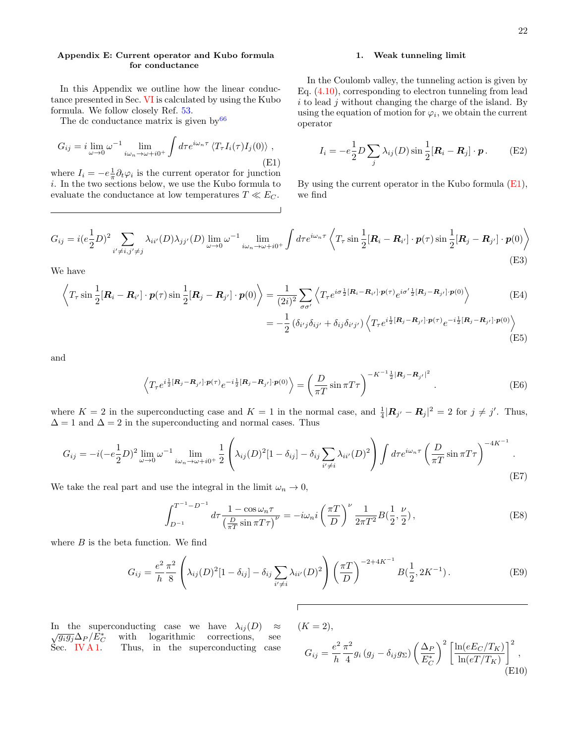## Appendix E: Current operator and Kubo formula for conductance

In this Appendix we outline how the linear conductance presented in Sec. VI is calculated by using the Kubo formula. We follow closely Ref. 53.

The dc conductance matrix is given by[66]

$$G_{ij} = i \lim_{\omega\to 0} \omega^{-1} \lim_{i\omega_n \to \omega + i0^+} \int d\tau e^{i\omega_n \tau} \left\langle T_\tau I_i(\tau) I_j(0) \right\rangle , \tag{E1}$$

where $I_i = -e\frac{1}{\pi}\partial_t \varphi_i$ is the current operator for junction $i$. In the two sections below, we use the Kubo formula to evaluate the conductance at low temperatures $T \ll E_C$.

### 1. Weak tunneling limit

In the Coulomb valley, the tunneling action is given by Eq. (4.10), corresponding to electron tunneling from lead $i$ to lead $j$ without changing the charge of the island. By using the equation of motion for $\varphi_i$, we obtain the current operator

$$I_i = -e\frac{1}{2}D\sum_j \lambda_{ij}(D)\sin\frac{1}{2}[\boldsymbol{R}_i - \boldsymbol{R}_j]\cdot\boldsymbol{p}\,. \tag{E2}$$

By using the current operator in the Kubo formula (E1), we find

$$G_{ij} = i(e\frac{1}{2}D)^2 \sum_{i'\neq i, j'\neq j} \lambda_{ii'}(D)\lambda_{jj'}(D) \lim_{\omega\to 0}\omega^{-1} \lim_{i\omega_n\to\omega+i0^+} \int d\tau e^{i\omega_n\tau} \left\langle T_\tau \sin\frac{1}{2}[\boldsymbol{R}_i - \boldsymbol{R}_{i'}]\cdot\boldsymbol{p}(\tau) \sin\frac{1}{2}[\boldsymbol{R}_j - \boldsymbol{R}_{j'}]\cdot\boldsymbol{p}(0)\right\rangle \tag{E3}$$

We have

$$\left\langle T_\tau \sin\frac{1}{2}[\boldsymbol{R}_i - \boldsymbol{R}_{i'}]\cdot\boldsymbol{p}(\tau) \sin\frac{1}{2}[\boldsymbol{R}_j - \boldsymbol{R}_{j'}]\cdot\boldsymbol{p}(0)\right\rangle = \frac{1}{(2i)^2}\sum_{\sigma\sigma'} \left\langle T_\tau e^{i\sigma\frac{1}{2}[\boldsymbol{R}_i - \boldsymbol{R}_{i'}]\cdot\boldsymbol{p}(\tau)} e^{i\sigma'\frac{1}{2}[\boldsymbol{R}_j - \boldsymbol{R}_{j'}]\cdot\boldsymbol{p}(0)}\right\rangle \tag{E4}$$

$$= -\frac{1}{2}\left(\delta_{i'j}\delta_{ij'} + \delta_{ij}\delta_{i'j'}\right)\left\langle T_\tau e^{i\frac{1}{2}[\boldsymbol{R}_j - \boldsymbol{R}_{j'}]\cdot\boldsymbol{p}(\tau)} e^{-i\frac{1}{2}[\boldsymbol{R}_j - \boldsymbol{R}_{j'}]\cdot\boldsymbol{p}(0)}\right\rangle \tag{E5}$$

and

$$\left\langle T_\tau e^{i\frac{1}{2}[\boldsymbol{R}_j - \boldsymbol{R}_{j'}]\cdot\boldsymbol{p}(\tau)} e^{-i\frac{1}{2}[\boldsymbol{R}_j - \boldsymbol{R}_{j'}]\cdot\boldsymbol{p}(0)}\right\rangle = \left(\frac{D}{\pi T}\sin\pi T\tau\right)^{-K^{-1}\frac{1}{2}|\boldsymbol{R}_j - \boldsymbol{R}_{j'}|^2}. \tag{E6}$$

where $K = 2$ in the superconducting case and $K = 1$ in the normal case, and $\frac{1}{4}|\boldsymbol{R}_{j'} - \boldsymbol{R}_j|^2 = 2$ for $j \neq j'$. Thus, $\Delta = 1$ and $\Delta = 2$ in the superconducting and normal cases. Thus

$$G_{ij} = -i(-e\frac{1}{2}D)^2 \lim_{\omega\to 0}\omega^{-1} \lim_{i\omega_n\to\omega+i0^+} \frac{1}{2}\left(\lambda_{ij}(D)^2[1-\delta_{ij}] - \delta_{ij}\sum_{i'\neq i}\lambda_{ii'}(D)^2\right)\int d\tau e^{i\omega_n\tau}\left(\frac{D}{\pi T}\sin\pi T\tau\right)^{-4K^{-1}}. \tag{E7}$$

We take the real part and use the integral in the limit $\omega_n \to 0$,

$$\int_{D^{-1}}^{T^{-1}-D^{-1}} d\tau \frac{1-\cos\omega_n\tau}{\left(\frac{D}{\pi T}\sin\pi T\tau\right)^\nu} = -i\omega_n i\left(\frac{\pi T}{D}\right)^\nu \frac{1}{2\pi T^2} B(\frac{1}{2},\frac{\nu}{2})\,, \tag{E8}$$

where $B$ is the beta function. We find

$$G_{ij} = \frac{e^2}{h}\frac{\pi^2}{8}\left(\lambda_{ij}(D)^2[1-\delta_{ij}] - \delta_{ij}\sum_{i'\neq i}\lambda_{ii'}(D)^2\right)\left(\frac{\pi T}{D}\right)^{-2+4K^{-1}} B(\frac{1}{2}, 2K^{-1})\,. \tag{E9}$$

In the superconducting case we have $\lambda_{ij}(D) \approx \sqrt{g_i g_j}\Delta_P/E_C^*$ with logarithmic corrections, see Sec. IV A 1. Thus, in the superconducting case $(K = 2)$,

$$G_{ij} = \frac{e^2}{h}\frac{\pi^2}{4} g_i\left(g_j - \delta_{ij}g_\Sigma\right)\left(\frac{\Delta_P}{E_C^*}\right)^2\left[\frac{\ln(eE_C/T_K)}{\ln(eT/T_K)}\right]^2, \tag{E10}$$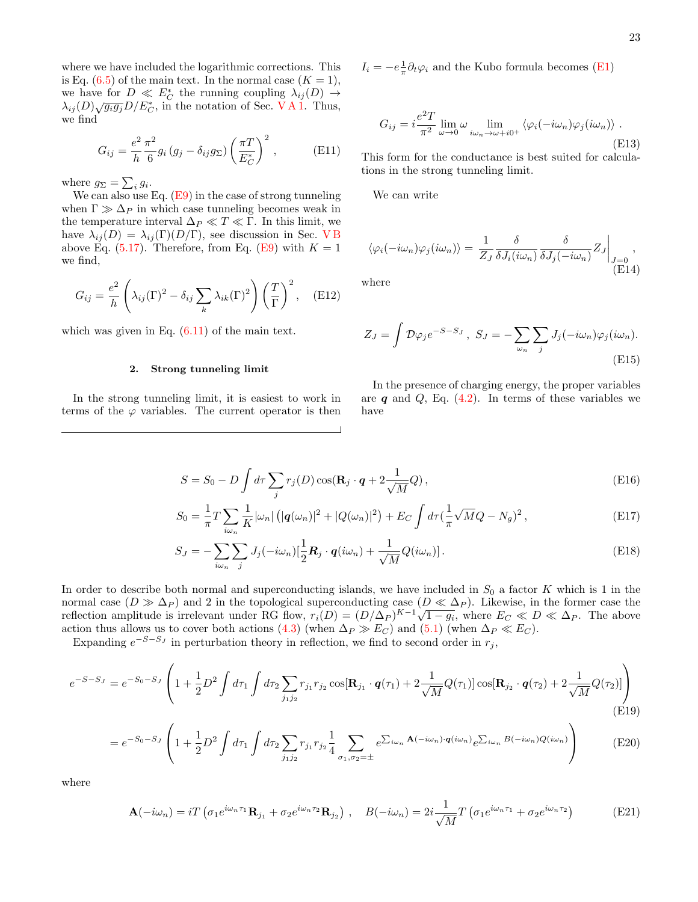where we have included the logarithmic corrections. This is Eq. (6.5) of the main text. In the normal case ($K = 1$), we have for $D \ll E_C^*$ the running coupling $\lambda_{ij}(D) \to \lambda_{ij}(D)\sqrt{g_i g_j} D/E_C^*$, in the notation of Sec. V A 1. Thus, we find

$$G_{ij} = \frac{e^2}{h}\frac{\pi^2}{6} g_i \left(g_j - \delta_{ij} g_\Sigma\right)\left(\frac{\pi T}{E_C^*}\right)^2 , \tag{E11}$$

where $g_\Sigma = \sum_i g_i$.

We can also use Eq. (E9) in the case of strong tunneling when $\Gamma \gg \Delta_P$ in which case tunneling becomes weak in the temperature interval $\Delta_P \ll T \ll \Gamma$. In this limit, we have $\lambda_{ij}(D) = \lambda_{ij}(\Gamma)(D/\Gamma)$, see discussion in Sec. V B above Eq. (5.17). Therefore, from Eq. (E9) with $K = 1$ we find,

$$G_{ij} = \frac{e^2}{h}\left(\lambda_{ij}(\Gamma)^2 - \delta_{ij}\sum_k \lambda_{ik}(\Gamma)^2\right)\left(\frac{T}{\Gamma}\right)^2 , \tag{E12}$$

which was given in Eq. (6.11) of the main text.

### 2. Strong tunneling limit

In the strong tunneling limit, it is easiest to work in terms of the $\varphi$ variables. The current operator is then $I_i = -e\frac{1}{\pi}\partial_t \varphi_i$ and the Kubo formula becomes (E1)

$$G_{ij} = i\frac{e^2 T}{\pi^2}\lim_{\omega\to 0}\omega \lim_{i\omega_n \to \omega + i0^+}\langle \varphi_i(-i\omega_n)\varphi_j(i\omega_n)\rangle . \tag{E13}$$

This form for the conductance is best suited for calculations in the strong tunneling limit.

We can write

$$\langle \varphi_i(-i\omega_n)\varphi_j(i\omega_n)\rangle = \frac{1}{Z_J}\frac{\delta}{\delta J_i(i\omega_n)}\frac{\delta}{\delta J_j(-i\omega_n)} Z_J\Big|_{J=0} , \tag{E14}$$

where

$$Z_J = \int \mathcal{D}\varphi_j e^{-S-S_J} , \; S_J = -\sum_{\omega_n}\sum_j J_j(-i\omega_n)\varphi_j(i\omega_n). \tag{E15}$$

In the presence of charging energy, the proper variables are $\boldsymbol{q}$ and $Q$, Eq. (4.2). In terms of these variables we have

$$S = S_0 - D\int d\tau \sum_j r_j(D)\cos(\mathbf{R}_j\cdot\boldsymbol{q} + 2\frac{1}{\sqrt{M}}Q) , \tag{E16}$$

$$S_0 = \frac{1}{\pi}T\sum_{i\omega_n}\frac{1}{K}|\omega_n|\left(|\boldsymbol{q}(\omega_n)|^2 + |Q(\omega_n)|^2\right) + E_C\int d\tau (\frac{1}{\pi}\sqrt{M}Q - N_g)^2 , \tag{E17}$$

$$S_J = -\sum_{i\omega_n}\sum_j J_j(-i\omega_n)[\frac{1}{2}\boldsymbol{R}_j\cdot\boldsymbol{q}(i\omega_n) + \frac{1}{\sqrt{M}}Q(i\omega_n)] . \tag{E18}$$

In order to describe both normal and superconducting islands, we have included in $S_0$ a factor $K$ which is 1 in the normal case ($D \gg \Delta_P$) and 2 in the topological superconducting case ($D \ll \Delta_P$). Likewise, in the former case the reflection amplitude is irrelevant under RG flow, $r_i(D) = (D/\Delta_P)^{K-1}\sqrt{1-g_i}$, where $E_C \ll D \ll \Delta_P$. The above action thus allows us to cover both actions (4.3) (when $\Delta_P \gg E_C$) and (5.1) (when $\Delta_P \ll E_C$).

Expanding $e^{-S-S_J}$ in perturbation theory in reflection, we find to second order in $r_j$,

$$e^{-S-S_J} = e^{-S_0-S_J}\left(1 + \frac{1}{2}D^2\int d\tau_1\int d\tau_2 \sum_{j_1 j_2} r_{j_1}r_{j_2}\cos[\mathbf{R}_{j_1}\cdot\boldsymbol{q}(\tau_1) + 2\frac{1}{\sqrt{M}}Q(\tau_1)]\cos[\mathbf{R}_{j_2}\cdot\boldsymbol{q}(\tau_2) + 2\frac{1}{\sqrt{M}}Q(\tau_2)]\right) \tag{E19}$$

$$= e^{-S_0-S_J}\left(1 + \frac{1}{2}D^2\int d\tau_1\int d\tau_2\sum_{j_1 j_2} r_{j_1}r_{j_2}\frac{1}{4}\sum_{\sigma_1,\sigma_2=\pm} e^{\sum_{i\omega_n}\mathbf{A}(-i\omega_n)\cdot\boldsymbol{q}(i\omega_n)} e^{\sum_{i\omega_n}B(-i\omega_n)Q(i\omega_n)}\right) \tag{E20}$$

where

$$\mathbf{A}(-i\omega_n) = iT\left(\sigma_1 e^{i\omega_n\tau_1}\mathbf{R}_{j_1} + \sigma_2 e^{i\omega_n\tau_2}\mathbf{R}_{j_2}\right) , \quad B(-i\omega_n) = 2i\frac{1}{\sqrt{M}}T\left(\sigma_1 e^{i\omega_n\tau_1} + \sigma_2 e^{i\omega_n\tau_2}\right) \tag{E21}$$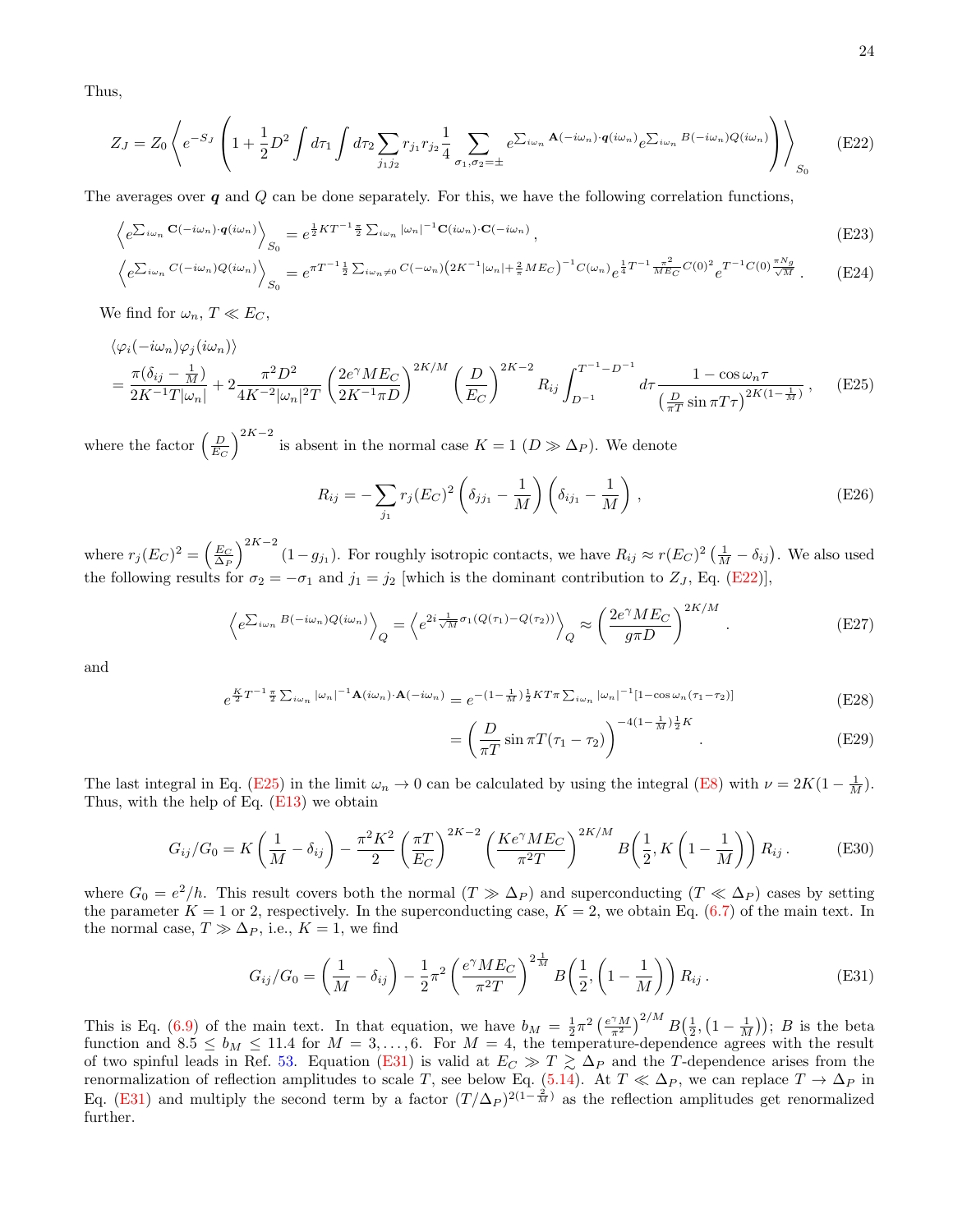Thus,

$$Z_J = Z_0 \left\langle e^{-S_J} \left( 1 + \frac{1}{2} D^2 \int d\tau_1 \int d\tau_2 \sum_{j_1 j_2} r_{j_1} r_{j_2} \frac{1}{4} \sum_{\sigma_1, \sigma_2 = \pm} e^{\sum_{i\omega_n} \mathbf{A}(-i\omega_n)\cdot \boldsymbol{q}(i\omega_n)} e^{\sum_{i\omega_n} B(-i\omega_n) Q(i\omega_n)} \right) \right\rangle_{S_0} \tag{E22}$$

The averages over $\boldsymbol{q}$ and $Q$ can be done separately. For this, we have the following correlation functions,

$$\left\langle e^{\sum_{i\omega_n} \mathbf{C}(-i\omega_n)\cdot \boldsymbol{q}(i\omega_n)} \right\rangle_{S_0} = e^{\frac{1}{2} K T^{-1} \frac{\pi}{2} \sum_{i\omega_n} |\omega_n|^{-1} \mathbf{C}(i\omega_n)\cdot \mathbf{C}(-i\omega_n)} , \tag{E23}$$

$$\left\langle e^{\sum_{i\omega_n} C(-i\omega_n) Q(i\omega_n)} \right\rangle_{S_0} = e^{\pi T^{-1} \frac{1}{2} \sum_{i\omega_n \neq 0} C(-\omega_n)\left(2K^{-1}|\omega_n| + \frac{2}{\pi} M E_C\right)^{-1} C(\omega_n)} e^{\frac{1}{4} T^{-1} \frac{\pi^2}{M E_C} C(0)^2} e^{T^{-1} C(0) \frac{\pi N_g}{\sqrt{M}}} . \tag{E24}$$

We find for $\omega_n$, $T \ll E_C$,

$$\begin{aligned} &\langle \varphi_i(-i\omega_n) \varphi_j(i\omega_n) \rangle \\ &= \frac{\pi(\delta_{ij} - \frac{1}{M})}{2K^{-1} T |\omega_n|} + 2 \frac{\pi^2 D^2}{4K^{-2} |\omega_n|^2 T} \left( \frac{2 e^{\gamma} M E_C}{2K^{-1} \pi D} \right)^{2K/M} \left( \frac{D}{E_C} \right)^{2K-2} R_{ij} \int_{D^{-1}}^{T^{-1} - D^{-1}} d\tau \frac{1 - \cos \omega_n \tau}{\left( \frac{D}{\pi T} \sin \pi T \tau \right)^{2K(1 - \frac{1}{M})}} , \end{aligned} \tag{E25}$$

where the factor $\left(\frac{D}{E_C}\right)^{2K-2}$ is absent in the normal case $K = 1$ ($D \gg \Delta_P$). We denote

$$R_{ij} = -\sum_{j_1} r_j(E_C)^2 \left( \delta_{jj_1} - \frac{1}{M} \right) \left( \delta_{ij_1} - \frac{1}{M} \right) , \tag{E26}$$

where $r_j(E_C)^2 = \left(\frac{E_C}{\Delta_P}\right)^{2K-2} (1 - g_{j_1})$. For roughly isotropic contacts, we have $R_{ij} \approx r(E_C)^2 \left(\frac{1}{M} - \delta_{ij}\right)$. We also used the following results for $\sigma_2 = -\sigma_1$ and $j_1 = j_2$ [which is the dominant contribution to $Z_J$, Eq. (E22)],

$$\left\langle e^{\sum_{i\omega_n} B(-i\omega_n) Q(i\omega_n)} \right\rangle_Q = \left\langle e^{2i \frac{1}{\sqrt{M}} \sigma_1 (Q(\tau_1) - Q(\tau_2))} \right\rangle_Q \approx \left( \frac{2 e^{\gamma} M E_C}{g \pi D} \right)^{2K/M} . \tag{E27}$$

and

$$e^{\frac{K}{2} T^{-1} \frac{\pi}{2} \sum_{i\omega_n} |\omega_n|^{-1} \mathbf{A}(i\omega_n)\cdot \mathbf{A}(-i\omega_n)} = e^{-(1 - \frac{1}{M}) \frac{1}{2} K T \pi \sum_{i\omega_n} |\omega_n|^{-1} [1 - \cos \omega_n (\tau_1 - \tau_2)]} \tag{E28}$$

$$= \left( \frac{D}{\pi T} \sin \pi T (\tau_1 - \tau_2) \right)^{-4(1 - \frac{1}{M}) \frac{1}{2} K} . \tag{E29}$$

The last integral in Eq. (E25) in the limit $\omega_n \to 0$ can be calculated by using the integral (E8) with $\nu = 2K(1 - \frac{1}{M})$. Thus, with the help of Eq. (E13) we obtain

$$G_{ij}/G_0 = K \left( \frac{1}{M} - \delta_{ij} \right) - \frac{\pi^2 K^2}{2} \left( \frac{\pi T}{E_C} \right)^{2K-2} \left( \frac{K e^{\gamma} M E_C}{\pi^2 T} \right)^{2K/M} B\Big(\frac{1}{2}, K\left(1 - \frac{1}{M}\right)\Big) R_{ij} . \tag{E30}$$

where $G_0 = e^2/h$. This result covers both the normal ($T \gg \Delta_P$) and superconducting ($T \ll \Delta_P$) cases by setting the parameter $K = 1$ or 2, respectively. In the superconducting case, $K = 2$, we obtain Eq. (6.7) of the main text. In the normal case, $T \gg \Delta_P$, i.e., $K = 1$, we find

$$G_{ij}/G_0 = \left( \frac{1}{M} - \delta_{ij} \right) - \frac{1}{2} \pi^2 \left( \frac{e^{\gamma} M E_C}{\pi^2 T} \right)^{2 \frac{1}{M}} B\Big(\frac{1}{2}, \left(1 - \frac{1}{M}\right)\Big) R_{ij} . \tag{E31}$$

This is Eq. (6.9) of the main text. In that equation, we have $b_M = \frac{1}{2}\pi^2 \left(\frac{e^{\gamma} M}{\pi^2}\right)^{2/M} B\big(\frac{1}{2}, \left(1 - \frac{1}{M}\right)\big)$; $B$ is the beta function and $8.5 \leq b_M \leq 11.4$ for $M = 3, \ldots, 6$. For $M = 4$, the temperature-dependence agrees with the result of two spinful leads in Ref. 53. Equation (E31) is valid at $E_C \gg T \gtrsim \Delta_P$ and the $T$-dependence arises from the renormalization of reflection amplitudes to scale $T$, see below Eq. (5.14). At $T \ll \Delta_P$, we can replace $T \to \Delta_P$ in Eq. (E31) and multiply the second term by a factor $(T/\Delta_P)^{2(1 - \frac{2}{M})}$ as the reflection amplitudes get renormalized further.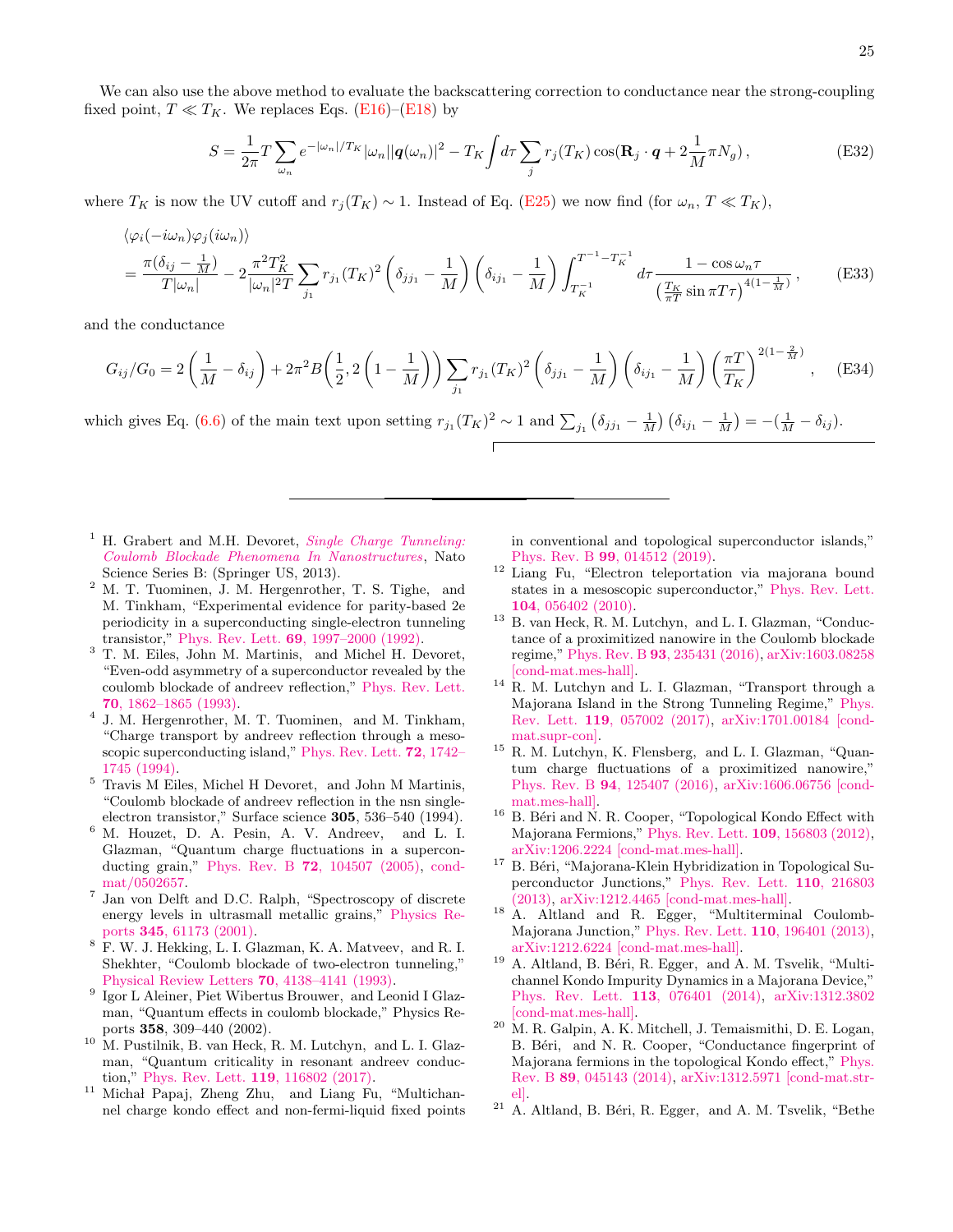We can also use the above method to evaluate the backscattering correction to conductance near the strong-coupling fixed point, $T \ll T_K$. We replaces Eqs. (E16)–(E18) by

$$S = \frac{1}{2\pi} T \sum_{\omega_n} e^{-|\omega_n|/T_K} |\omega_n| |\boldsymbol{q}(\omega_n)|^2 - T_K \int d\tau \sum_j r_j(T_K) \cos(\mathbf{R}_j \cdot \boldsymbol{q} + 2\frac{1}{M}\pi N_g) \,, \tag{E32}$$

where $T_K$ is now the UV cutoff and $r_j(T_K) \sim 1$. Instead of Eq. (E25) we now find (for $\omega_n$, $T \ll T_K$),

$$\begin{aligned} &\langle \varphi_i(-i\omega_n)\varphi_j(i\omega_n)\rangle \\ &= \frac{\pi(\delta_{ij} - \frac{1}{M})}{T|\omega_n|} - 2\frac{\pi^2 T_K^2}{|\omega_n|^2 T} \sum_{j_1} r_{j_1}(T_K)^2 \left(\delta_{jj_1} - \frac{1}{M}\right)\left(\delta_{ij_1} - \frac{1}{M}\right) \int_{T_K^{-1}}^{T^{-1} - T_K^{-1}} d\tau \frac{1 - \cos\omega_n \tau}{\left(\frac{T_K}{\pi T}\sin \pi T\tau\right)^{4(1-\frac{1}{M})}} \,, \end{aligned} \tag{E33}$$

and the conductance

$$G_{ij}/G_0 = 2\left(\frac{1}{M} - \delta_{ij}\right) + 2\pi^2 B\left(\frac{1}{2}, 2\left(1 - \frac{1}{M}\right)\right) \sum_{j_1} r_{j_1}(T_K)^2 \left(\delta_{jj_1} - \frac{1}{M}\right)\left(\delta_{ij_1} - \frac{1}{M}\right)\left(\frac{\pi T}{T_K}\right)^{2(1-\frac{2}{M})} , \tag{E34}$$

which gives Eq. (6.6) of the main text upon setting $r_{j_1}(T_K)^2 \sim 1$ and $\sum_{j_1}\left(\delta_{jj_1} - \frac{1}{M}\right)\left(\delta_{ij_1} - \frac{1}{M}\right) = -(\frac{1}{M} - \delta_{ij})$.

---

[1] H. Grabert and M.H. Devoret, *Single Charge Tunneling: Coulomb Blockade Phenomena In Nanostructures*, Nato Science Series B: (Springer US, 2013).

[2] M. T. Tuominen, J. M. Hergenrother, T. S. Tighe, and M. Tinkham, "Experimental evidence for parity-based 2e periodicity in a superconducting single-electron tunneling transistor," Phys. Rev. Lett. **69**, 1997–2000 (1992).

[3] T. M. Eiles, John M. Martinis, and Michel H. Devoret, "Even-odd asymmetry of a superconductor revealed by the coulomb blockade of andreev reflection," Phys. Rev. Lett. **70**, 1862–1865 (1993).

[4] J. M. Hergenrother, M. T. Tuominen, and M. Tinkham, "Charge transport by andreev reflection through a mesoscopic superconducting island," Phys. Rev. Lett. **72**, 1742–1745 (1994).

[5] Travis M Eiles, Michel H Devoret, and John M Martinis, "Coulomb blockade of andreev reflection in the nsn single-electron transistor," Surface science **305**, 536–540 (1994).

[6] M. Houzet, D. A. Pesin, A. V. Andreev, and L. I. Glazman, "Quantum charge fluctuations in a superconducting grain," Phys. Rev. B **72**, 104507 (2005), cond-mat/0502657.

[7] Jan von Delft and D.C. Ralph, "Spectroscopy of discrete energy levels in ultrasmall metallic grains," Physics Reports **345**, 61173 (2001).

[8] F. W. J. Hekking, L. I. Glazman, K. A. Matveev, and R. I. Shekhter, "Coulomb blockade of two-electron tunneling," Physical Review Letters **70**, 4138–4141 (1993).

[9] Igor L Aleiner, Piet Wibertus Brouwer, and Leonid I Glazman, "Quantum effects in coulomb blockade," Physics Reports **358**, 309–440 (2002).

[10] M. Pustilnik, B. van Heck, R. M. Lutchyn, and L. I. Glazman, "Quantum criticality in resonant andreev conduction," Phys. Rev. Lett. **119**, 116802 (2017).

[11] Michał Papaj, Zheng Zhu, and Liang Fu, "Multichannel charge kondo effect and non-fermi-liquid fixed points in conventional and topological superconductor islands," Phys. Rev. B **99**, 014512 (2019).

[12] Liang Fu, "Electron teleportation via majorana bound states in a mesoscopic superconductor," Phys. Rev. Lett. **104**, 056402 (2010).

[13] B. van Heck, R. M. Lutchyn, and L. I. Glazman, "Conductance of a proximitized nanowire in the Coulomb blockade regime," Phys. Rev. B **93**, 235431 (2016), arXiv:1603.08258 [cond-mat.mes-hall].

[14] R. M. Lutchyn and L. I. Glazman, "Transport through a Majorana Island in the Strong Tunneling Regime," Phys. Rev. Lett. **119**, 057002 (2017), arXiv:1701.00184 [cond-mat.supr-con].

[15] R. M. Lutchyn, K. Flensberg, and L. I. Glazman, "Quantum charge fluctuations of a proximitized nanowire," Phys. Rev. B **94**, 125407 (2016), arXiv:1606.06756 [cond-mat.mes-hall].

[16] B. Béri and N. R. Cooper, "Topological Kondo Effect with Majorana Fermions," Phys. Rev. Lett. **109**, 156803 (2012), arXiv:1206.2224 [cond-mat.mes-hall].

[17] B. Béri, "Majorana-Klein Hybridization in Topological Superconductor Junctions," Phys. Rev. Lett. **110**, 216803 (2013), arXiv:1212.4465 [cond-mat.mes-hall].

[18] A. Altland and R. Egger, "Multiterminal Coulomb-Majorana Junction," Phys. Rev. Lett. **110**, 196401 (2013), arXiv:1212.6224 [cond-mat.mes-hall].

[19] A. Altland, B. Béri, R. Egger, and A. M. Tsvelik, "Multichannel Kondo Impurity Dynamics in a Majorana Device," Phys. Rev. Lett. **113**, 076401 (2014), arXiv:1312.3802 [cond-mat.mes-hall].

[20] M. R. Galpin, A. K. Mitchell, J. Temaismithi, D. E. Logan, B. Béri, and N. R. Cooper, "Conductance fingerprint of Majorana fermions in the topological Kondo effect," Phys. Rev. B **89**, 045143 (2014), arXiv:1312.5971 [cond-mat.str-el].

[21] A. Altland, B. Béri, R. Egger, and A. M. Tsvelik, "Bethe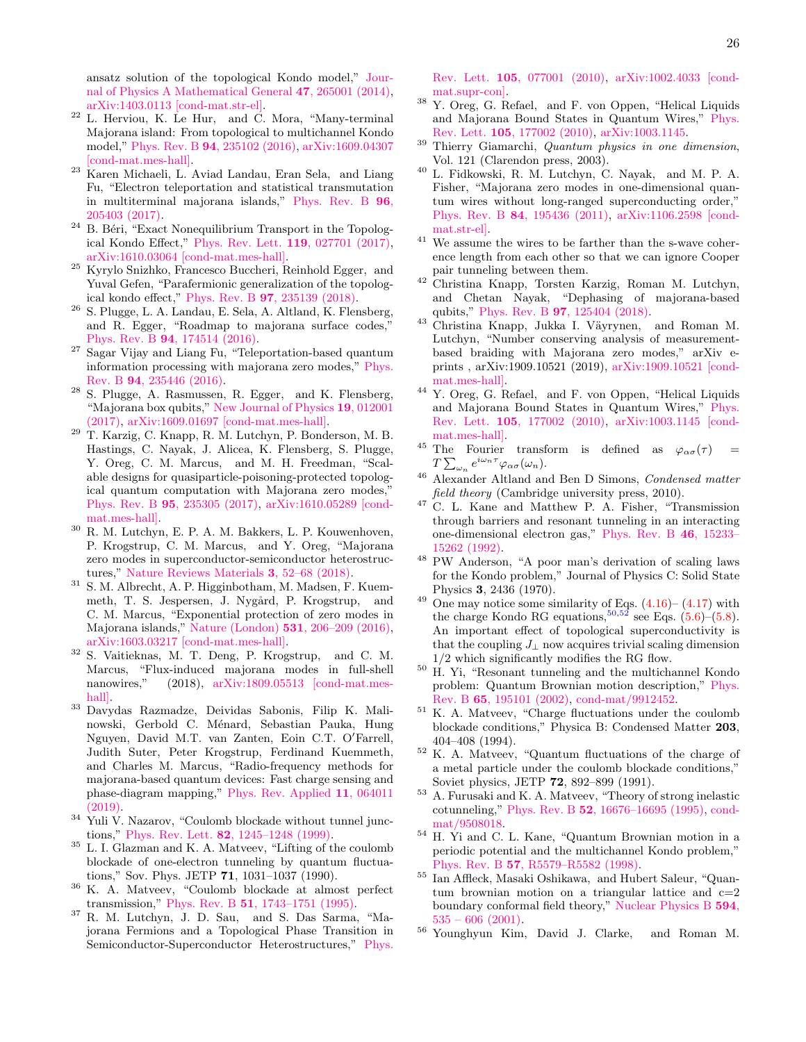ansatz solution of the topological Kondo model," Journal of Physics A Mathematical General **47**, 265001 (2014), arXiv:1403.0113 [cond-mat.str-el].

[22] L. Herviou, K. Le Hur, and C. Mora, "Many-terminal Majorana island: From topological to multichannel Kondo model," Phys. Rev. B **94**, 235102 (2016), arXiv:1609.04307 [cond-mat.mes-hall].

[23] Karen Michaeli, L. Aviad Landau, Eran Sela, and Liang Fu, "Electron teleportation and statistical transmutation in multiterminal majorana islands," Phys. Rev. B **96**, 205403 (2017).

[24] B. Béri, "Exact Nonequilibrium Transport in the Topological Kondo Effect," Phys. Rev. Lett. **119**, 027701 (2017), arXiv:1610.03064 [cond-mat.mes-hall].

[25] Kyrylo Snizhko, Francesco Buccheri, Reinhold Egger, and Yuval Gefen, "Parafermionic generalization of the topological kondo effect," Phys. Rev. B **97**, 235139 (2018).

[26] S. Plugge, L. A. Landau, E. Sela, A. Altland, K. Flensberg, and R. Egger, "Roadmap to majorana surface codes," Phys. Rev. B **94**, 174514 (2016).

[27] Sagar Vijay and Liang Fu, "Teleportation-based quantum information processing with majorana zero modes," Phys. Rev. B **94**, 235446 (2016).

[28] S. Plugge, A. Rasmussen, R. Egger, and K. Flensberg, "Majorana box qubits," New Journal of Physics **19**, 012001 (2017), arXiv:1609.01697 [cond-mat.mes-hall].

[29] T. Karzig, C. Knapp, R. M. Lutchyn, P. Bonderson, M. B. Hastings, C. Nayak, J. Alicea, K. Flensberg, S. Plugge, Y. Oreg, C. M. Marcus, and M. H. Freedman, "Scalable designs for quasiparticle-poisoning-protected topological quantum computation with Majorana zero modes," Phys. Rev. B **95**, 235305 (2017), arXiv:1610.05289 [cond-mat.mes-hall].

[30] R. M. Lutchyn, E. P. A. M. Bakkers, L. P. Kouwenhoven, P. Krogstrup, C. M. Marcus, and Y. Oreg, "Majorana zero modes in superconductor-semiconductor heterostructures," Nature Reviews Materials **3**, 52–68 (2018).

[31] S. M. Albrecht, A. P. Higginbotham, M. Madsen, F. Kuemmeth, T. S. Jespersen, J. Nygård, P. Krogstrup, and C. M. Marcus, "Exponential protection of zero modes in Majorana islands," Nature (London) **531**, 206–209 (2016), arXiv:1603.03217 [cond-mat.mes-hall].

[32] S. Vaitieknas, M. T. Deng, P. Krogstrup, and C. M. Marcus, "Flux-induced majorana modes in full-shell nanowires," (2018), arXiv:1809.05513 [cond-mat.mes-hall].

[33] Davydas Razmadze, Deividas Sabonis, Filip K. Malinowski, Gerbold C. Ménard, Sebastian Pauka, Hung Nguyen, David M.T. van Zanten, Eoin C.T. O′Farrell, Judith Suter, Peter Krogstrup, Ferdinand Kuemmeth, and Charles M. Marcus, "Radio-frequency methods for majorana-based quantum devices: Fast charge sensing and phase-diagram mapping," Phys. Rev. Applied **11**, 064011 (2019).

[34] Yuli V. Nazarov, "Coulomb blockade without tunnel junctions," Phys. Rev. Lett. **82**, 1245–1248 (1999).

[35] L. I. Glazman and K. A. Matveev, "Lifting of the coulomb blockade of one-electron tunneling by quantum fluctuations," Sov. Phys. JETP **71**, 1031–1037 (1990).

[36] K. A. Matveev, "Coulomb blockade at almost perfect transmission," Phys. Rev. B **51**, 1743–1751 (1995).

[37] R. M. Lutchyn, J. D. Sau, and S. Das Sarma, "Majorana Fermions and a Topological Phase Transition in Semiconductor-Superconductor Heterostructures," Phys. Rev. Lett. **105**, 077001 (2010), arXiv:1002.4033 [cond-mat.supr-con].

[38] Y. Oreg, G. Refael, and F. von Oppen, "Helical Liquids and Majorana Bound States in Quantum Wires," Phys. Rev. Lett. **105**, 177002 (2010), arXiv:1003.1145.

[39] Thierry Giamarchi, *Quantum physics in one dimension*, Vol. 121 (Clarendon press, 2003).

[40] L. Fidkowski, R. M. Lutchyn, C. Nayak, and M. P. A. Fisher, "Majorana zero modes in one-dimensional quantum wires without long-ranged superconducting order," Phys. Rev. B **84**, 195436 (2011), arXiv:1106.2598 [cond-mat.str-el].

[41] We assume the wires to be farther than the s-wave coherence length from each other so that we can ignore Cooper pair tunneling between them.

[42] Christina Knapp, Torsten Karzig, Roman M. Lutchyn, and Chetan Nayak, "Dephasing of majorana-based qubits," Phys. Rev. B **97**, 125404 (2018).

[43] Christina Knapp, Jukka I. Väyrynen, and Roman M. Lutchyn, "Number conserving analysis of measurement-based braiding with Majorana zero modes," arXiv e-prints , arXiv:1909.10521 (2019), arXiv:1909.10521 [cond-mat.mes-hall].

[44] Y. Oreg, G. Refael, and F. von Oppen, "Helical Liquids and Majorana Bound States in Quantum Wires," Phys. Rev. Lett. **105**, 177002 (2010), arXiv:1003.1145 [cond-mat.mes-hall].

[45] The Fourier transform is defined as $\varphi_{\alpha\sigma}(\tau) = T\sum_{\omega_n} e^{i\omega_n\tau}\varphi_{\alpha\sigma}(\omega_n)$.

[46] Alexander Altland and Ben D Simons, *Condensed matter field theory* (Cambridge university press, 2010).

[47] C. L. Kane and Matthew P. A. Fisher, "Transmission through barriers and resonant tunneling in an interacting one-dimensional electron gas," Phys. Rev. B **46**, 15233–15262 (1992).

[48] PW Anderson, "A poor man's derivation of scaling laws for the Kondo problem," Journal of Physics C: Solid State Physics **3**, 2436 (1970).

[49] One may notice some similarity of Eqs. (4.16)–(4.17) with the charge Kondo RG equations,[50,52] see Eqs. (5.6)–(5.8). An important effect of topological superconductivity is that the coupling $J_\perp$ now acquires trivial scaling dimension 1/2 which significantly modifies the RG flow.

[50] H. Yi, "Resonant tunneling and the multichannel Kondo problem: Quantum Brownian motion description," Phys. Rev. B **65**, 195101 (2002), cond-mat/9912452.

[51] K. A. Matveev, "Charge fluctuations under the coulomb blockade conditions," Physica B: Condensed Matter **203**, 404–408 (1994).

[52] K. A. Matveev, "Quantum fluctuations of the charge of a metal particle under the coulomb blockade conditions," Soviet physics, JETP **72**, 892–899 (1991).

[53] A. Furusaki and K. A. Matveev, "Theory of strong inelastic cotunneling," Phys. Rev. B **52**, 16676–16695 (1995), cond-mat/9508018.

[54] H. Yi and C. L. Kane, "Quantum Brownian motion in a periodic potential and the multichannel Kondo problem," Phys. Rev. B **57**, R5579–R5582 (1998).

[55] Ian Affleck, Masaki Oshikawa, and Hubert Saleur, "Quantum brownian motion on a triangular lattice and c=2 boundary conformal field theory," Nuclear Physics B **594**, 535 – 606 (2001).

[56] Younghyun Kim, David J. Clarke, and Roman M.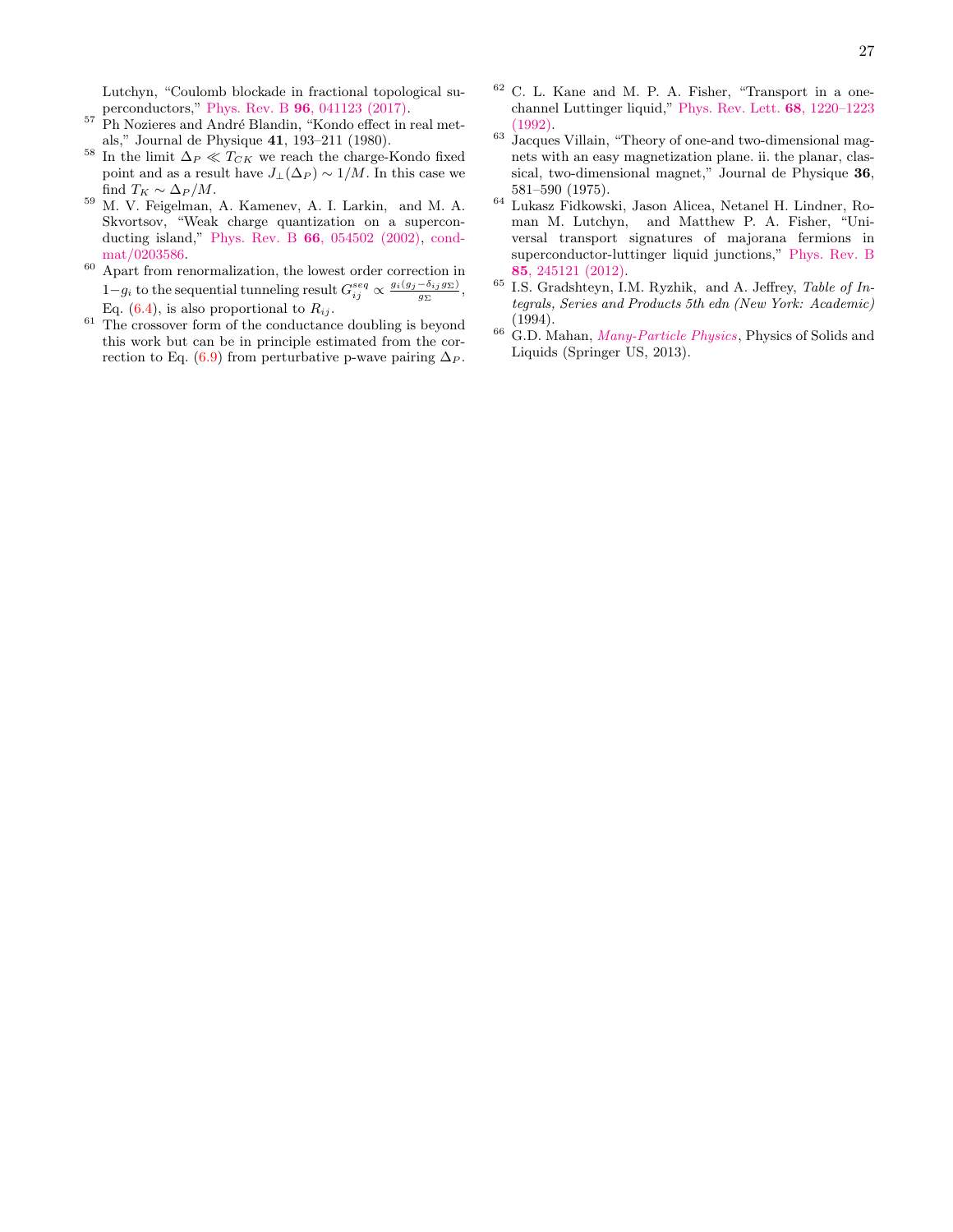Lutchyn, "Coulomb blockade in fractional topological superconductors," Phys. Rev. B **96**, 041123 (2017).

[57] Ph Nozieres and André Blandin, "Kondo effect in real metals," Journal de Physique **41**, 193–211 (1980).

[58] In the limit $\Delta_P \ll T_{CK}$ we reach the charge-Kondo fixed point and as a result have $J_\perp(\Delta_P) \sim 1/M$. In this case we find $T_K \sim \Delta_P/M$.

[59] M. V. Feigelman, A. Kamenev, A. I. Larkin, and M. A. Skvortsov, "Weak charge quantization on a superconducting island," Phys. Rev. B **66**, 054502 (2002), cond-mat/0203586.

[60] Apart from renormalization, the lowest order correction in $1-g_i$ to the sequential tunneling result $G_{ij}^{seq} \propto \frac{g_i(g_j - \delta_{ij} g_\Sigma)}{g_\Sigma}$, Eq. (6.4), is also proportional to $R_{ij}$.

[61] The crossover form of the conductance doubling is beyond this work but can be in principle estimated from the correction to Eq. (6.9) from perturbative p-wave pairing $\Delta_P$.

[62] C. L. Kane and M. P. A. Fisher, "Transport in a one-channel Luttinger liquid," Phys. Rev. Lett. **68**, 1220–1223 (1992).

[63] Jacques Villain, "Theory of one-and two-dimensional magnets with an easy magnetization plane. ii. the planar, classical, two-dimensional magnet," Journal de Physique **36**, 581–590 (1975).

[64] Lukasz Fidkowski, Jason Alicea, Netanel H. Lindner, Roman M. Lutchyn, and Matthew P. A. Fisher, "Universal transport signatures of majorana fermions in superconductor-luttinger liquid junctions," Phys. Rev. B **85**, 245121 (2012).

[65] I.S. Gradshteyn, I.M. Ryzhik, and A. Jeffrey, *Table of Integrals, Series and Products 5th edn (New York: Academic)* (1994).

[66] G.D. Mahan, *Many-Particle Physics*, Physics of Solids and Liquids (Springer US, 2013).